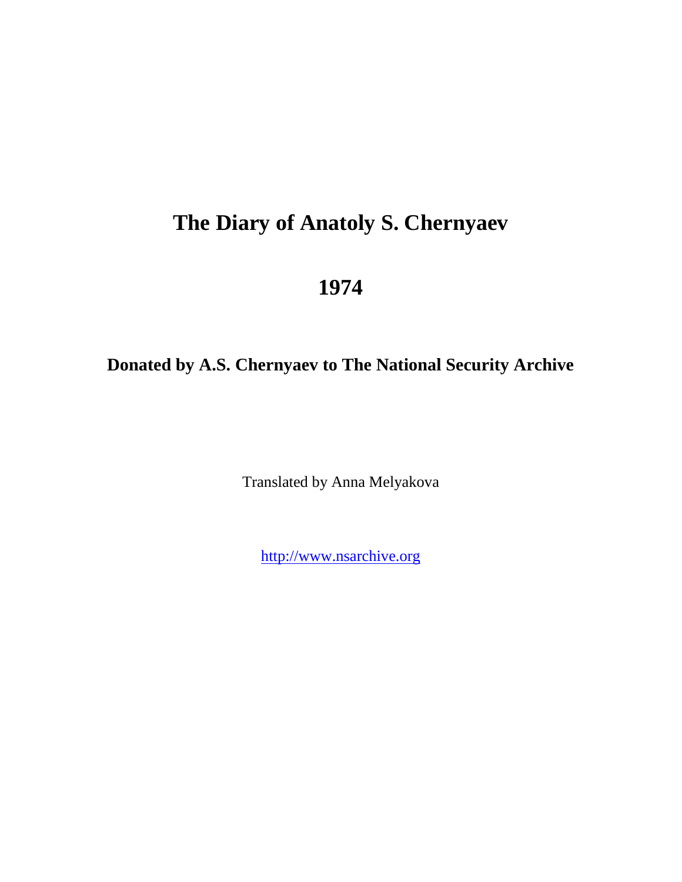# The Diary of Anatoly S. Chernyaev

# 1974

**Donated by A.S. Chernyaev to The National Security Archive**

Translated by Anna Melyakova

http://www.nsarchive.org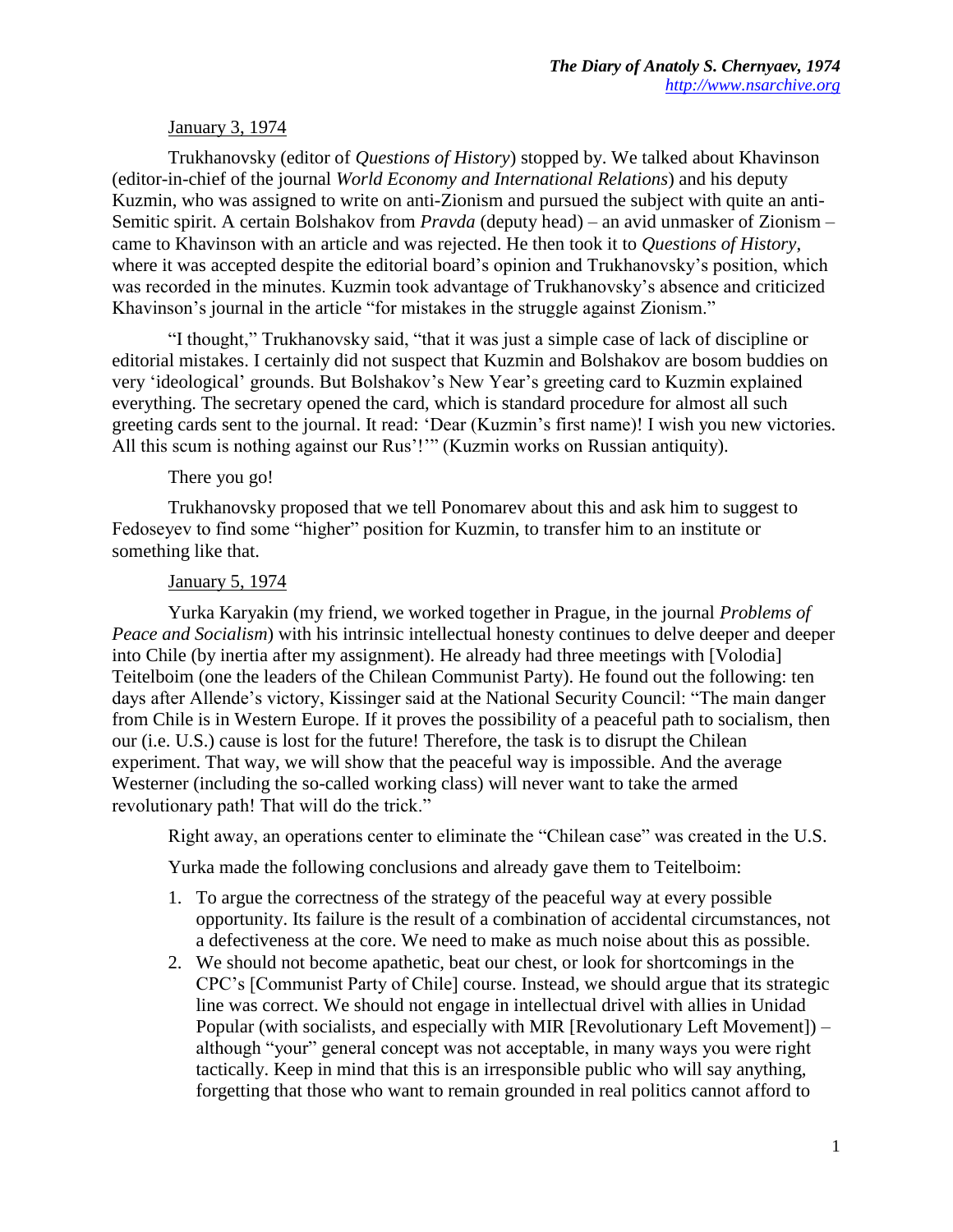January 3, 1974

Trukhanovsky (editor of *Questions of History*) stopped by. We talked about Khavinson (editor-in-chief of the journal *World Economy and International Relations*) and his deputy Kuzmin, who was assigned to write on anti-Zionism and pursued the subject with quite an anti-Semitic spirit. A certain Bolshakov from *Pravda* (deputy head) – an avid unmasker of Zionism – came to Khavinson with an article and was rejected. He then took it to *Questions of History*, where it was accepted despite the editorial board's opinion and Trukhanovsky's position, which was recorded in the minutes. Kuzmin took advantage of Trukhanovsky's absence and criticized Khavinson's journal in the article "for mistakes in the struggle against Zionism."

"I thought," Trukhanovsky said, "that it was just a simple case of lack of discipline or editorial mistakes. I certainly did not suspect that Kuzmin and Bolshakov are bosom buddies on very 'ideological' grounds. But Bolshakov's New Year's greeting card to Kuzmin explained everything. The secretary opened the card, which is standard procedure for almost all such greeting cards sent to the journal. It read: 'Dear (Kuzmin's first name)! I wish you new victories. All this scum is nothing against our Rus'!'" (Kuzmin works on Russian antiquity).

There you go!

Trukhanovsky proposed that we tell Ponomarev about this and ask him to suggest to Fedoseyev to find some "higher" position for Kuzmin, to transfer him to an institute or something like that.

January 5, 1974

Yurka Karyakin (my friend, we worked together in Prague, in the journal *Problems of Peace and Socialism*) with his intrinsic intellectual honesty continues to delve deeper and deeper into Chile (by inertia after my assignment). He already had three meetings with [Volodia] Teitelboim (one the leaders of the Chilean Communist Party). He found out the following: ten days after Allende's victory, Kissinger said at the National Security Council: "The main danger from Chile is in Western Europe. If it proves the possibility of a peaceful path to socialism, then our (i.e. U.S.) cause is lost for the future! Therefore, the task is to disrupt the Chilean experiment. That way, we will show that the peaceful way is impossible. And the average Westerner (including the so-called working class) will never want to take the armed revolutionary path! That will do the trick."

Right away, an operations center to eliminate the "Chilean case" was created in the U.S.

Yurka made the following conclusions and already gave them to Teitelboim:

1. To argue the correctness of the strategy of the peaceful way at every possible opportunity. Its failure is the result of a combination of accidental circumstances, not a defectiveness at the core. We need to make as much noise about this as possible.
2. We should not become apathetic, beat our chest, or look for shortcomings in the CPC's [Communist Party of Chile] course. Instead, we should argue that its strategic line was correct. We should not engage in intellectual drivel with allies in Unidad Popular (with socialists, and especially with MIR [Revolutionary Left Movement]) – although "your" general concept was not acceptable, in many ways you were right tactically. Keep in mind that this is an irresponsible public who will say anything, forgetting that those who want to remain grounded in real politics cannot afford to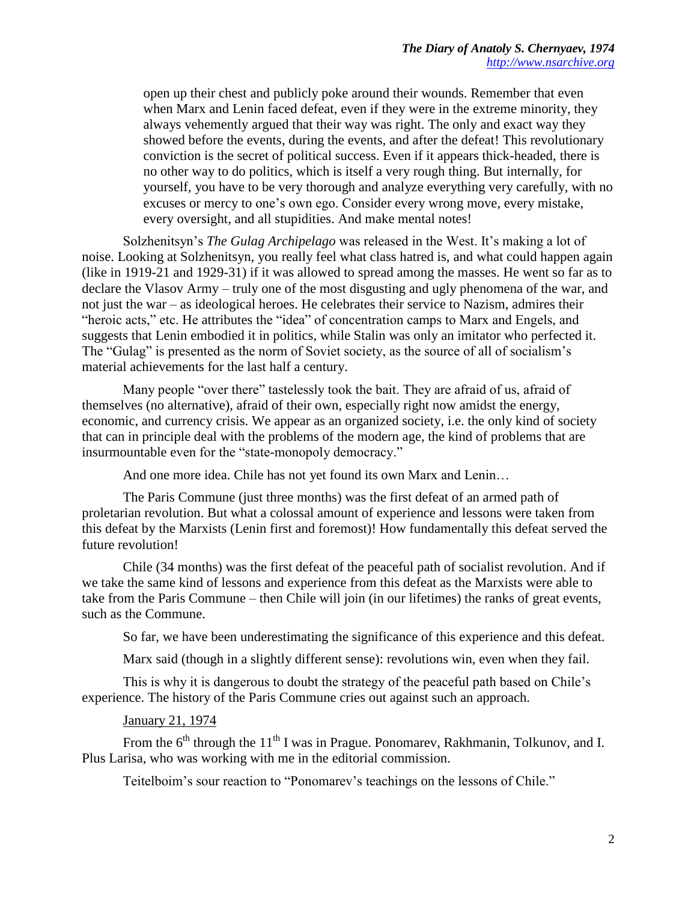open up their chest and publicly poke around their wounds. Remember that even when Marx and Lenin faced defeat, even if they were in the extreme minority, they always vehemently argued that their way was right. The only and exact way they showed before the events, during the events, and after the defeat! This revolutionary conviction is the secret of political success. Even if it appears thick-headed, there is no other way to do politics, which is itself a very rough thing. But internally, for yourself, you have to be very thorough and analyze everything very carefully, with no excuses or mercy to one's own ego. Consider every wrong move, every mistake, every oversight, and all stupidities. And make mental notes!

Solzhenitsyn's *The Gulag Archipelago* was released in the West. It's making a lot of noise. Looking at Solzhenitsyn, you really feel what class hatred is, and what could happen again (like in 1919-21 and 1929-31) if it was allowed to spread among the masses. He went so far as to declare the Vlasov Army – truly one of the most disgusting and ugly phenomena of the war, and not just the war – as ideological heroes. He celebrates their service to Nazism, admires their "heroic acts," etc. He attributes the "idea" of concentration camps to Marx and Engels, and suggests that Lenin embodied it in politics, while Stalin was only an imitator who perfected it. The "Gulag" is presented as the norm of Soviet society, as the source of all of socialism's material achievements for the last half a century.

Many people "over there" tastelessly took the bait. They are afraid of us, afraid of themselves (no alternative), afraid of their own, especially right now amidst the energy, economic, and currency crisis. We appear as an organized society, i.e. the only kind of society that can in principle deal with the problems of the modern age, the kind of problems that are insurmountable even for the "state-monopoly democracy."

And one more idea. Chile has not yet found its own Marx and Lenin…

The Paris Commune (just three months) was the first defeat of an armed path of proletarian revolution. But what a colossal amount of experience and lessons were taken from this defeat by the Marxists (Lenin first and foremost)! How fundamentally this defeat served the future revolution!

Chile (34 months) was the first defeat of the peaceful path of socialist revolution. And if we take the same kind of lessons and experience from this defeat as the Marxists were able to take from the Paris Commune – then Chile will join (in our lifetimes) the ranks of great events, such as the Commune.

So far, we have been underestimating the significance of this experience and this defeat.

Marx said (though in a slightly different sense): revolutions win, even when they fail.

This is why it is dangerous to doubt the strategy of the peaceful path based on Chile's experience. The history of the Paris Commune cries out against such an approach.

January 21, 1974

From the 6th through the 11th I was in Prague. Ponomarev, Rakhmanin, Tolkunov, and I. Plus Larisa, who was working with me in the editorial commission.

Teitelboim's sour reaction to "Ponomarev's teachings on the lessons of Chile."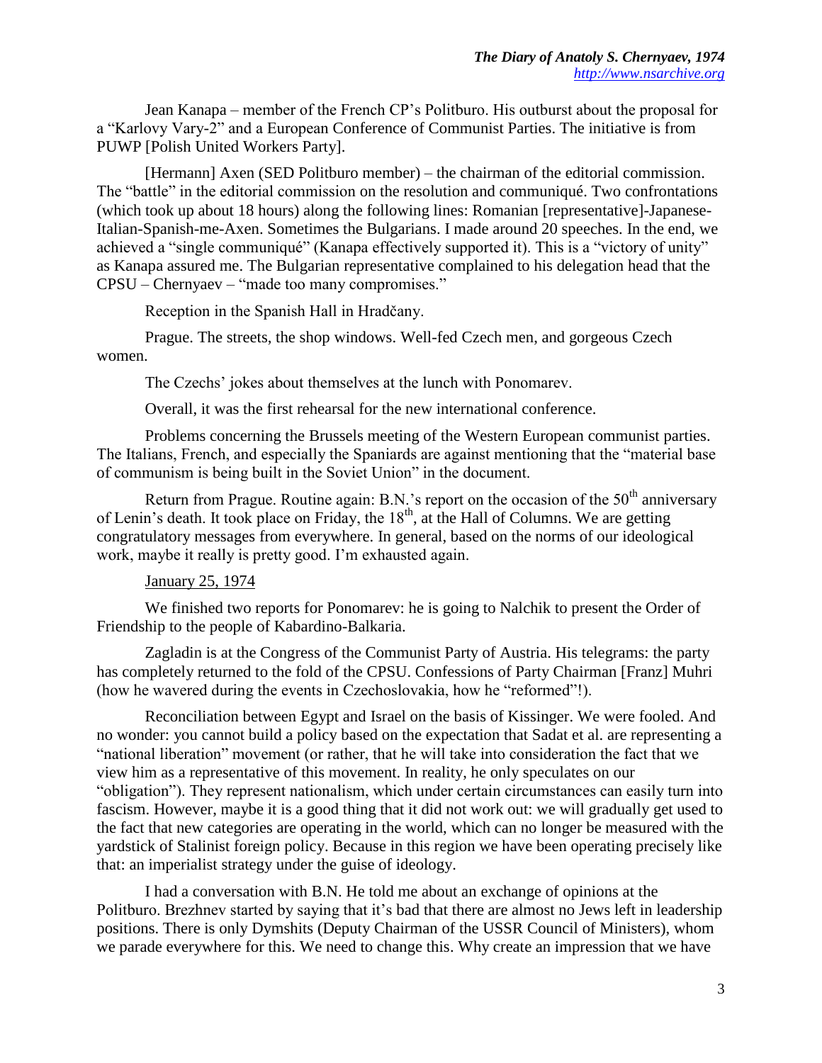Jean Kanapa – member of the French CP's Politburo. His outburst about the proposal for a "Karlovy Vary-2" and a European Conference of Communist Parties. The initiative is from PUWP [Polish United Workers Party].

[Hermann] Axen (SED Politburo member) – the chairman of the editorial commission. The "battle" in the editorial commission on the resolution and communiqué. Two confrontations (which took up about 18 hours) along the following lines: Romanian [representative]-Japanese-Italian-Spanish-me-Axen. Sometimes the Bulgarians. I made around 20 speeches. In the end, we achieved a "single communiqué" (Kanapa effectively supported it). This is a "victory of unity" as Kanapa assured me. The Bulgarian representative complained to his delegation head that the CPSU – Chernyaev – "made too many compromises."

Reception in the Spanish Hall in Hradčany.

Prague. The streets, the shop windows. Well-fed Czech men, and gorgeous Czech women.

The Czechs' jokes about themselves at the lunch with Ponomarev.

Overall, it was the first rehearsal for the new international conference.

Problems concerning the Brussels meeting of the Western European communist parties. The Italians, French, and especially the Spaniards are against mentioning that the "material base of communism is being built in the Soviet Union" in the document.

Return from Prague. Routine again: B.N.'s report on the occasion of the 50th anniversary of Lenin's death. It took place on Friday, the 18th, at the Hall of Columns. We are getting congratulatory messages from everywhere. In general, based on the norms of our ideological work, maybe it really is pretty good. I'm exhausted again.

<u>January 25, 1974</u>

We finished two reports for Ponomarev: he is going to Nalchik to present the Order of Friendship to the people of Kabardino-Balkaria.

Zagladin is at the Congress of the Communist Party of Austria. His telegrams: the party has completely returned to the fold of the CPSU. Confessions of Party Chairman [Franz] Muhri (how he wavered during the events in Czechoslovakia, how he "reformed"!).

Reconciliation between Egypt and Israel on the basis of Kissinger. We were fooled. And no wonder: you cannot build a policy based on the expectation that Sadat et al. are representing a "national liberation" movement (or rather, that he will take into consideration the fact that we view him as a representative of this movement. In reality, he only speculates on our "obligation"). They represent nationalism, which under certain circumstances can easily turn into fascism. However, maybe it is a good thing that it did not work out: we will gradually get used to the fact that new categories are operating in the world, which can no longer be measured with the yardstick of Stalinist foreign policy. Because in this region we have been operating precisely like that: an imperialist strategy under the guise of ideology.

I had a conversation with B.N. He told me about an exchange of opinions at the Politburo. Brezhnev started by saying that it's bad that there are almost no Jews left in leadership positions. There is only Dymshits (Deputy Chairman of the USSR Council of Ministers), whom we parade everywhere for this. We need to change this. Why create an impression that we have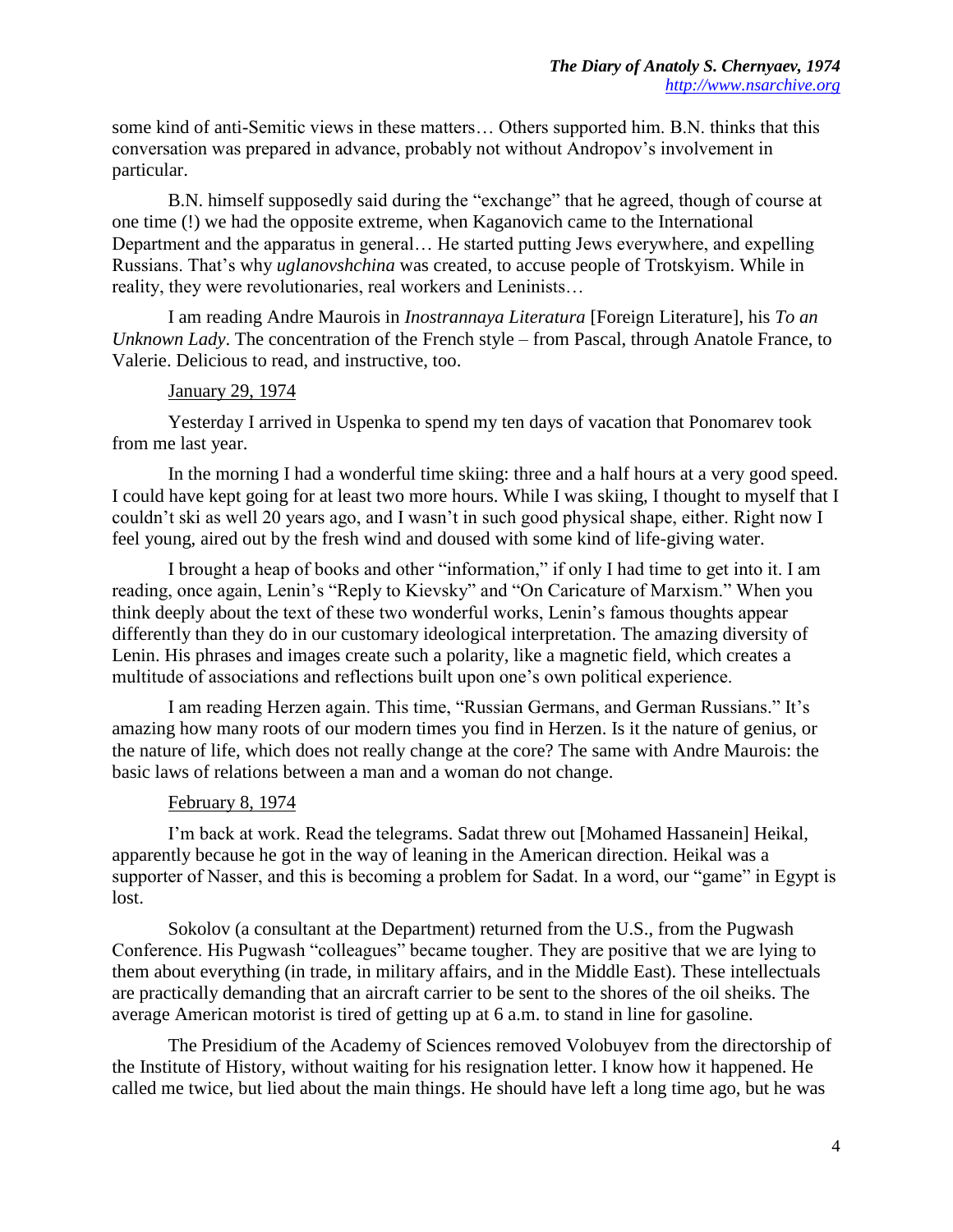some kind of anti-Semitic views in these matters… Others supported him. B.N. thinks that this conversation was prepared in advance, probably not without Andropov's involvement in particular.

B.N. himself supposedly said during the "exchange" that he agreed, though of course at one time (!) we had the opposite extreme, when Kaganovich came to the International Department and the apparatus in general… He started putting Jews everywhere, and expelling Russians. That's why *uglanovshchina* was created, to accuse people of Trotskyism. While in reality, they were revolutionaries, real workers and Leninists…

I am reading Andre Maurois in *Inostrannaya Literatura* [Foreign Literature], his *To an Unknown Lady*. The concentration of the French style – from Pascal, through Anatole France, to Valerie. Delicious to read, and instructive, too.

<u>January 29, 1974</u>

Yesterday I arrived in Uspenka to spend my ten days of vacation that Ponomarev took from me last year.

In the morning I had a wonderful time skiing: three and a half hours at a very good speed. I could have kept going for at least two more hours. While I was skiing, I thought to myself that I couldn't ski as well 20 years ago, and I wasn't in such good physical shape, either. Right now I feel young, aired out by the fresh wind and doused with some kind of life-giving water.

I brought a heap of books and other "information," if only I had time to get into it. I am reading, once again, Lenin's "Reply to Kievsky" and "On Caricature of Marxism." When you think deeply about the text of these two wonderful works, Lenin's famous thoughts appear differently than they do in our customary ideological interpretation. The amazing diversity of Lenin. His phrases and images create such a polarity, like a magnetic field, which creates a multitude of associations and reflections built upon one's own political experience.

I am reading Herzen again. This time, "Russian Germans, and German Russians." It's amazing how many roots of our modern times you find in Herzen. Is it the nature of genius, or the nature of life, which does not really change at the core? The same with Andre Maurois: the basic laws of relations between a man and a woman do not change.

<u>February 8, 1974</u>

I'm back at work. Read the telegrams. Sadat threw out [Mohamed Hassanein] Heikal, apparently because he got in the way of leaning in the American direction. Heikal was a supporter of Nasser, and this is becoming a problem for Sadat. In a word, our "game" in Egypt is lost.

Sokolov (a consultant at the Department) returned from the U.S., from the Pugwash Conference. His Pugwash "colleagues" became tougher. They are positive that we are lying to them about everything (in trade, in military affairs, and in the Middle East). These intellectuals are practically demanding that an aircraft carrier to be sent to the shores of the oil sheiks. The average American motorist is tired of getting up at 6 a.m. to stand in line for gasoline.

The Presidium of the Academy of Sciences removed Volobuyev from the directorship of the Institute of History, without waiting for his resignation letter. I know how it happened. He called me twice, but lied about the main things. He should have left a long time ago, but he was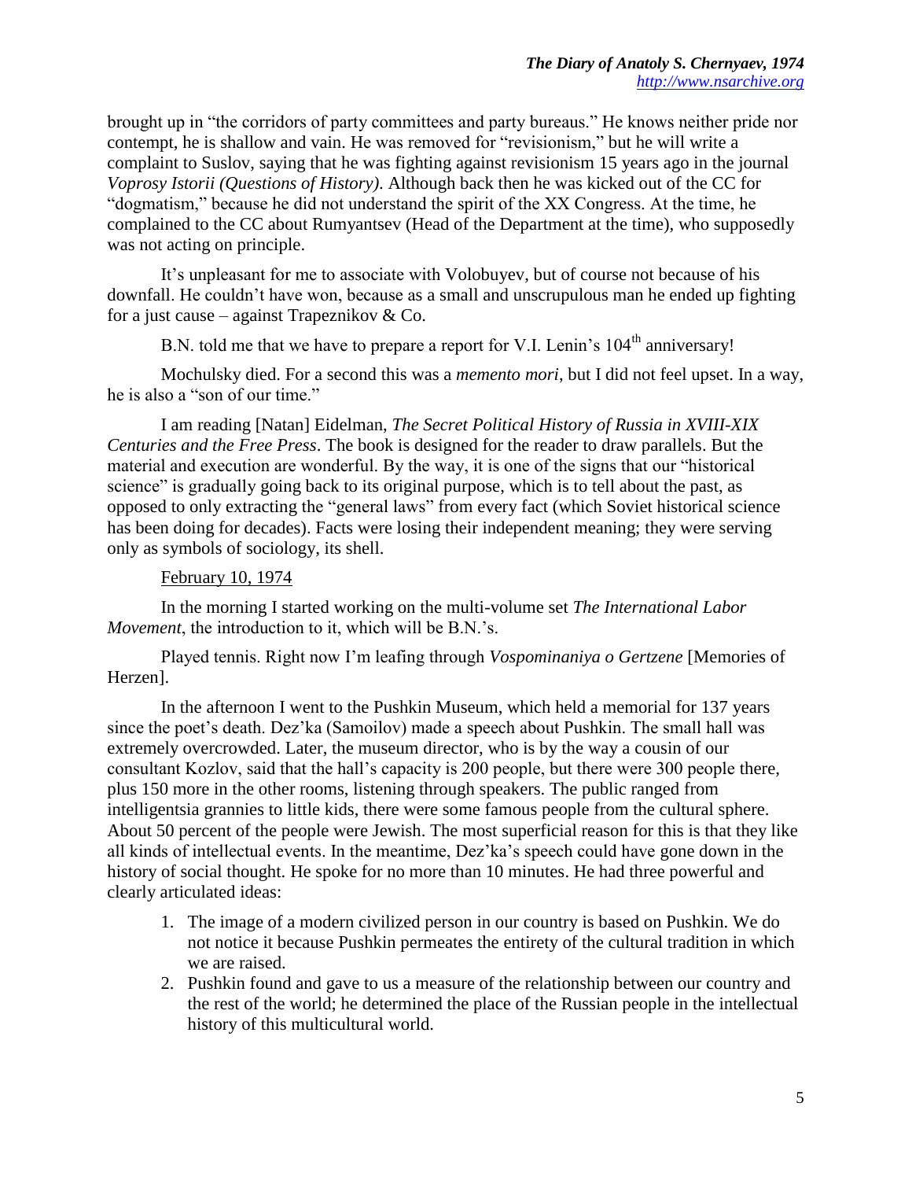brought up in "the corridors of party committees and party bureaus." He knows neither pride nor contempt, he is shallow and vain. He was removed for "revisionism," but he will write a complaint to Suslov, saying that he was fighting against revisionism 15 years ago in the journal *Voprosy Istorii (Questions of History)*. Although back then he was kicked out of the CC for "dogmatism," because he did not understand the spirit of the XX Congress. At the time, he complained to the CC about Rumyantsev (Head of the Department at the time), who supposedly was not acting on principle.

It's unpleasant for me to associate with Volobuyev, but of course not because of his downfall. He couldn't have won, because as a small and unscrupulous man he ended up fighting for a just cause – against Trapeznikov & Co.

B.N. told me that we have to prepare a report for V.I. Lenin's 104th anniversary!

Mochulsky died. For a second this was a *memento mori*, but I did not feel upset. In a way, he is also a "son of our time."

I am reading [Natan] Eidelman, *The Secret Political History of Russia in XVIII-XIX Centuries and the Free Press*. The book is designed for the reader to draw parallels. But the material and execution are wonderful. By the way, it is one of the signs that our "historical science" is gradually going back to its original purpose, which is to tell about the past, as opposed to only extracting the "general laws" from every fact (which Soviet historical science has been doing for decades). Facts were losing their independent meaning; they were serving only as symbols of sociology, its shell.

February 10, 1974

In the morning I started working on the multi-volume set *The International Labor Movement*, the introduction to it, which will be B.N.'s.

Played tennis. Right now I'm leafing through *Vospominaniya o Gertzene* [Memories of Herzen].

In the afternoon I went to the Pushkin Museum, which held a memorial for 137 years since the poet's death. Dez'ka (Samoilov) made a speech about Pushkin. The small hall was extremely overcrowded. Later, the museum director, who is by the way a cousin of our consultant Kozlov, said that the hall's capacity is 200 people, but there were 300 people there, plus 150 more in the other rooms, listening through speakers. The public ranged from intelligentsia grannies to little kids, there were some famous people from the cultural sphere. About 50 percent of the people were Jewish. The most superficial reason for this is that they like all kinds of intellectual events. In the meantime, Dez'ka's speech could have gone down in the history of social thought. He spoke for no more than 10 minutes. He had three powerful and clearly articulated ideas:

1. The image of a modern civilized person in our country is based on Pushkin. We do not notice it because Pushkin permeates the entirety of the cultural tradition in which we are raised.
2. Pushkin found and gave to us a measure of the relationship between our country and the rest of the world; he determined the place of the Russian people in the intellectual history of this multicultural world.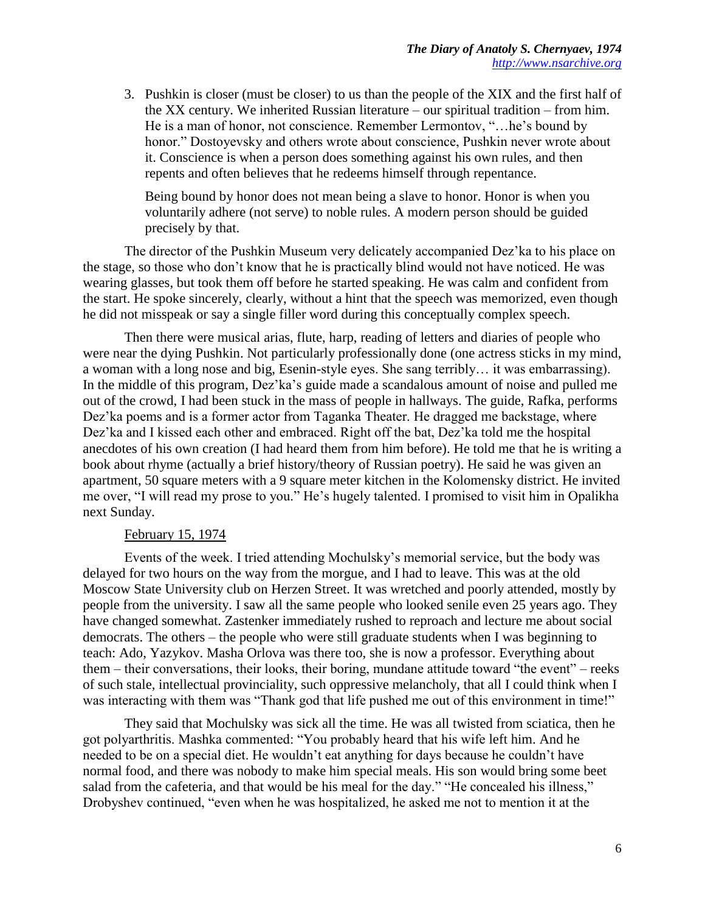3. Pushkin is closer (must be closer) to us than the people of the XIX and the first half of the XX century. We inherited Russian literature – our spiritual tradition – from him. He is a man of honor, not conscience. Remember Lermontov, "…he's bound by honor." Dostoyevsky and others wrote about conscience, Pushkin never wrote about it. Conscience is when a person does something against his own rules, and then repents and often believes that he redeems himself through repentance.

   Being bound by honor does not mean being a slave to honor. Honor is when you voluntarily adhere (not serve) to noble rules. A modern person should be guided precisely by that.

The director of the Pushkin Museum very delicately accompanied Dez'ka to his place on the stage, so those who don't know that he is practically blind would not have noticed. He was wearing glasses, but took them off before he started speaking. He was calm and confident from the start. He spoke sincerely, clearly, without a hint that the speech was memorized, even though he did not misspeak or say a single filler word during this conceptually complex speech.

Then there were musical arias, flute, harp, reading of letters and diaries of people who were near the dying Pushkin. Not particularly professionally done (one actress sticks in my mind, a woman with a long nose and big, Esenin-style eyes. She sang terribly… it was embarrassing). In the middle of this program, Dez'ka's guide made a scandalous amount of noise and pulled me out of the crowd, I had been stuck in the mass of people in hallways. The guide, Rafka, performs Dez'ka poems and is a former actor from Taganka Theater. He dragged me backstage, where Dez'ka and I kissed each other and embraced. Right off the bat, Dez'ka told me the hospital anecdotes of his own creation (I had heard them from him before). He told me that he is writing a book about rhyme (actually a brief history/theory of Russian poetry). He said he was given an apartment, 50 square meters with a 9 square meter kitchen in the Kolomensky district. He invited me over, "I will read my prose to you." He's hugely talented. I promised to visit him in Opalikha next Sunday.

February 15, 1974

Events of the week. I tried attending Mochulsky's memorial service, but the body was delayed for two hours on the way from the morgue, and I had to leave. This was at the old Moscow State University club on Herzen Street. It was wretched and poorly attended, mostly by people from the university. I saw all the same people who looked senile even 25 years ago. They have changed somewhat. Zastenker immediately rushed to reproach and lecture me about social democrats. The others – the people who were still graduate students when I was beginning to teach: Ado, Yazykov. Masha Orlova was there too, she is now a professor. Everything about them – their conversations, their looks, their boring, mundane attitude toward "the event" – reeks of such stale, intellectual provinciality, such oppressive melancholy, that all I could think when I was interacting with them was "Thank god that life pushed me out of this environment in time!"

They said that Mochulsky was sick all the time. He was all twisted from sciatica, then he got polyarthritis. Mashka commented: "You probably heard that his wife left him. And he needed to be on a special diet. He wouldn't eat anything for days because he couldn't have normal food, and there was nobody to make him special meals. His son would bring some beet salad from the cafeteria, and that would be his meal for the day." "He concealed his illness," Drobyshev continued, "even when he was hospitalized, he asked me not to mention it at the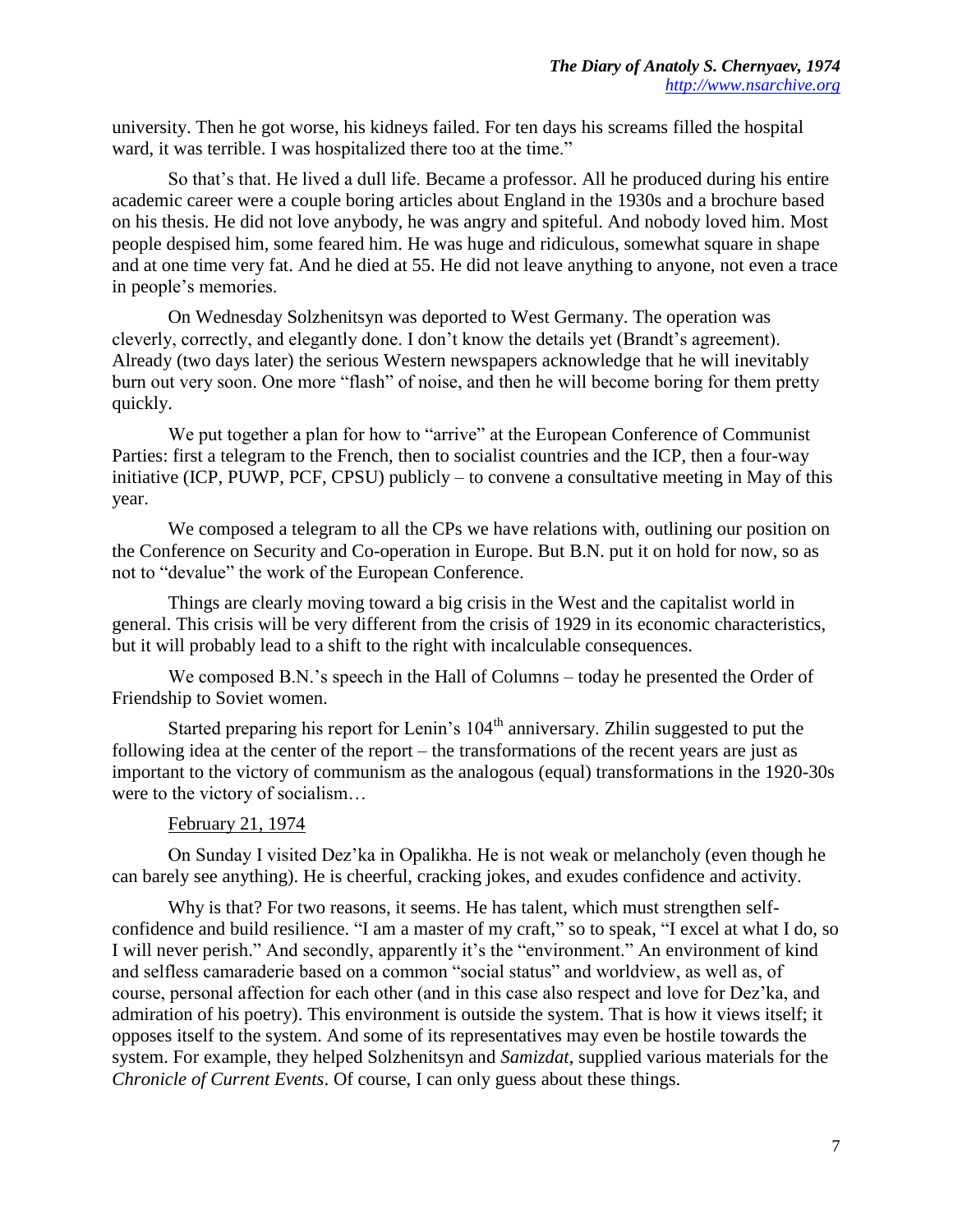university. Then he got worse, his kidneys failed. For ten days his screams filled the hospital ward, it was terrible. I was hospitalized there too at the time."

So that's that. He lived a dull life. Became a professor. All he produced during his entire academic career were a couple boring articles about England in the 1930s and a brochure based on his thesis. He did not love anybody, he was angry and spiteful. And nobody loved him. Most people despised him, some feared him. He was huge and ridiculous, somewhat square in shape and at one time very fat. And he died at 55. He did not leave anything to anyone, not even a trace in people's memories.

On Wednesday Solzhenitsyn was deported to West Germany. The operation was cleverly, correctly, and elegantly done. I don't know the details yet (Brandt's agreement). Already (two days later) the serious Western newspapers acknowledge that he will inevitably burn out very soon. One more "flash" of noise, and then he will become boring for them pretty quickly.

We put together a plan for how to "arrive" at the European Conference of Communist Parties: first a telegram to the French, then to socialist countries and the ICP, then a four-way initiative (ICP, PUWP, PCF, CPSU) publicly – to convene a consultative meeting in May of this year.

We composed a telegram to all the CPs we have relations with, outlining our position on the Conference on Security and Co-operation in Europe. But B.N. put it on hold for now, so as not to "devalue" the work of the European Conference.

Things are clearly moving toward a big crisis in the West and the capitalist world in general. This crisis will be very different from the crisis of 1929 in its economic characteristics, but it will probably lead to a shift to the right with incalculable consequences.

We composed B.N.'s speech in the Hall of Columns – today he presented the Order of Friendship to Soviet women.

Started preparing his report for Lenin's 104th anniversary. Zhilin suggested to put the following idea at the center of the report – the transformations of the recent years are just as important to the victory of communism as the analogous (equal) transformations in the 1920-30s were to the victory of socialism…

<u>February 21, 1974</u>

On Sunday I visited Dez'ka in Opalikha. He is not weak or melancholy (even though he can barely see anything). He is cheerful, cracking jokes, and exudes confidence and activity.

Why is that? For two reasons, it seems. He has talent, which must strengthen self-confidence and build resilience. "I am a master of my craft," so to speak, "I excel at what I do, so I will never perish." And secondly, apparently it's the "environment." An environment of kind and selfless camaraderie based on a common "social status" and worldview, as well as, of course, personal affection for each other (and in this case also respect and love for Dez'ka, and admiration of his poetry). This environment is outside the system. That is how it views itself; it opposes itself to the system. And some of its representatives may even be hostile towards the system. For example, they helped Solzhenitsyn and *Samizdat*, supplied various materials for the *Chronicle of Current Events*. Of course, I can only guess about these things.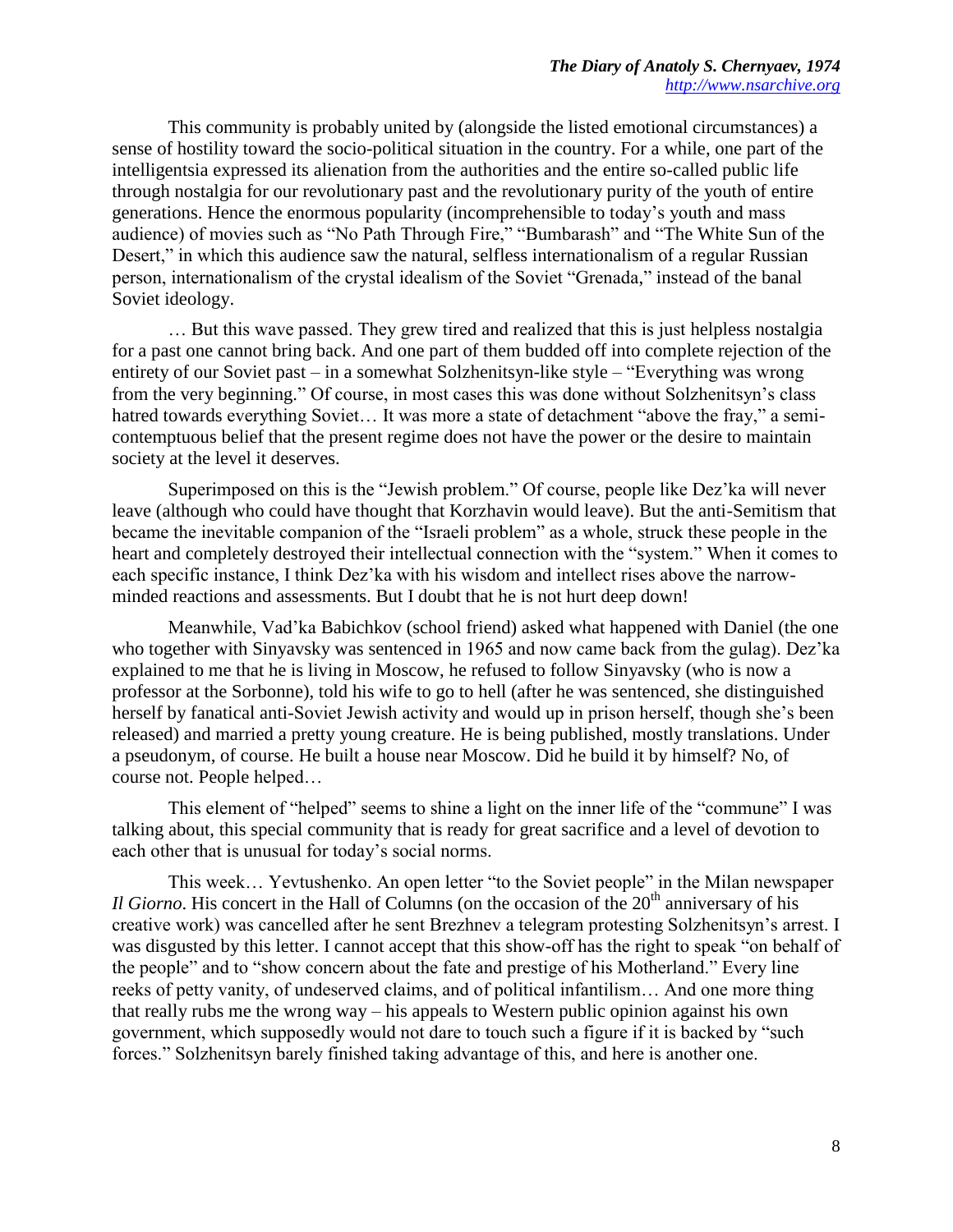This community is probably united by (alongside the listed emotional circumstances) a sense of hostility toward the socio-political situation in the country. For a while, one part of the intelligentsia expressed its alienation from the authorities and the entire so-called public life through nostalgia for our revolutionary past and the revolutionary purity of the youth of entire generations. Hence the enormous popularity (incomprehensible to today's youth and mass audience) of movies such as "No Path Through Fire," "Bumbarash" and "The White Sun of the Desert," in which this audience saw the natural, selfless internationalism of a regular Russian person, internationalism of the crystal idealism of the Soviet "Grenada," instead of the banal Soviet ideology.

… But this wave passed. They grew tired and realized that this is just helpless nostalgia for a past one cannot bring back. And one part of them budded off into complete rejection of the entirety of our Soviet past – in a somewhat Solzhenitsyn-like style – "Everything was wrong from the very beginning." Of course, in most cases this was done without Solzhenitsyn's class hatred towards everything Soviet… It was more a state of detachment "above the fray," a semi-contemptuous belief that the present regime does not have the power or the desire to maintain society at the level it deserves.

Superimposed on this is the "Jewish problem." Of course, people like Dez'ka will never leave (although who could have thought that Korzhavin would leave). But the anti-Semitism that became the inevitable companion of the "Israeli problem" as a whole, struck these people in the heart and completely destroyed their intellectual connection with the "system." When it comes to each specific instance, I think Dez'ka with his wisdom and intellect rises above the narrow-minded reactions and assessments. But I doubt that he is not hurt deep down!

Meanwhile, Vad'ka Babichkov (school friend) asked what happened with Daniel (the one who together with Sinyavsky was sentenced in 1965 and now came back from the gulag). Dez'ka explained to me that he is living in Moscow, he refused to follow Sinyavsky (who is now a professor at the Sorbonne), told his wife to go to hell (after he was sentenced, she distinguished herself by fanatical anti-Soviet Jewish activity and would up in prison herself, though she's been released) and married a pretty young creature. He is being published, mostly translations. Under a pseudonym, of course. He built a house near Moscow. Did he build it by himself? No, of course not. People helped…

This element of "helped" seems to shine a light on the inner life of the "commune" I was talking about, this special community that is ready for great sacrifice and a level of devotion to each other that is unusual for today's social norms.

This week… Yevtushenko. An open letter "to the Soviet people" in the Milan newspaper *Il Giorno*. His concert in the Hall of Columns (on the occasion of the 20th anniversary of his creative work) was cancelled after he sent Brezhnev a telegram protesting Solzhenitsyn's arrest. I was disgusted by this letter. I cannot accept that this show-off has the right to speak "on behalf of the people" and to "show concern about the fate and prestige of his Motherland." Every line reeks of petty vanity, of undeserved claims, and of political infantilism… And one more thing that really rubs me the wrong way – his appeals to Western public opinion against his own government, which supposedly would not dare to touch such a figure if it is backed by "such forces." Solzhenitsyn barely finished taking advantage of this, and here is another one.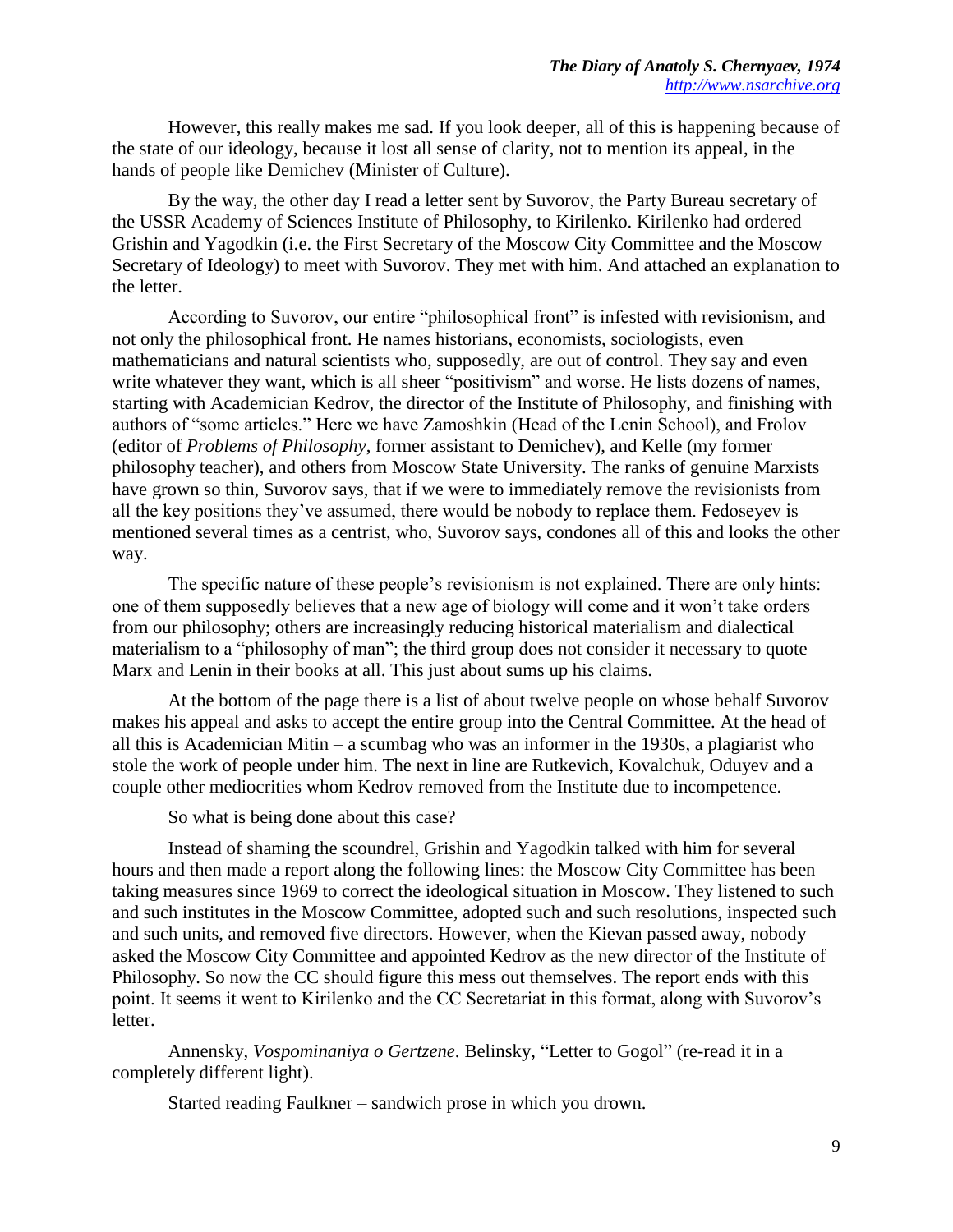However, this really makes me sad. If you look deeper, all of this is happening because of the state of our ideology, because it lost all sense of clarity, not to mention its appeal, in the hands of people like Demichev (Minister of Culture).

By the way, the other day I read a letter sent by Suvorov, the Party Bureau secretary of the USSR Academy of Sciences Institute of Philosophy, to Kirilenko. Kirilenko had ordered Grishin and Yagodkin (i.e. the First Secretary of the Moscow City Committee and the Moscow Secretary of Ideology) to meet with Suvorov. They met with him. And attached an explanation to the letter.

According to Suvorov, our entire "philosophical front" is infested with revisionism, and not only the philosophical front. He names historians, economists, sociologists, even mathematicians and natural scientists who, supposedly, are out of control. They say and even write whatever they want, which is all sheer "positivism" and worse. He lists dozens of names, starting with Academician Kedrov, the director of the Institute of Philosophy, and finishing with authors of "some articles." Here we have Zamoshkin (Head of the Lenin School), and Frolov (editor of *Problems of Philosophy*, former assistant to Demichev), and Kelle (my former philosophy teacher), and others from Moscow State University. The ranks of genuine Marxists have grown so thin, Suvorov says, that if we were to immediately remove the revisionists from all the key positions they've assumed, there would be nobody to replace them. Fedoseyev is mentioned several times as a centrist, who, Suvorov says, condones all of this and looks the other way.

The specific nature of these people's revisionism is not explained. There are only hints: one of them supposedly believes that a new age of biology will come and it won't take orders from our philosophy; others are increasingly reducing historical materialism and dialectical materialism to a "philosophy of man"; the third group does not consider it necessary to quote Marx and Lenin in their books at all. This just about sums up his claims.

At the bottom of the page there is a list of about twelve people on whose behalf Suvorov makes his appeal and asks to accept the entire group into the Central Committee. At the head of all this is Academician Mitin – a scumbag who was an informer in the 1930s, a plagiarist who stole the work of people under him. The next in line are Rutkevich, Kovalchuk, Oduyev and a couple other mediocrities whom Kedrov removed from the Institute due to incompetence.

So what is being done about this case?

Instead of shaming the scoundrel, Grishin and Yagodkin talked with him for several hours and then made a report along the following lines: the Moscow City Committee has been taking measures since 1969 to correct the ideological situation in Moscow. They listened to such and such institutes in the Moscow Committee, adopted such and such resolutions, inspected such and such units, and removed five directors. However, when the Kievan passed away, nobody asked the Moscow City Committee and appointed Kedrov as the new director of the Institute of Philosophy. So now the CC should figure this mess out themselves. The report ends with this point. It seems it went to Kirilenko and the CC Secretariat in this format, along with Suvorov's letter.

Annensky, *Vospominaniya o Gertzene*. Belinsky, "Letter to Gogol" (re-read it in a completely different light).

Started reading Faulkner – sandwich prose in which you drown.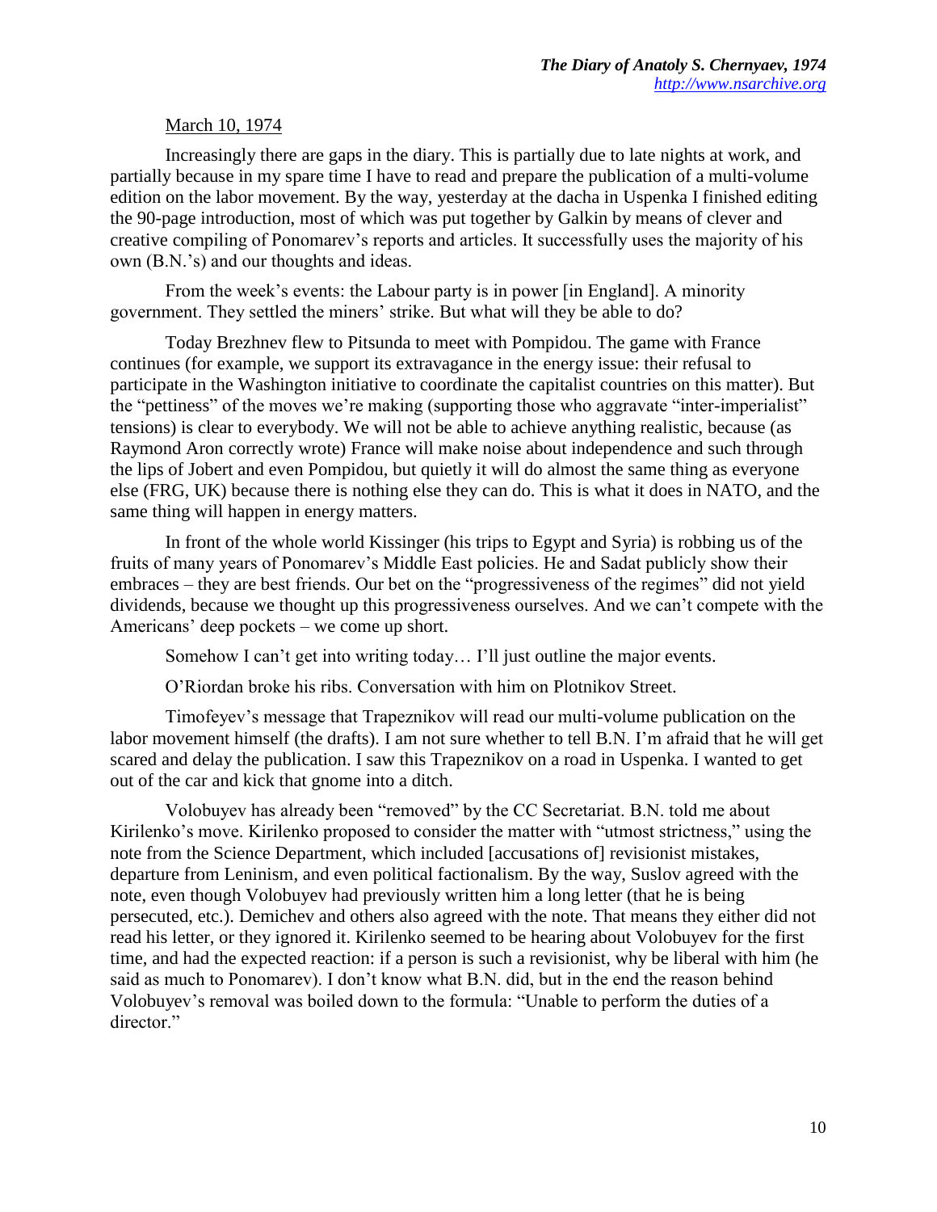March 10, 1974

Increasingly there are gaps in the diary. This is partially due to late nights at work, and partially because in my spare time I have to read and prepare the publication of a multi-volume edition on the labor movement. By the way, yesterday at the dacha in Uspenka I finished editing the 90-page introduction, most of which was put together by Galkin by means of clever and creative compiling of Ponomarev's reports and articles. It successfully uses the majority of his own (B.N.'s) and our thoughts and ideas.

From the week's events: the Labour party is in power [in England]. A minority government. They settled the miners' strike. But what will they be able to do?

Today Brezhnev flew to Pitsunda to meet with Pompidou. The game with France continues (for example, we support its extravagance in the energy issue: their refusal to participate in the Washington initiative to coordinate the capitalist countries on this matter). But the "pettiness" of the moves we're making (supporting those who aggravate "inter-imperialist" tensions) is clear to everybody. We will not be able to achieve anything realistic, because (as Raymond Aron correctly wrote) France will make noise about independence and such through the lips of Jobert and even Pompidou, but quietly it will do almost the same thing as everyone else (FRG, UK) because there is nothing else they can do. This is what it does in NATO, and the same thing will happen in energy matters.

In front of the whole world Kissinger (his trips to Egypt and Syria) is robbing us of the fruits of many years of Ponomarev's Middle East policies. He and Sadat publicly show their embraces – they are best friends. Our bet on the "progressiveness of the regimes" did not yield dividends, because we thought up this progressiveness ourselves. And we can't compete with the Americans' deep pockets – we come up short.

Somehow I can't get into writing today… I'll just outline the major events.

O'Riordan broke his ribs. Conversation with him on Plotnikov Street.

Timofeyev's message that Trapeznikov will read our multi-volume publication on the labor movement himself (the drafts). I am not sure whether to tell B.N. I'm afraid that he will get scared and delay the publication. I saw this Trapeznikov on a road in Uspenka. I wanted to get out of the car and kick that gnome into a ditch.

Volobuyev has already been "removed" by the CC Secretariat. B.N. told me about Kirilenko's move. Kirilenko proposed to consider the matter with "utmost strictness," using the note from the Science Department, which included [accusations of] revisionist mistakes, departure from Leninism, and even political factionalism. By the way, Suslov agreed with the note, even though Volobuyev had previously written him a long letter (that he is being persecuted, etc.). Demichev and others also agreed with the note. That means they either did not read his letter, or they ignored it. Kirilenko seemed to be hearing about Volobuyev for the first time, and had the expected reaction: if a person is such a revisionist, why be liberal with him (he said as much to Ponomarev). I don't know what B.N. did, but in the end the reason behind Volobuyev's removal was boiled down to the formula: "Unable to perform the duties of a director."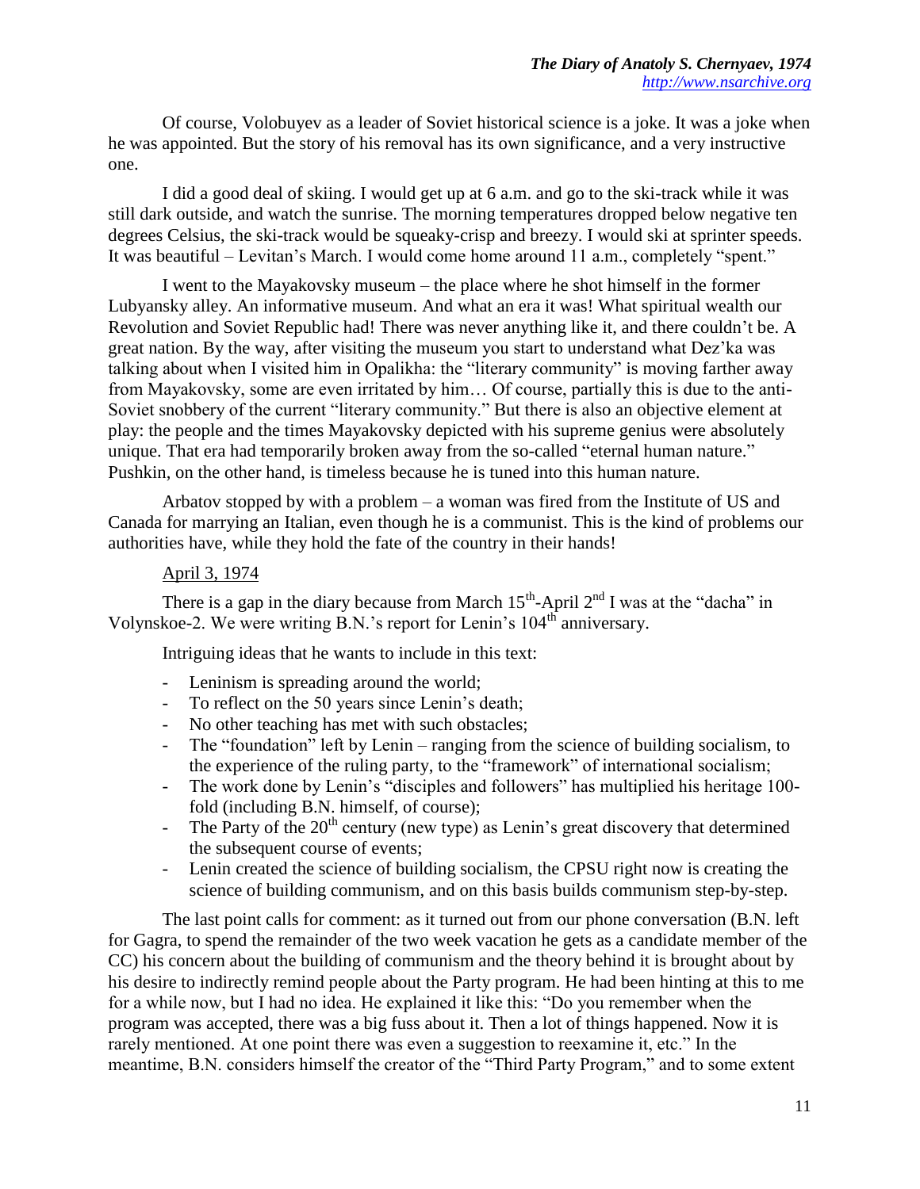Of course, Volobuyev as a leader of Soviet historical science is a joke. It was a joke when he was appointed. But the story of his removal has its own significance, and a very instructive one.

I did a good deal of skiing. I would get up at 6 a.m. and go to the ski-track while it was still dark outside, and watch the sunrise. The morning temperatures dropped below negative ten degrees Celsius, the ski-track would be squeaky-crisp and breezy. I would ski at sprinter speeds. It was beautiful – Levitan's March. I would come home around 11 a.m., completely "spent."

I went to the Mayakovsky museum – the place where he shot himself in the former Lubyansky alley. An informative museum. And what an era it was! What spiritual wealth our Revolution and Soviet Republic had! There was never anything like it, and there couldn't be. A great nation. By the way, after visiting the museum you start to understand what Dez'ka was talking about when I visited him in Opalikha: the "literary community" is moving farther away from Mayakovsky, some are even irritated by him… Of course, partially this is due to the anti-Soviet snobbery of the current "literary community." But there is also an objective element at play: the people and the times Mayakovsky depicted with his supreme genius were absolutely unique. That era had temporarily broken away from the so-called "eternal human nature." Pushkin, on the other hand, is timeless because he is tuned into this human nature.

Arbatov stopped by with a problem – a woman was fired from the Institute of US and Canada for marrying an Italian, even though he is a communist. This is the kind of problems our authorities have, while they hold the fate of the country in their hands!

<u>April 3, 1974</u>

There is a gap in the diary because from March 15th-April 2nd I was at the "dacha" in Volynskoe-2. We were writing B.N.'s report for Lenin's 104th anniversary.

Intriguing ideas that he wants to include in this text:

- Leninism is spreading around the world;
- To reflect on the 50 years since Lenin's death;
- No other teaching has met with such obstacles;
- The "foundation" left by Lenin – ranging from the science of building socialism, to the experience of the ruling party, to the "framework" of international socialism;
- The work done by Lenin's "disciples and followers" has multiplied his heritage 100-fold (including B.N. himself, of course);
- The Party of the 20th century (new type) as Lenin's great discovery that determined the subsequent course of events;
- Lenin created the science of building socialism, the CPSU right now is creating the science of building communism, and on this basis builds communism step-by-step.

The last point calls for comment: as it turned out from our phone conversation (B.N. left for Gagra, to spend the remainder of the two week vacation he gets as a candidate member of the CC) his concern about the building of communism and the theory behind it is brought about by his desire to indirectly remind people about the Party program. He had been hinting at this to me for a while now, but I had no idea. He explained it like this: "Do you remember when the program was accepted, there was a big fuss about it. Then a lot of things happened. Now it is rarely mentioned. At one point there was even a suggestion to reexamine it, etc." In the meantime, B.N. considers himself the creator of the "Third Party Program," and to some extent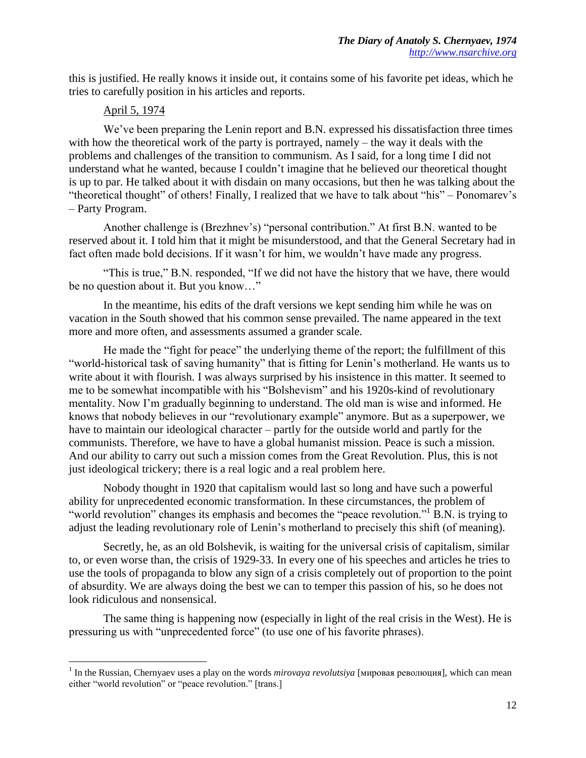this is justified. He really knows it inside out, it contains some of his favorite pet ideas, which he tries to carefully position in his articles and reports.

April 5, 1974

We've been preparing the Lenin report and B.N. expressed his dissatisfaction three times with how the theoretical work of the party is portrayed, namely – the way it deals with the problems and challenges of the transition to communism. As I said, for a long time I did not understand what he wanted, because I couldn't imagine that he believed our theoretical thought is up to par. He talked about it with disdain on many occasions, but then he was talking about the "theoretical thought" of others! Finally, I realized that we have to talk about "his" – Ponomarev's – Party Program.

Another challenge is (Brezhnev's) "personal contribution." At first B.N. wanted to be reserved about it. I told him that it might be misunderstood, and that the General Secretary had in fact often made bold decisions. If it wasn't for him, we wouldn't have made any progress.

"This is true," B.N. responded, "If we did not have the history that we have, there would be no question about it. But you know…"

In the meantime, his edits of the draft versions we kept sending him while he was on vacation in the South showed that his common sense prevailed. The name appeared in the text more and more often, and assessments assumed a grander scale.

He made the "fight for peace" the underlying theme of the report; the fulfillment of this "world-historical task of saving humanity" that is fitting for Lenin's motherland. He wants us to write about it with flourish. I was always surprised by his insistence in this matter. It seemed to me to be somewhat incompatible with his "Bolshevism" and his 1920s-kind of revolutionary mentality. Now I'm gradually beginning to understand. The old man is wise and informed. He knows that nobody believes in our "revolutionary example" anymore. But as a superpower, we have to maintain our ideological character – partly for the outside world and partly for the communists. Therefore, we have to have a global humanist mission. Peace is such a mission. And our ability to carry out such a mission comes from the Great Revolution. Plus, this is not just ideological trickery; there is a real logic and a real problem here.

Nobody thought in 1920 that capitalism would last so long and have such a powerful ability for unprecedented economic transformation. In these circumstances, the problem of "world revolution" changes its emphasis and becomes the "peace revolution."[1] B.N. is trying to adjust the leading revolutionary role of Lenin's motherland to precisely this shift (of meaning).

Secretly, he, as an old Bolshevik, is waiting for the universal crisis of capitalism, similar to, or even worse than, the crisis of 1929-33. In every one of his speeches and articles he tries to use the tools of propaganda to blow any sign of a crisis completely out of proportion to the point of absurdity. We are always doing the best we can to temper this passion of his, so he does not look ridiculous and nonsensical.

The same thing is happening now (especially in light of the real crisis in the West). He is pressuring us with "unprecedented force" (to use one of his favorite phrases).

[1] In the Russian, Chernyaev uses a play on the words *mirovaya revolutsiya* [мировая революция], which can mean either "world revolution" or "peace revolution." [trans.]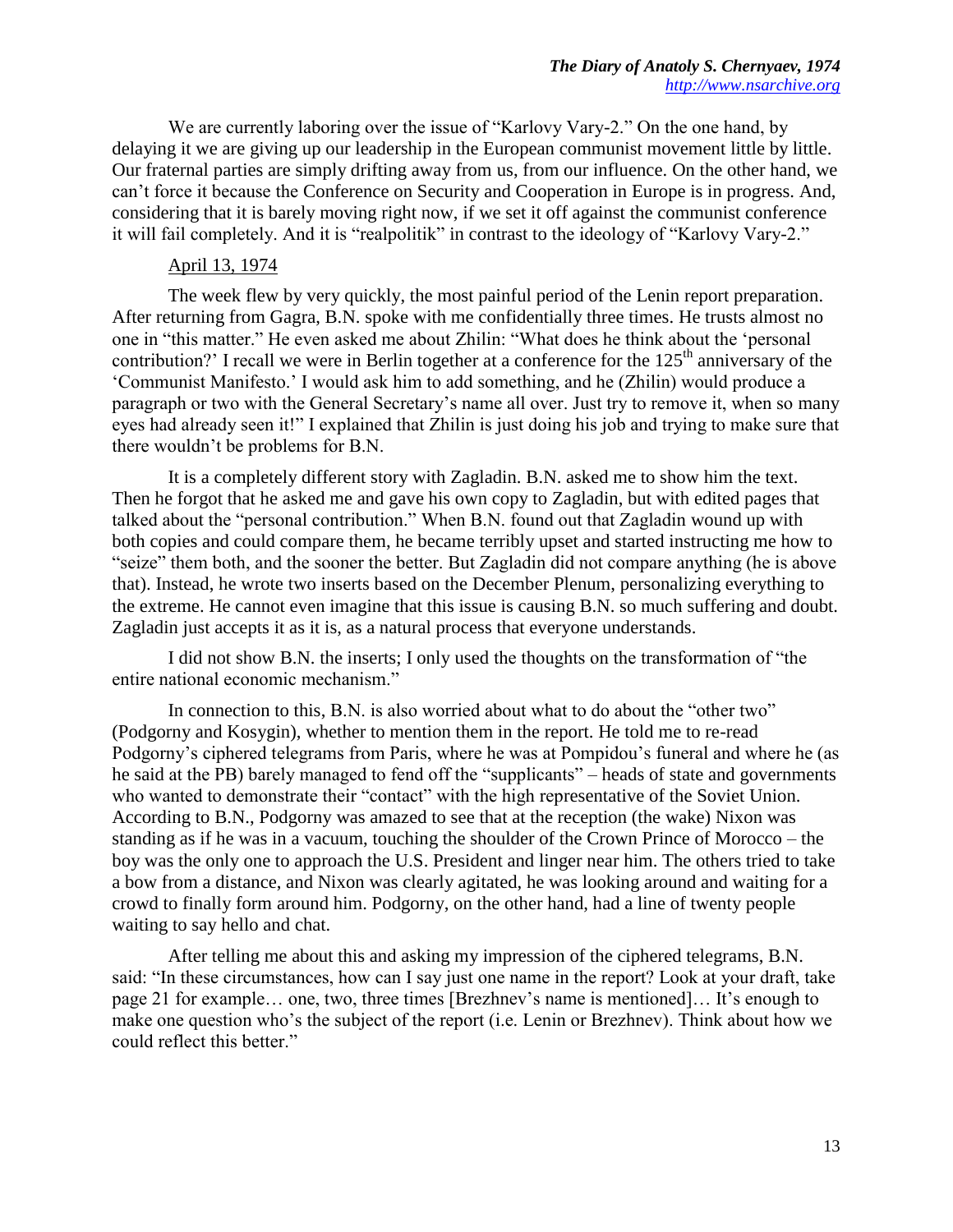We are currently laboring over the issue of "Karlovy Vary-2." On the one hand, by delaying it we are giving up our leadership in the European communist movement little by little. Our fraternal parties are simply drifting away from us, from our influence. On the other hand, we can't force it because the Conference on Security and Cooperation in Europe is in progress. And, considering that it is barely moving right now, if we set it off against the communist conference it will fail completely. And it is "realpolitik" in contrast to the ideology of "Karlovy Vary-2."

April 13, 1974

The week flew by very quickly, the most painful period of the Lenin report preparation. After returning from Gagra, B.N. spoke with me confidentially three times. He trusts almost no one in "this matter." He even asked me about Zhilin: "What does he think about the 'personal contribution?' I recall we were in Berlin together at a conference for the 125th anniversary of the 'Communist Manifesto.' I would ask him to add something, and he (Zhilin) would produce a paragraph or two with the General Secretary's name all over. Just try to remove it, when so many eyes had already seen it!" I explained that Zhilin is just doing his job and trying to make sure that there wouldn't be problems for B.N.

It is a completely different story with Zagladin. B.N. asked me to show him the text. Then he forgot that he asked me and gave his own copy to Zagladin, but with edited pages that talked about the "personal contribution." When B.N. found out that Zagladin wound up with both copies and could compare them, he became terribly upset and started instructing me how to "seize" them both, and the sooner the better. But Zagladin did not compare anything (he is above that). Instead, he wrote two inserts based on the December Plenum, personalizing everything to the extreme. He cannot even imagine that this issue is causing B.N. so much suffering and doubt. Zagladin just accepts it as it is, as a natural process that everyone understands.

I did not show B.N. the inserts; I only used the thoughts on the transformation of "the entire national economic mechanism."

In connection to this, B.N. is also worried about what to do about the "other two" (Podgorny and Kosygin), whether to mention them in the report. He told me to re-read Podgorny's ciphered telegrams from Paris, where he was at Pompidou's funeral and where he (as he said at the PB) barely managed to fend off the "supplicants" – heads of state and governments who wanted to demonstrate their "contact" with the high representative of the Soviet Union. According to B.N., Podgorny was amazed to see that at the reception (the wake) Nixon was standing as if he was in a vacuum, touching the shoulder of the Crown Prince of Morocco – the boy was the only one to approach the U.S. President and linger near him. The others tried to take a bow from a distance, and Nixon was clearly agitated, he was looking around and waiting for a crowd to finally form around him. Podgorny, on the other hand, had a line of twenty people waiting to say hello and chat.

After telling me about this and asking my impression of the ciphered telegrams, B.N. said: "In these circumstances, how can I say just one name in the report? Look at your draft, take page 21 for example… one, two, three times [Brezhnev's name is mentioned]… It's enough to make one question who's the subject of the report (i.e. Lenin or Brezhnev). Think about how we could reflect this better."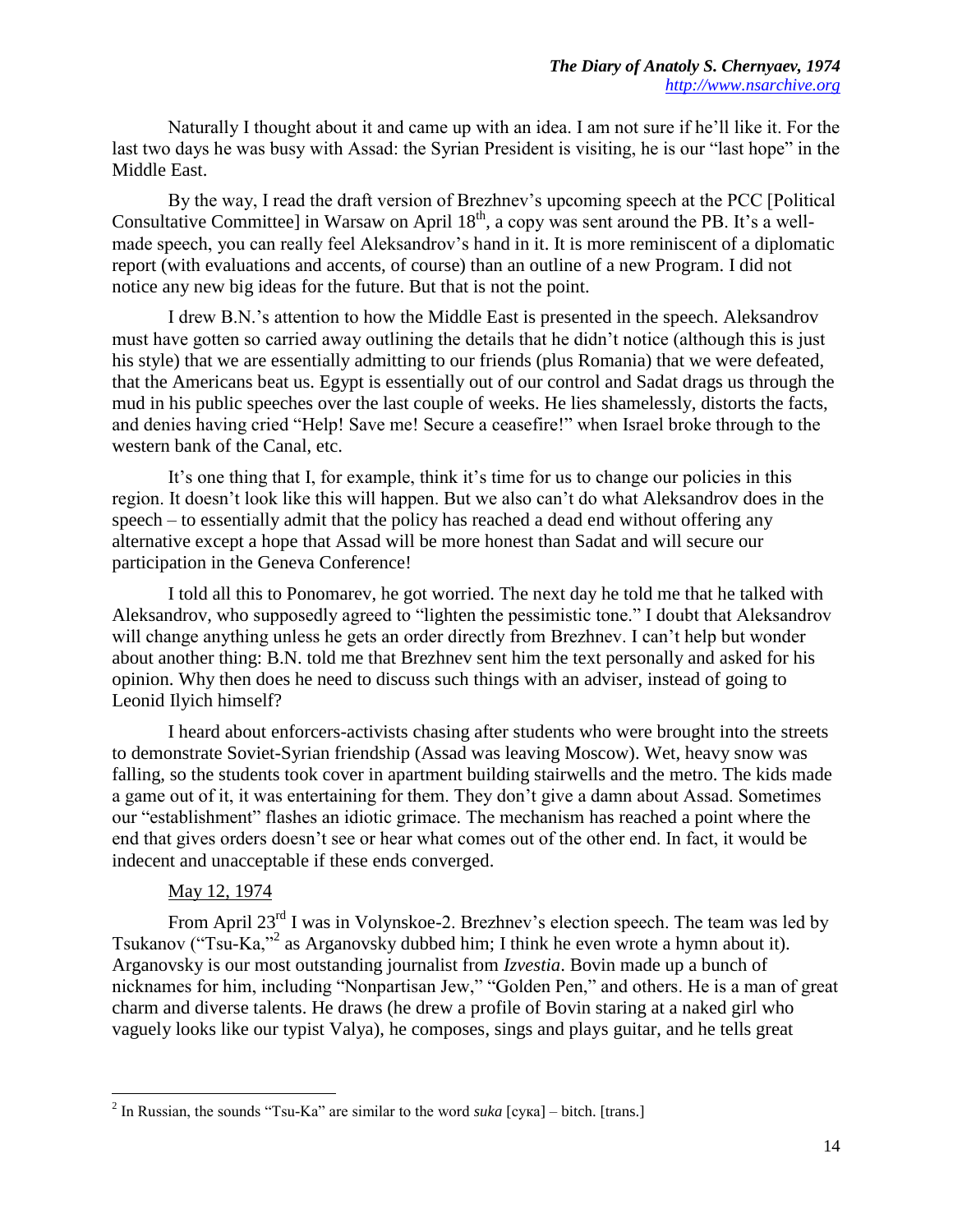Naturally I thought about it and came up with an idea. I am not sure if he'll like it. For the last two days he was busy with Assad: the Syrian President is visiting, he is our "last hope" in the Middle East.

By the way, I read the draft version of Brezhnev's upcoming speech at the PCC [Political Consultative Committee] in Warsaw on April 18th, a copy was sent around the PB. It's a well-made speech, you can really feel Aleksandrov's hand in it. It is more reminiscent of a diplomatic report (with evaluations and accents, of course) than an outline of a new Program. I did not notice any new big ideas for the future. But that is not the point.

I drew B.N.'s attention to how the Middle East is presented in the speech. Aleksandrov must have gotten so carried away outlining the details that he didn't notice (although this is just his style) that we are essentially admitting to our friends (plus Romania) that we were defeated, that the Americans beat us. Egypt is essentially out of our control and Sadat drags us through the mud in his public speeches over the last couple of weeks. He lies shamelessly, distorts the facts, and denies having cried "Help! Save me! Secure a ceasefire!" when Israel broke through to the western bank of the Canal, etc.

It's one thing that I, for example, think it's time for us to change our policies in this region. It doesn't look like this will happen. But we also can't do what Aleksandrov does in the speech – to essentially admit that the policy has reached a dead end without offering any alternative except a hope that Assad will be more honest than Sadat and will secure our participation in the Geneva Conference!

I told all this to Ponomarev, he got worried. The next day he told me that he talked with Aleksandrov, who supposedly agreed to "lighten the pessimistic tone." I doubt that Aleksandrov will change anything unless he gets an order directly from Brezhnev. I can't help but wonder about another thing: B.N. told me that Brezhnev sent him the text personally and asked for his opinion. Why then does he need to discuss such things with an adviser, instead of going to Leonid Ilyich himself?

I heard about enforcers-activists chasing after students who were brought into the streets to demonstrate Soviet-Syrian friendship (Assad was leaving Moscow). Wet, heavy snow was falling, so the students took cover in apartment building stairwells and the metro. The kids made a game out of it, it was entertaining for them. They don't give a damn about Assad. Sometimes our "establishment" flashes an idiotic grimace. The mechanism has reached a point where the end that gives orders doesn't see or hear what comes out of the other end. In fact, it would be indecent and unacceptable if these ends converged.

May 12, 1974

From April 23rd I was in Volynskoe-2. Brezhnev's election speech. The team was led by Tsukanov ("Tsu-Ka,"[2] as Arganovsky dubbed him; I think he even wrote a hymn about it). Arganovsky is our most outstanding journalist from *Izvestia*. Bovin made up a bunch of nicknames for him, including "Nonpartisan Jew," "Golden Pen," and others. He is a man of great charm and diverse talents. He draws (he drew a profile of Bovin staring at a naked girl who vaguely looks like our typist Valya), he composes, sings and plays guitar, and he tells great

[2] In Russian, the sounds "Tsu-Ka" are similar to the word *suka* [сука] – bitch. [trans.]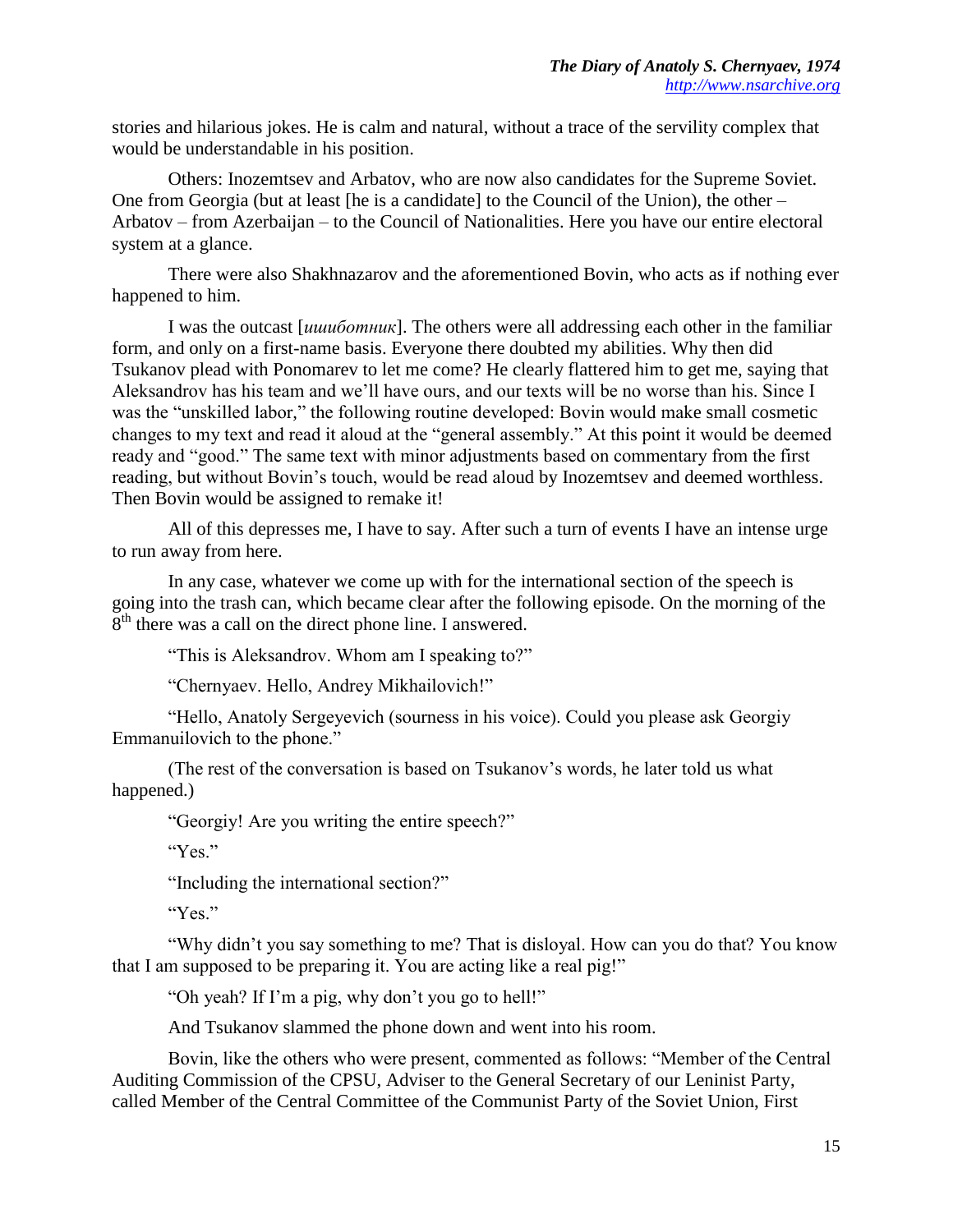stories and hilarious jokes. He is calm and natural, without a trace of the servility complex that would be understandable in his position.

Others: Inozemtsev and Arbatov, who are now also candidates for the Supreme Soviet. One from Georgia (but at least [he is a candidate] to the Council of the Union), the other – Arbatov – from Azerbaijan – to the Council of Nationalities. Here you have our entire electoral system at a glance.

There were also Shakhnazarov and the aforementioned Bovin, who acts as if nothing ever happened to him.

I was the outcast [*ишиботник*]. The others were all addressing each other in the familiar form, and only on a first-name basis. Everyone there doubted my abilities. Why then did Tsukanov plead with Ponomarev to let me come? He clearly flattered him to get me, saying that Aleksandrov has his team and we'll have ours, and our texts will be no worse than his. Since I was the "unskilled labor," the following routine developed: Bovin would make small cosmetic changes to my text and read it aloud at the "general assembly." At this point it would be deemed ready and "good." The same text with minor adjustments based on commentary from the first reading, but without Bovin's touch, would be read aloud by Inozemtsev and deemed worthless. Then Bovin would be assigned to remake it!

All of this depresses me, I have to say. After such a turn of events I have an intense urge to run away from here.

In any case, whatever we come up with for the international section of the speech is going into the trash can, which became clear after the following episode. On the morning of the 8th there was a call on the direct phone line. I answered.

"This is Aleksandrov. Whom am I speaking to?"

"Chernyaev. Hello, Andrey Mikhailovich!"

"Hello, Anatoly Sergeyevich (sourness in his voice). Could you please ask Georgiy Emmanuilovich to the phone."

(The rest of the conversation is based on Tsukanov's words, he later told us what happened.)

"Georgiy! Are you writing the entire speech?"

"Yes."

"Including the international section?"

"Yes."

"Why didn't you say something to me? That is disloyal. How can you do that? You know that I am supposed to be preparing it. You are acting like a real pig!"

"Oh yeah? If I'm a pig, why don't you go to hell!"

And Tsukanov slammed the phone down and went into his room.

Bovin, like the others who were present, commented as follows: "Member of the Central Auditing Commission of the CPSU, Adviser to the General Secretary of our Leninist Party, called Member of the Central Committee of the Communist Party of the Soviet Union, First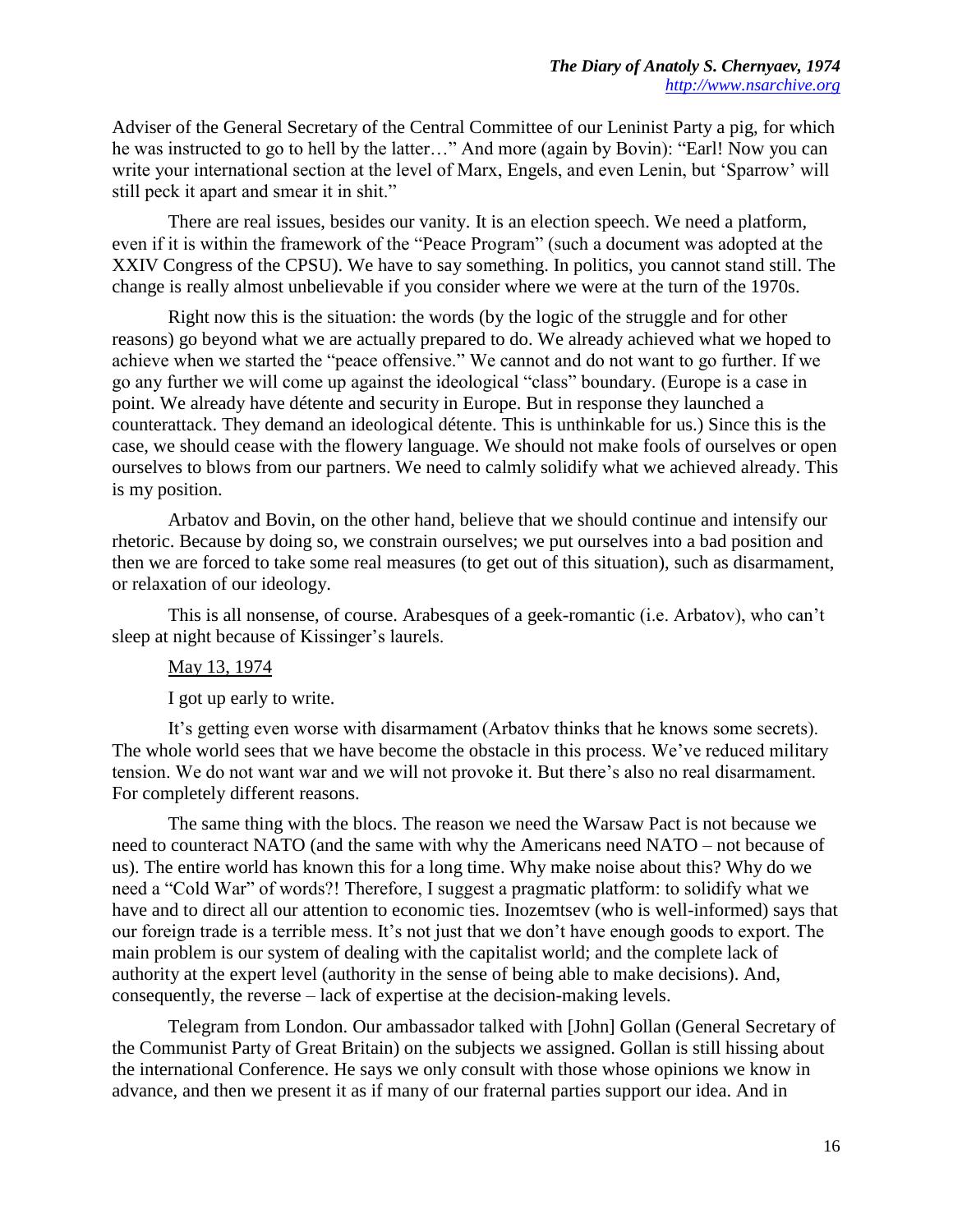Adviser of the General Secretary of the Central Committee of our Leninist Party a pig, for which he was instructed to go to hell by the latter…" And more (again by Bovin): "Earl! Now you can write your international section at the level of Marx, Engels, and even Lenin, but 'Sparrow' will still peck it apart and smear it in shit."

There are real issues, besides our vanity. It is an election speech. We need a platform, even if it is within the framework of the "Peace Program" (such a document was adopted at the XXIV Congress of the CPSU). We have to say something. In politics, you cannot stand still. The change is really almost unbelievable if you consider where we were at the turn of the 1970s.

Right now this is the situation: the words (by the logic of the struggle and for other reasons) go beyond what we are actually prepared to do. We already achieved what we hoped to achieve when we started the "peace offensive." We cannot and do not want to go further. If we go any further we will come up against the ideological "class" boundary. (Europe is a case in point. We already have détente and security in Europe. But in response they launched a counterattack. They demand an ideological détente. This is unthinkable for us.) Since this is the case, we should cease with the flowery language. We should not make fools of ourselves or open ourselves to blows from our partners. We need to calmly solidify what we achieved already. This is my position.

Arbatov and Bovin, on the other hand, believe that we should continue and intensify our rhetoric. Because by doing so, we constrain ourselves; we put ourselves into a bad position and then we are forced to take some real measures (to get out of this situation), such as disarmament, or relaxation of our ideology.

This is all nonsense, of course. Arabesques of a geek-romantic (i.e. Arbatov), who can't sleep at night because of Kissinger's laurels.

May 13, 1974

I got up early to write.

It's getting even worse with disarmament (Arbatov thinks that he knows some secrets). The whole world sees that we have become the obstacle in this process. We've reduced military tension. We do not want war and we will not provoke it. But there's also no real disarmament. For completely different reasons.

The same thing with the blocs. The reason we need the Warsaw Pact is not because we need to counteract NATO (and the same with why the Americans need NATO – not because of us). The entire world has known this for a long time. Why make noise about this? Why do we need a "Cold War" of words?! Therefore, I suggest a pragmatic platform: to solidify what we have and to direct all our attention to economic ties. Inozemtsev (who is well-informed) says that our foreign trade is a terrible mess. It's not just that we don't have enough goods to export. The main problem is our system of dealing with the capitalist world; and the complete lack of authority at the expert level (authority in the sense of being able to make decisions). And, consequently, the reverse – lack of expertise at the decision-making levels.

Telegram from London. Our ambassador talked with [John] Gollan (General Secretary of the Communist Party of Great Britain) on the subjects we assigned. Gollan is still hissing about the international Conference. He says we only consult with those whose opinions we know in advance, and then we present it as if many of our fraternal parties support our idea. And in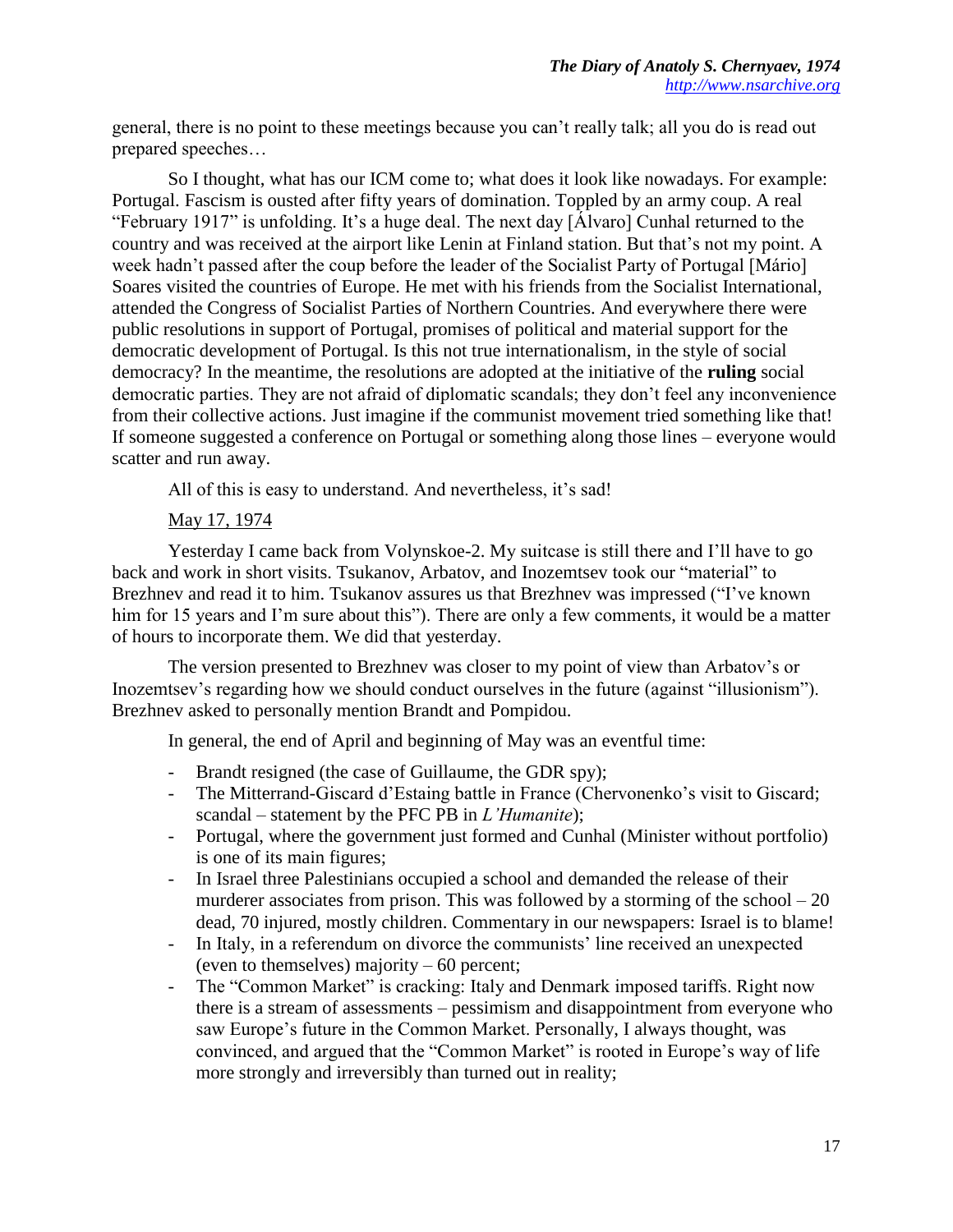general, there is no point to these meetings because you can't really talk; all you do is read out prepared speeches…

So I thought, what has our ICM come to; what does it look like nowadays. For example: Portugal. Fascism is ousted after fifty years of domination. Toppled by an army coup. A real "February 1917" is unfolding. It's a huge deal. The next day [Álvaro] Cunhal returned to the country and was received at the airport like Lenin at Finland station. But that's not my point. A week hadn't passed after the coup before the leader of the Socialist Party of Portugal [Mário] Soares visited the countries of Europe. He met with his friends from the Socialist International, attended the Congress of Socialist Parties of Northern Countries. And everywhere there were public resolutions in support of Portugal, promises of political and material support for the democratic development of Portugal. Is this not true internationalism, in the style of social democracy? In the meantime, the resolutions are adopted at the initiative of the **ruling** social democratic parties. They are not afraid of diplomatic scandals; they don't feel any inconvenience from their collective actions. Just imagine if the communist movement tried something like that! If someone suggested a conference on Portugal or something along those lines – everyone would scatter and run away.

All of this is easy to understand. And nevertheless, it's sad!

May 17, 1974

Yesterday I came back from Volynskoe-2. My suitcase is still there and I'll have to go back and work in short visits. Tsukanov, Arbatov, and Inozemtsev took our "material" to Brezhnev and read it to him. Tsukanov assures us that Brezhnev was impressed ("I've known him for 15 years and I'm sure about this"). There are only a few comments, it would be a matter of hours to incorporate them. We did that yesterday.

The version presented to Brezhnev was closer to my point of view than Arbatov's or Inozemtsev's regarding how we should conduct ourselves in the future (against "illusionism"). Brezhnev asked to personally mention Brandt and Pompidou.

In general, the end of April and beginning of May was an eventful time:

- Brandt resigned (the case of Guillaume, the GDR spy);
- The Mitterrand-Giscard d'Estaing battle in France (Chervonenko's visit to Giscard; scandal – statement by the PFC PB in *L'Humanite*);
- Portugal, where the government just formed and Cunhal (Minister without portfolio) is one of its main figures;
- In Israel three Palestinians occupied a school and demanded the release of their murderer associates from prison. This was followed by a storming of the school – 20 dead, 70 injured, mostly children. Commentary in our newspapers: Israel is to blame!
- In Italy, in a referendum on divorce the communists' line received an unexpected (even to themselves) majority – 60 percent;
- The "Common Market" is cracking: Italy and Denmark imposed tariffs. Right now there is a stream of assessments – pessimism and disappointment from everyone who saw Europe's future in the Common Market. Personally, I always thought, was convinced, and argued that the "Common Market" is rooted in Europe's way of life more strongly and irreversibly than turned out in reality;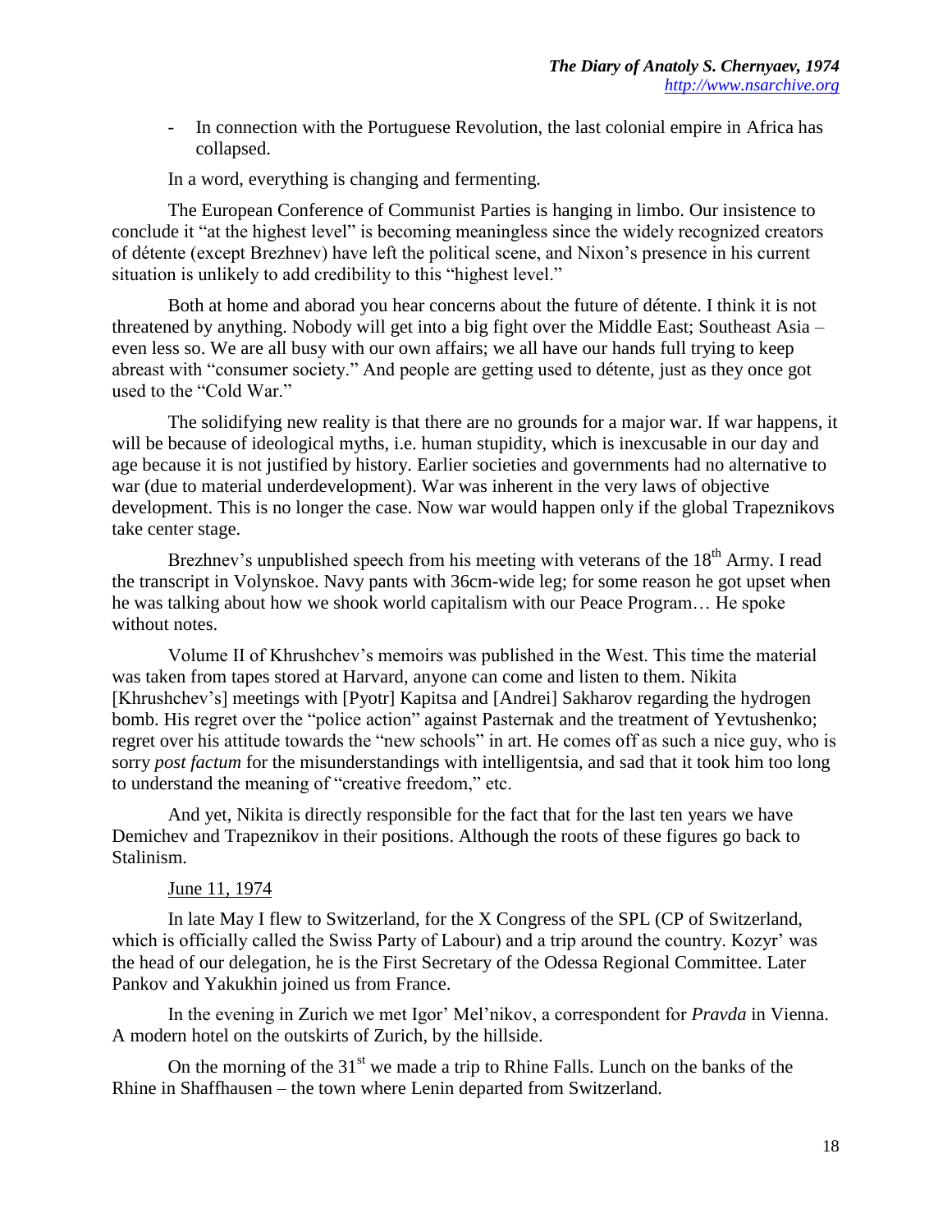- In connection with the Portuguese Revolution, the last colonial empire in Africa has collapsed.

In a word, everything is changing and fermenting.

The European Conference of Communist Parties is hanging in limbo. Our insistence to conclude it "at the highest level" is becoming meaningless since the widely recognized creators of détente (except Brezhnev) have left the political scene, and Nixon's presence in his current situation is unlikely to add credibility to this "highest level."

Both at home and aborad you hear concerns about the future of détente. I think it is not threatened by anything. Nobody will get into a big fight over the Middle East; Southeast Asia – even less so. We are all busy with our own affairs; we all have our hands full trying to keep abreast with "consumer society." And people are getting used to détente, just as they once got used to the "Cold War."

The solidifying new reality is that there are no grounds for a major war. If war happens, it will be because of ideological myths, i.e. human stupidity, which is inexcusable in our day and age because it is not justified by history. Earlier societies and governments had no alternative to war (due to material underdevelopment). War was inherent in the very laws of objective development. This is no longer the case. Now war would happen only if the global Trapeznikovs take center stage.

Brezhnev's unpublished speech from his meeting with veterans of the 18th Army. I read the transcript in Volynskoe. Navy pants with 36cm-wide leg; for some reason he got upset when he was talking about how we shook world capitalism with our Peace Program… He spoke without notes.

Volume II of Khrushchev's memoirs was published in the West. This time the material was taken from tapes stored at Harvard, anyone can come and listen to them. Nikita [Khrushchev's] meetings with [Pyotr] Kapitsa and [Andrei] Sakharov regarding the hydrogen bomb. His regret over the "police action" against Pasternak and the treatment of Yevtushenko; regret over his attitude towards the "new schools" in art. He comes off as such a nice guy, who is sorry *post factum* for the misunderstandings with intelligentsia, and sad that it took him too long to understand the meaning of "creative freedom," etc.

And yet, Nikita is directly responsible for the fact that for the last ten years we have Demichev and Trapeznikov in their positions. Although the roots of these figures go back to Stalinism.

June 11, 1974

In late May I flew to Switzerland, for the X Congress of the SPL (CP of Switzerland, which is officially called the Swiss Party of Labour) and a trip around the country. Kozyr' was the head of our delegation, he is the First Secretary of the Odessa Regional Committee. Later Pankov and Yakukhin joined us from France.

In the evening in Zurich we met Igor' Mel'nikov, a correspondent for *Pravda* in Vienna. A modern hotel on the outskirts of Zurich, by the hillside.

On the morning of the 31st we made a trip to Rhine Falls. Lunch on the banks of the Rhine in Shaffhausen – the town where Lenin departed from Switzerland.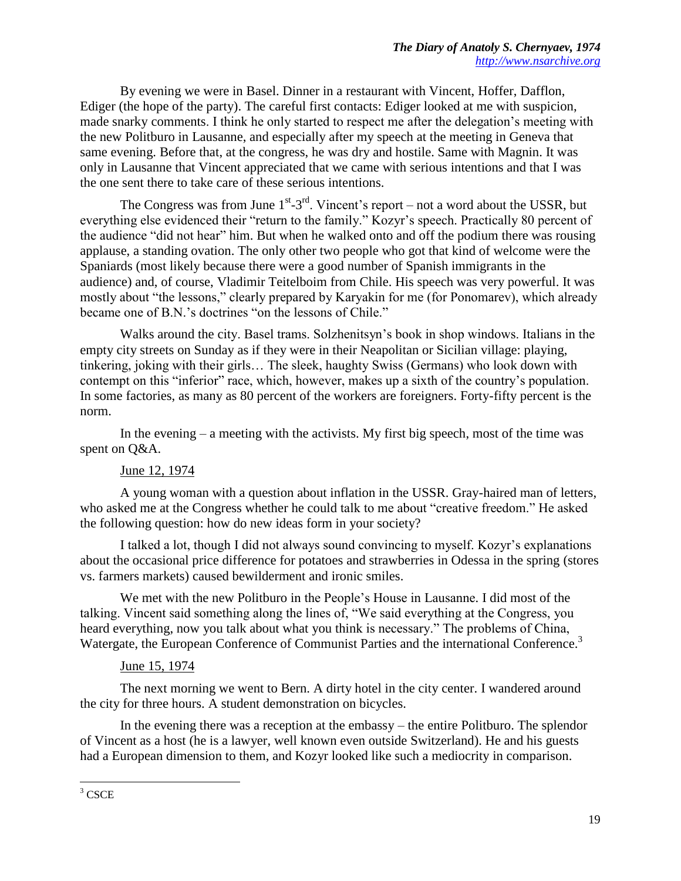By evening we were in Basel. Dinner in a restaurant with Vincent, Hoffer, Dafflon, Ediger (the hope of the party). The careful first contacts: Ediger looked at me with suspicion, made snarky comments. I think he only started to respect me after the delegation's meeting with the new Politburo in Lausanne, and especially after my speech at the meeting in Geneva that same evening. Before that, at the congress, he was dry and hostile. Same with Magnin. It was only in Lausanne that Vincent appreciated that we came with serious intentions and that I was the one sent there to take care of these serious intentions.

The Congress was from June 1st-3rd. Vincent's report – not a word about the USSR, but everything else evidenced their "return to the family." Kozyr's speech. Practically 80 percent of the audience "did not hear" him. But when he walked onto and off the podium there was rousing applause, a standing ovation. The only other two people who got that kind of welcome were the Spaniards (most likely because there were a good number of Spanish immigrants in the audience) and, of course, Vladimir Teitelboim from Chile. His speech was very powerful. It was mostly about "the lessons," clearly prepared by Karyakin for me (for Ponomarev), which already became one of B.N.'s doctrines "on the lessons of Chile."

Walks around the city. Basel trams. Solzhenitsyn's book in shop windows. Italians in the empty city streets on Sunday as if they were in their Neapolitan or Sicilian village: playing, tinkering, joking with their girls… The sleek, haughty Swiss (Germans) who look down with contempt on this "inferior" race, which, however, makes up a sixth of the country's population. In some factories, as many as 80 percent of the workers are foreigners. Forty-fifty percent is the norm.

In the evening – a meeting with the activists. My first big speech, most of the time was spent on Q&A.

June 12, 1974

A young woman with a question about inflation in the USSR. Gray-haired man of letters, who asked me at the Congress whether he could talk to me about "creative freedom." He asked the following question: how do new ideas form in your society?

I talked a lot, though I did not always sound convincing to myself. Kozyr's explanations about the occasional price difference for potatoes and strawberries in Odessa in the spring (stores vs. farmers markets) caused bewilderment and ironic smiles.

We met with the new Politburo in the People's House in Lausanne. I did most of the talking. Vincent said something along the lines of, "We said everything at the Congress, you heard everything, now you talk about what you think is necessary." The problems of China, Watergate, the European Conference of Communist Parties and the international Conference.[3]

June 15, 1974

The next morning we went to Bern. A dirty hotel in the city center. I wandered around the city for three hours. A student demonstration on bicycles.

In the evening there was a reception at the embassy – the entire Politburo. The splendor of Vincent as a host (he is a lawyer, well known even outside Switzerland). He and his guests had a European dimension to them, and Kozyr looked like such a mediocrity in comparison.

---

[3] CSCE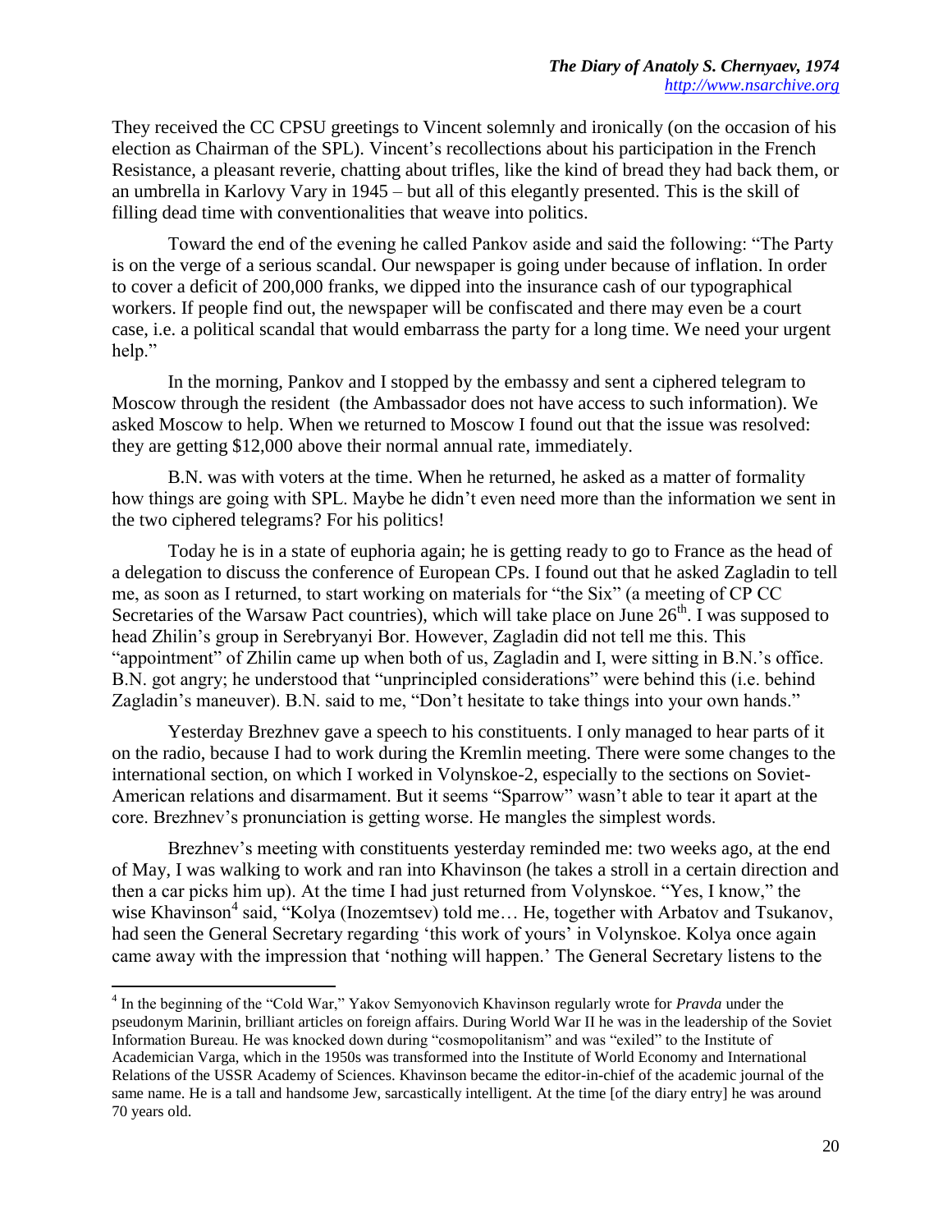They received the CC CPSU greetings to Vincent solemnly and ironically (on the occasion of his election as Chairman of the SPL). Vincent's recollections about his participation in the French Resistance, a pleasant reverie, chatting about trifles, like the kind of bread they had back them, or an umbrella in Karlovy Vary in 1945 – but all of this elegantly presented. This is the skill of filling dead time with conventionalities that weave into politics.

Toward the end of the evening he called Pankov aside and said the following: "The Party is on the verge of a serious scandal. Our newspaper is going under because of inflation. In order to cover a deficit of 200,000 franks, we dipped into the insurance cash of our typographical workers. If people find out, the newspaper will be confiscated and there may even be a court case, i.e. a political scandal that would embarrass the party for a long time. We need your urgent help."

In the morning, Pankov and I stopped by the embassy and sent a ciphered telegram to Moscow through the resident (the Ambassador does not have access to such information). We asked Moscow to help. When we returned to Moscow I found out that the issue was resolved: they are getting $12,000 above their normal annual rate, immediately.

B.N. was with voters at the time. When he returned, he asked as a matter of formality how things are going with SPL. Maybe he didn't even need more than the information we sent in the two ciphered telegrams? For his politics!

Today he is in a state of euphoria again; he is getting ready to go to France as the head of a delegation to discuss the conference of European CPs. I found out that he asked Zagladin to tell me, as soon as I returned, to start working on materials for "the Six" (a meeting of CP CC Secretaries of the Warsaw Pact countries), which will take place on June 26th. I was supposed to head Zhilin's group in Serebryanyi Bor. However, Zagladin did not tell me this. This "appointment" of Zhilin came up when both of us, Zagladin and I, were sitting in B.N.'s office. B.N. got angry; he understood that "unprincipled considerations" were behind this (i.e. behind Zagladin's maneuver). B.N. said to me, "Don't hesitate to take things into your own hands."

Yesterday Brezhnev gave a speech to his constituents. I only managed to hear parts of it on the radio, because I had to work during the Kremlin meeting. There were some changes to the international section, on which I worked in Volynskoe-2, especially to the sections on Soviet-American relations and disarmament. But it seems "Sparrow" wasn't able to tear it apart at the core. Brezhnev's pronunciation is getting worse. He mangles the simplest words.

Brezhnev's meeting with constituents yesterday reminded me: two weeks ago, at the end of May, I was walking to work and ran into Khavinson (he takes a stroll in a certain direction and then a car picks him up). At the time I had just returned from Volynskoe. "Yes, I know," the wise Khavinson[4] said, "Kolya (Inozemtsev) told me… He, together with Arbatov and Tsukanov, had seen the General Secretary regarding 'this work of yours' in Volynskoe. Kolya once again came away with the impression that 'nothing will happen.' The General Secretary listens to the

---

[4] In the beginning of the "Cold War," Yakov Semyonovich Khavinson regularly wrote for *Pravda* under the pseudonym Marinin, brilliant articles on foreign affairs. During World War II he was in the leadership of the Soviet Information Bureau. He was knocked down during "cosmopolitanism" and was "exiled" to the Institute of Academician Varga, which in the 1950s was transformed into the Institute of World Economy and International Relations of the USSR Academy of Sciences. Khavinson became the editor-in-chief of the academic journal of the same name. He is a tall and handsome Jew, sarcastically intelligent. At the time [of the diary entry] he was around 70 years old.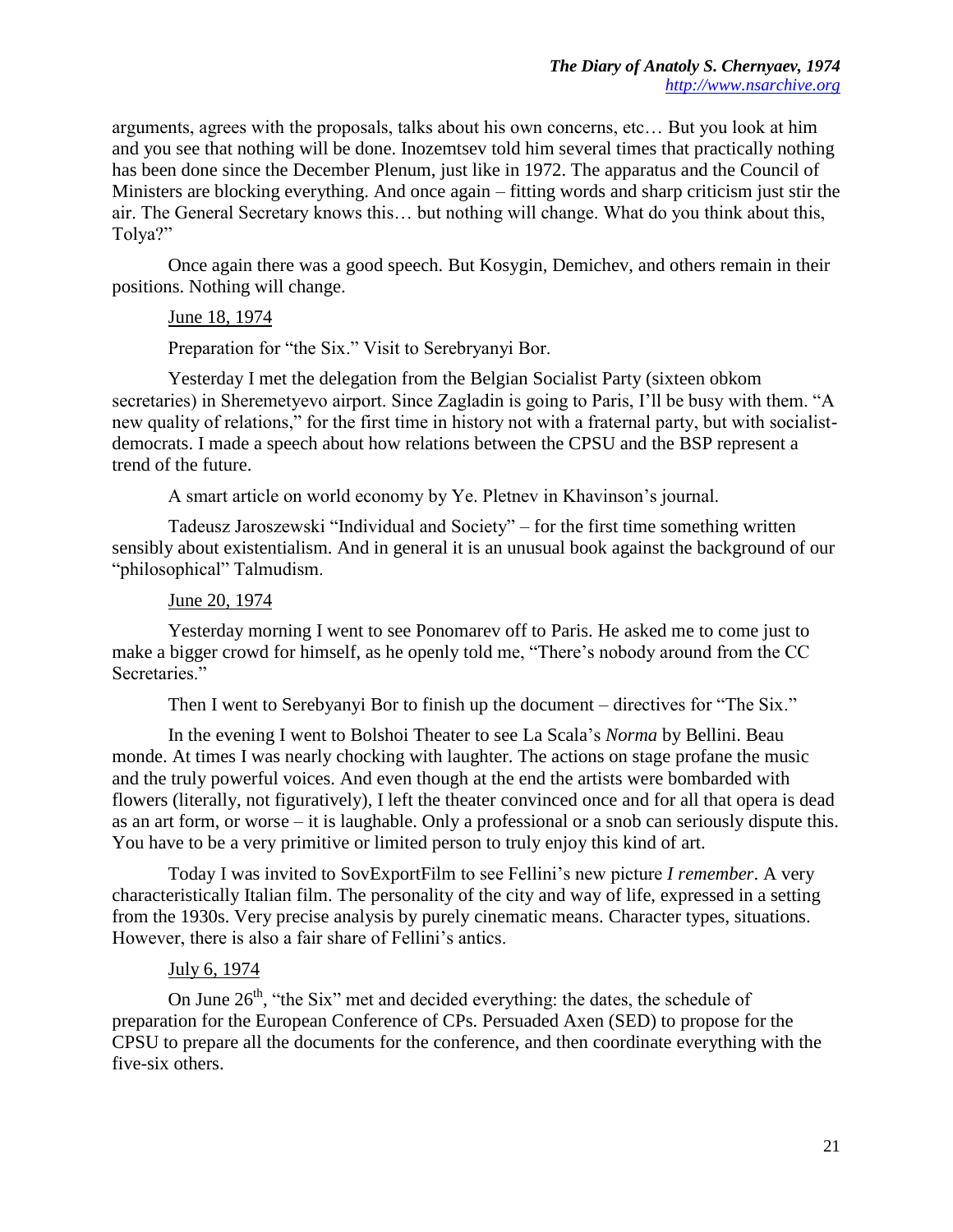arguments, agrees with the proposals, talks about his own concerns, etc… But you look at him and you see that nothing will be done. Inozemtsev told him several times that practically nothing has been done since the December Plenum, just like in 1972. The apparatus and the Council of Ministers are blocking everything. And once again – fitting words and sharp criticism just stir the air. The General Secretary knows this… but nothing will change. What do you think about this, Tolya?"

Once again there was a good speech. But Kosygin, Demichev, and others remain in their positions. Nothing will change.

June 18, 1974

Preparation for "the Six." Visit to Serebryanyi Bor.

Yesterday I met the delegation from the Belgian Socialist Party (sixteen obkom secretaries) in Sheremetyevo airport. Since Zagladin is going to Paris, I'll be busy with them. "A new quality of relations," for the first time in history not with a fraternal party, but with socialist-democrats. I made a speech about how relations between the CPSU and the BSP represent a trend of the future.

A smart article on world economy by Ye. Pletnev in Khavinson's journal.

Tadeusz Jaroszewski "Individual and Society" – for the first time something written sensibly about existentialism. And in general it is an unusual book against the background of our "philosophical" Talmudism.

June 20, 1974

Yesterday morning I went to see Ponomarev off to Paris. He asked me to come just to make a bigger crowd for himself, as he openly told me, "There's nobody around from the CC Secretaries."

Then I went to Serebyanyi Bor to finish up the document – directives for "The Six."

In the evening I went to Bolshoi Theater to see La Scala's *Norma* by Bellini. Beau monde. At times I was nearly chocking with laughter. The actions on stage profane the music and the truly powerful voices. And even though at the end the artists were bombarded with flowers (literally, not figuratively), I left the theater convinced once and for all that opera is dead as an art form, or worse – it is laughable. Only a professional or a snob can seriously dispute this. You have to be a very primitive or limited person to truly enjoy this kind of art.

Today I was invited to SovExportFilm to see Fellini's new picture *I remember*. A very characteristically Italian film. The personality of the city and way of life, expressed in a setting from the 1930s. Very precise analysis by purely cinematic means. Character types, situations. However, there is also a fair share of Fellini's antics.

July 6, 1974

On June 26th, "the Six" met and decided everything: the dates, the schedule of preparation for the European Conference of CPs. Persuaded Axen (SED) to propose for the CPSU to prepare all the documents for the conference, and then coordinate everything with the five-six others.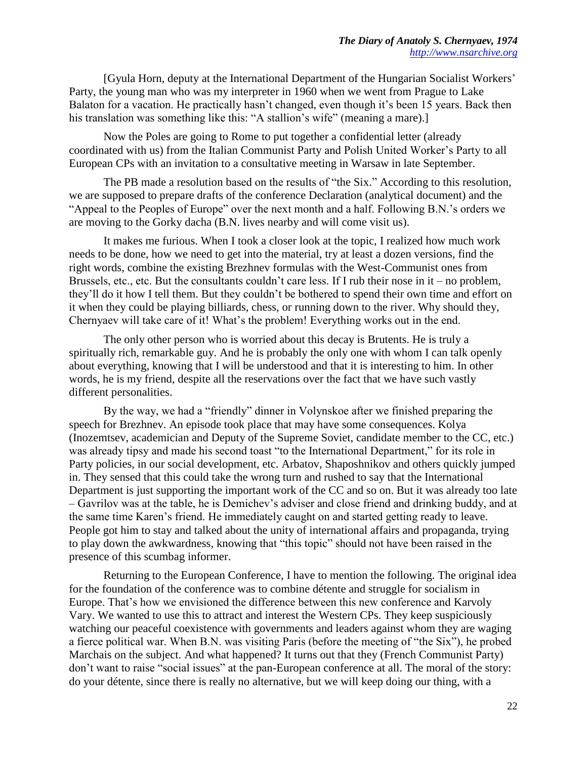[Gyula Horn, deputy at the International Department of the Hungarian Socialist Workers' Party, the young man who was my interpreter in 1960 when we went from Prague to Lake Balaton for a vacation. He practically hasn't changed, even though it's been 15 years. Back then his translation was something like this: "A stallion's wife" (meaning a mare).]

Now the Poles are going to Rome to put together a confidential letter (already coordinated with us) from the Italian Communist Party and Polish United Worker's Party to all European CPs with an invitation to a consultative meeting in Warsaw in late September.

The PB made a resolution based on the results of "the Six." According to this resolution, we are supposed to prepare drafts of the conference Declaration (analytical document) and the "Appeal to the Peoples of Europe" over the next month and a half. Following B.N.'s orders we are moving to the Gorky dacha (B.N. lives nearby and will come visit us).

It makes me furious. When I took a closer look at the topic, I realized how much work needs to be done, how we need to get into the material, try at least a dozen versions, find the right words, combine the existing Brezhnev formulas with the West-Communist ones from Brussels, etc., etc. But the consultants couldn't care less. If I rub their nose in it – no problem, they'll do it how I tell them. But they couldn't be bothered to spend their own time and effort on it when they could be playing billiards, chess, or running down to the river. Why should they, Chernyaev will take care of it! What's the problem! Everything works out in the end.

The only other person who is worried about this decay is Brutents. He is truly a spiritually rich, remarkable guy. And he is probably the only one with whom I can talk openly about everything, knowing that I will be understood and that it is interesting to him. In other words, he is my friend, despite all the reservations over the fact that we have such vastly different personalities.

By the way, we had a "friendly" dinner in Volynskoe after we finished preparing the speech for Brezhnev. An episode took place that may have some consequences. Kolya (Inozemtsev, academician and Deputy of the Supreme Soviet, candidate member to the CC, etc.) was already tipsy and made his second toast "to the International Department," for its role in Party policies, in our social development, etc. Arbatov, Shaposhnikov and others quickly jumped in. They sensed that this could take the wrong turn and rushed to say that the International Department is just supporting the important work of the CC and so on. But it was already too late – Gavrilov was at the table, he is Demichev's adviser and close friend and drinking buddy, and at the same time Karen's friend. He immediately caught on and started getting ready to leave. People got him to stay and talked about the unity of international affairs and propaganda, trying to play down the awkwardness, knowing that "this topic" should not have been raised in the presence of this scumbag informer.

Returning to the European Conference, I have to mention the following. The original idea for the foundation of the conference was to combine détente and struggle for socialism in Europe. That's how we envisioned the difference between this new conference and Karvoly Vary. We wanted to use this to attract and interest the Western CPs. They keep suspiciously watching our peaceful coexistence with governments and leaders against whom they are waging a fierce political war. When B.N. was visiting Paris (before the meeting of "the Six"), he probed Marchais on the subject. And what happened? It turns out that they (French Communist Party) don't want to raise "social issues" at the pan-European conference at all. The moral of the story: do your détente, since there is really no alternative, but we will keep doing our thing, with a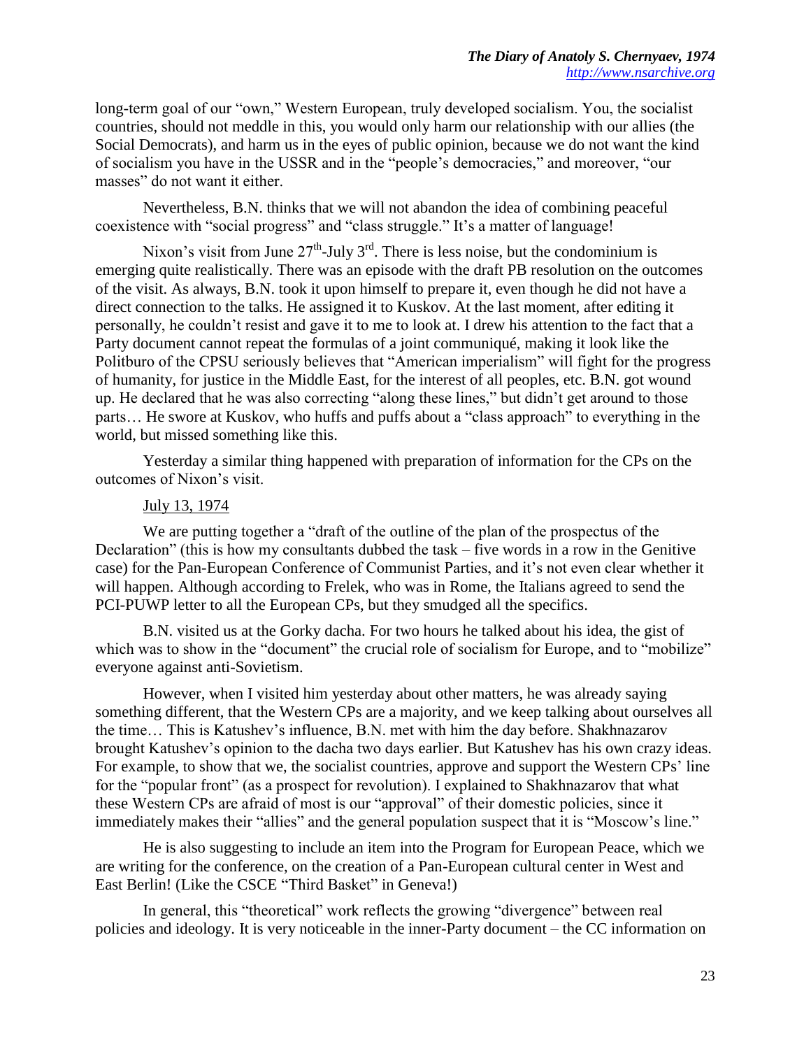long-term goal of our "own," Western European, truly developed socialism. You, the socialist countries, should not meddle in this, you would only harm our relationship with our allies (the Social Democrats), and harm us in the eyes of public opinion, because we do not want the kind of socialism you have in the USSR and in the "people's democracies," and moreover, "our masses" do not want it either.

Nevertheless, B.N. thinks that we will not abandon the idea of combining peaceful coexistence with "social progress" and "class struggle." It's a matter of language!

Nixon's visit from June 27th-July 3rd. There is less noise, but the condominium is emerging quite realistically. There was an episode with the draft PB resolution on the outcomes of the visit. As always, B.N. took it upon himself to prepare it, even though he did not have a direct connection to the talks. He assigned it to Kuskov. At the last moment, after editing it personally, he couldn't resist and gave it to me to look at. I drew his attention to the fact that a Party document cannot repeat the formulas of a joint communiqué, making it look like the Politburo of the CPSU seriously believes that "American imperialism" will fight for the progress of humanity, for justice in the Middle East, for the interest of all peoples, etc. B.N. got wound up. He declared that he was also correcting "along these lines," but didn't get around to those parts… He swore at Kuskov, who huffs and puffs about a "class approach" to everything in the world, but missed something like this.

Yesterday a similar thing happened with preparation of information for the CPs on the outcomes of Nixon's visit.

July 13, 1974

We are putting together a "draft of the outline of the plan of the prospectus of the Declaration" (this is how my consultants dubbed the task – five words in a row in the Genitive case) for the Pan-European Conference of Communist Parties, and it's not even clear whether it will happen. Although according to Frelek, who was in Rome, the Italians agreed to send the PCI-PUWP letter to all the European CPs, but they smudged all the specifics.

B.N. visited us at the Gorky dacha. For two hours he talked about his idea, the gist of which was to show in the "document" the crucial role of socialism for Europe, and to "mobilize" everyone against anti-Sovietism.

However, when I visited him yesterday about other matters, he was already saying something different, that the Western CPs are a majority, and we keep talking about ourselves all the time… This is Katushev's influence, B.N. met with him the day before. Shakhnazarov brought Katushev's opinion to the dacha two days earlier. But Katushev has his own crazy ideas. For example, to show that we, the socialist countries, approve and support the Western CPs' line for the "popular front" (as a prospect for revolution). I explained to Shakhnazarov that what these Western CPs are afraid of most is our "approval" of their domestic policies, since it immediately makes their "allies" and the general population suspect that it is "Moscow's line."

He is also suggesting to include an item into the Program for European Peace, which we are writing for the conference, on the creation of a Pan-European cultural center in West and East Berlin! (Like the CSCE "Third Basket" in Geneva!)

In general, this "theoretical" work reflects the growing "divergence" between real policies and ideology. It is very noticeable in the inner-Party document – the CC information on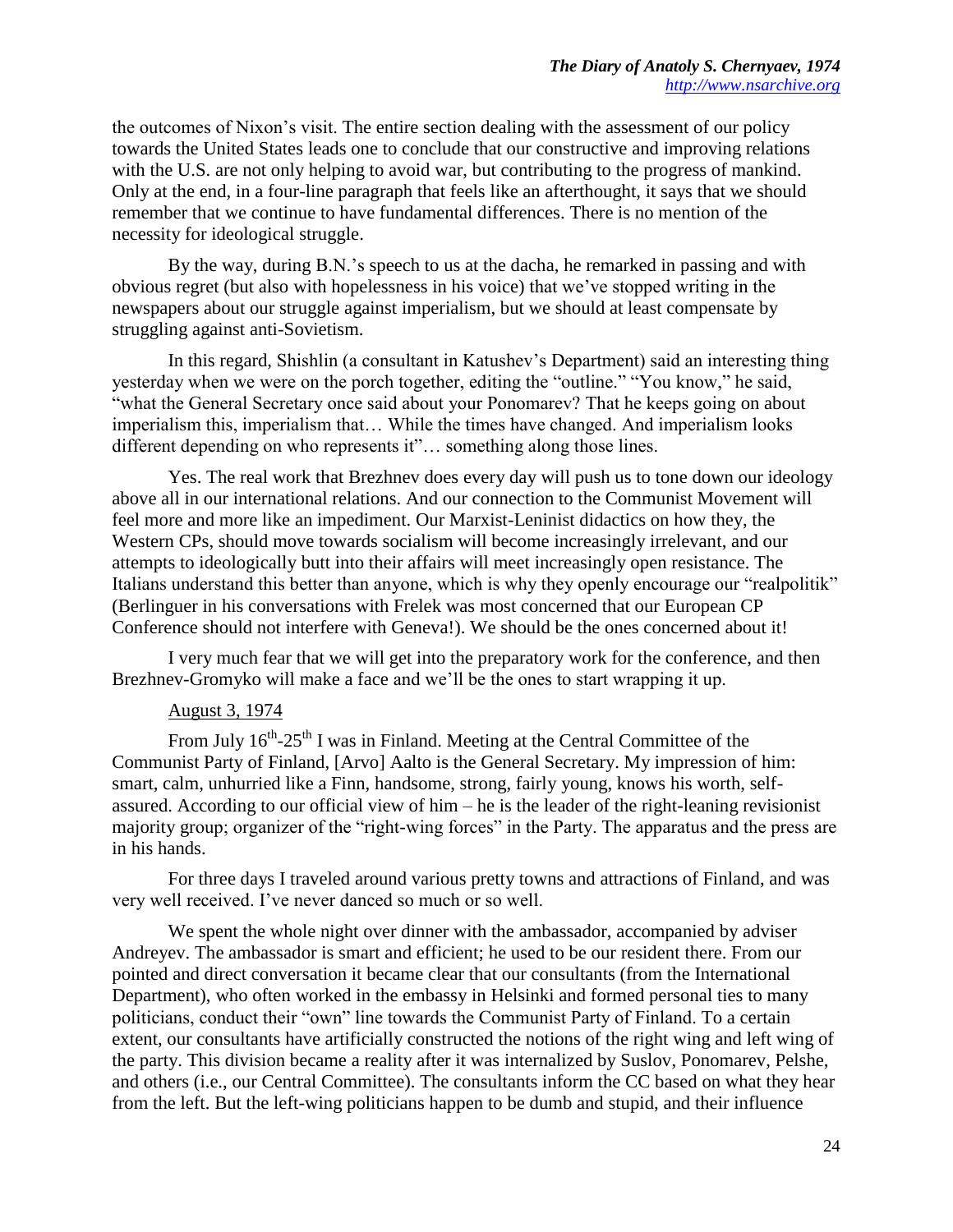the outcomes of Nixon's visit. The entire section dealing with the assessment of our policy towards the United States leads one to conclude that our constructive and improving relations with the U.S. are not only helping to avoid war, but contributing to the progress of mankind. Only at the end, in a four-line paragraph that feels like an afterthought, it says that we should remember that we continue to have fundamental differences. There is no mention of the necessity for ideological struggle.

By the way, during B.N.'s speech to us at the dacha, he remarked in passing and with obvious regret (but also with hopelessness in his voice) that we've stopped writing in the newspapers about our struggle against imperialism, but we should at least compensate by struggling against anti-Sovietism.

In this regard, Shishlin (a consultant in Katushev's Department) said an interesting thing yesterday when we were on the porch together, editing the "outline." "You know," he said, "what the General Secretary once said about your Ponomarev? That he keeps going on about imperialism this, imperialism that… While the times have changed. And imperialism looks different depending on who represents it"… something along those lines.

Yes. The real work that Brezhnev does every day will push us to tone down our ideology above all in our international relations. And our connection to the Communist Movement will feel more and more like an impediment. Our Marxist-Leninist didactics on how they, the Western CPs, should move towards socialism will become increasingly irrelevant, and our attempts to ideologically butt into their affairs will meet increasingly open resistance. The Italians understand this better than anyone, which is why they openly encourage our "realpolitik" (Berlinguer in his conversations with Frelek was most concerned that our European CP Conference should not interfere with Geneva!). We should be the ones concerned about it!

I very much fear that we will get into the preparatory work for the conference, and then Brezhnev-Gromyko will make a face and we'll be the ones to start wrapping it up.

<u>August 3, 1974</u>

From July 16th-25th I was in Finland. Meeting at the Central Committee of the Communist Party of Finland, [Arvo] Aalto is the General Secretary. My impression of him: smart, calm, unhurried like a Finn, handsome, strong, fairly young, knows his worth, self-assured. According to our official view of him – he is the leader of the right-leaning revisionist majority group; organizer of the "right-wing forces" in the Party. The apparatus and the press are in his hands.

For three days I traveled around various pretty towns and attractions of Finland, and was very well received. I've never danced so much or so well.

We spent the whole night over dinner with the ambassador, accompanied by adviser Andreyev. The ambassador is smart and efficient; he used to be our resident there. From our pointed and direct conversation it became clear that our consultants (from the International Department), who often worked in the embassy in Helsinki and formed personal ties to many politicians, conduct their "own" line towards the Communist Party of Finland. To a certain extent, our consultants have artificially constructed the notions of the right wing and left wing of the party. This division became a reality after it was internalized by Suslov, Ponomarev, Pelshe, and others (i.e., our Central Committee). The consultants inform the CC based on what they hear from the left. But the left-wing politicians happen to be dumb and stupid, and their influence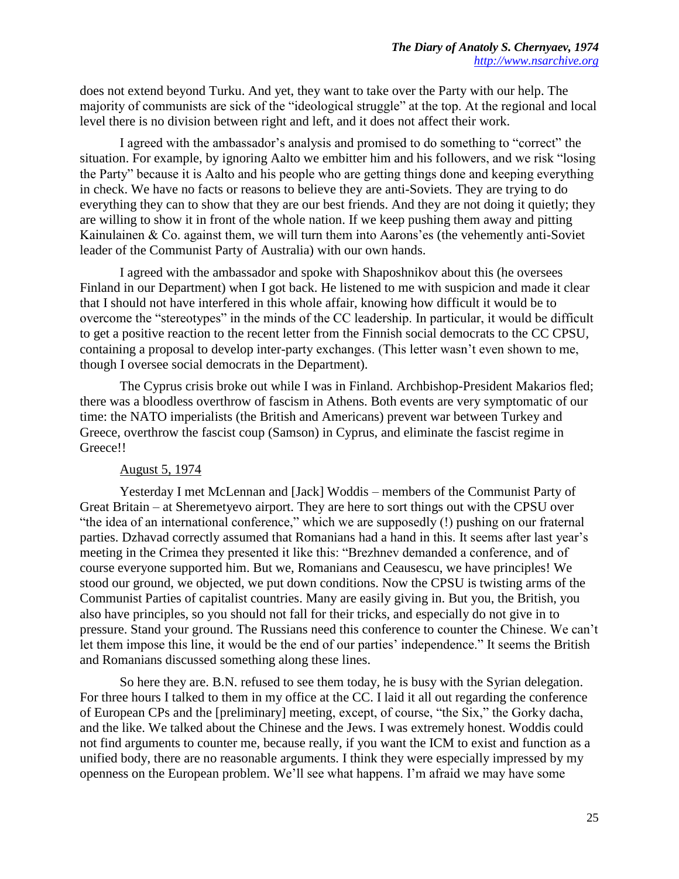does not extend beyond Turku. And yet, they want to take over the Party with our help. The majority of communists are sick of the "ideological struggle" at the top. At the regional and local level there is no division between right and left, and it does not affect their work.

I agreed with the ambassador's analysis and promised to do something to "correct" the situation. For example, by ignoring Aalto we embitter him and his followers, and we risk "losing the Party" because it is Aalto and his people who are getting things done and keeping everything in check. We have no facts or reasons to believe they are anti-Soviets. They are trying to do everything they can to show that they are our best friends. And they are not doing it quietly; they are willing to show it in front of the whole nation. If we keep pushing them away and pitting Kainulainen & Co. against them, we will turn them into Aarons'es (the vehemently anti-Soviet leader of the Communist Party of Australia) with our own hands.

I agreed with the ambassador and spoke with Shaposhnikov about this (he oversees Finland in our Department) when I got back. He listened to me with suspicion and made it clear that I should not have interfered in this whole affair, knowing how difficult it would be to overcome the "stereotypes" in the minds of the CC leadership. In particular, it would be difficult to get a positive reaction to the recent letter from the Finnish social democrats to the CC CPSU, containing a proposal to develop inter-party exchanges. (This letter wasn't even shown to me, though I oversee social democrats in the Department).

The Cyprus crisis broke out while I was in Finland. Archbishop-President Makarios fled; there was a bloodless overthrow of fascism in Athens. Both events are very symptomatic of our time: the NATO imperialists (the British and Americans) prevent war between Turkey and Greece, overthrow the fascist coup (Samson) in Cyprus, and eliminate the fascist regime in Greece!!

August 5, 1974

Yesterday I met McLennan and [Jack] Woddis – members of the Communist Party of Great Britain – at Sheremetyevo airport. They are here to sort things out with the CPSU over "the idea of an international conference," which we are supposedly (!) pushing on our fraternal parties. Dzhavad correctly assumed that Romanians had a hand in this. It seems after last year's meeting in the Crimea they presented it like this: "Brezhnev demanded a conference, and of course everyone supported him. But we, Romanians and Ceausescu, we have principles! We stood our ground, we objected, we put down conditions. Now the CPSU is twisting arms of the Communist Parties of capitalist countries. Many are easily giving in. But you, the British, you also have principles, so you should not fall for their tricks, and especially do not give in to pressure. Stand your ground. The Russians need this conference to counter the Chinese. We can't let them impose this line, it would be the end of our parties' independence." It seems the British and Romanians discussed something along these lines.

So here they are. B.N. refused to see them today, he is busy with the Syrian delegation. For three hours I talked to them in my office at the CC. I laid it all out regarding the conference of European CPs and the [preliminary] meeting, except, of course, "the Six," the Gorky dacha, and the like. We talked about the Chinese and the Jews. I was extremely honest. Woddis could not find arguments to counter me, because really, if you want the ICM to exist and function as a unified body, there are no reasonable arguments. I think they were especially impressed by my openness on the European problem. We'll see what happens. I'm afraid we may have some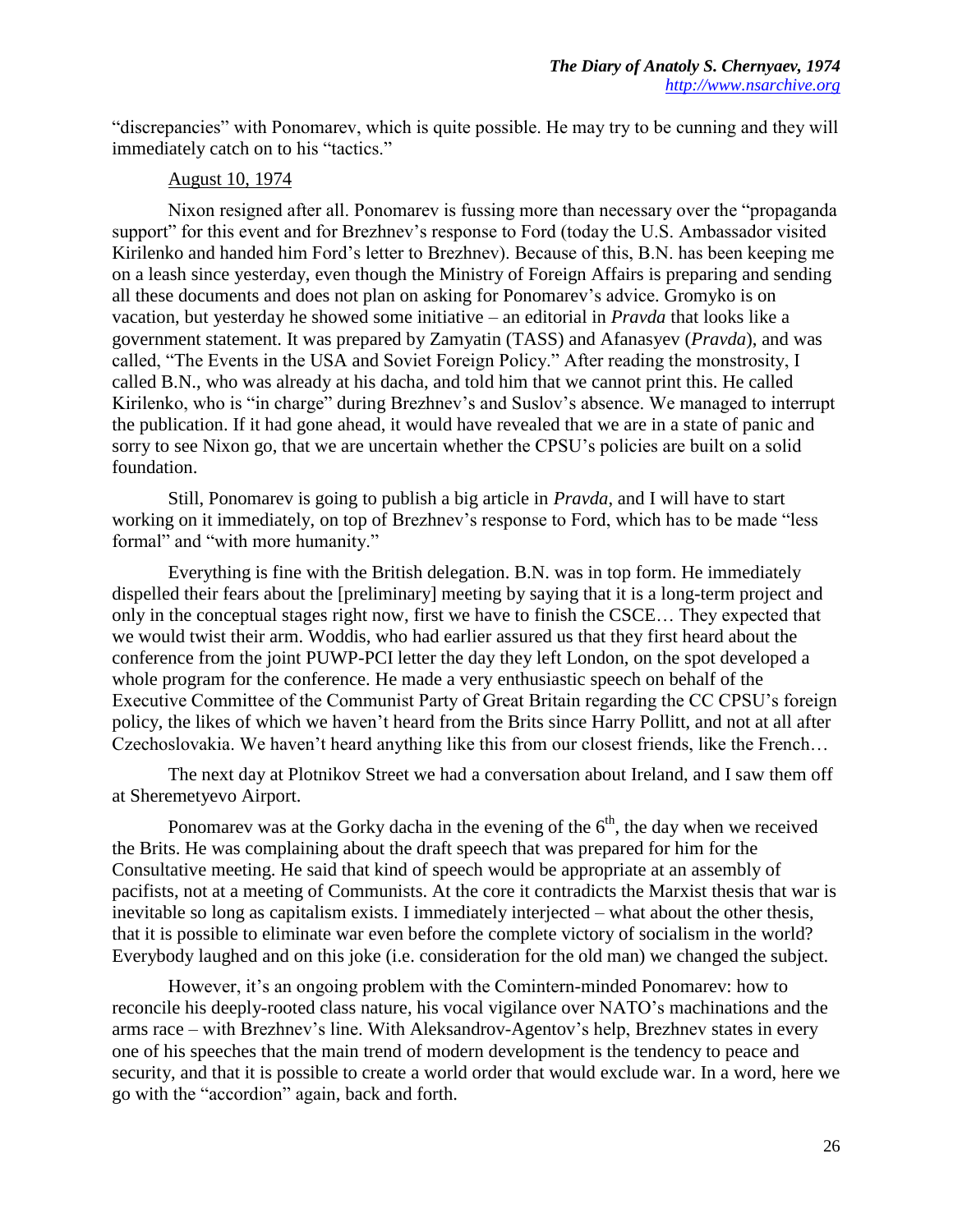"discrepancies" with Ponomarev, which is quite possible. He may try to be cunning and they will immediately catch on to his "tactics."

August 10, 1974

Nixon resigned after all. Ponomarev is fussing more than necessary over the "propaganda support" for this event and for Brezhnev's response to Ford (today the U.S. Ambassador visited Kirilenko and handed him Ford's letter to Brezhnev). Because of this, B.N. has been keeping me on a leash since yesterday, even though the Ministry of Foreign Affairs is preparing and sending all these documents and does not plan on asking for Ponomarev's advice. Gromyko is on vacation, but yesterday he showed some initiative – an editorial in *Pravda* that looks like a government statement. It was prepared by Zamyatin (TASS) and Afanasyev (*Pravda*), and was called, "The Events in the USA and Soviet Foreign Policy." After reading the monstrosity, I called B.N., who was already at his dacha, and told him that we cannot print this. He called Kirilenko, who is "in charge" during Brezhnev's and Suslov's absence. We managed to interrupt the publication. If it had gone ahead, it would have revealed that we are in a state of panic and sorry to see Nixon go, that we are uncertain whether the CPSU's policies are built on a solid foundation.

Still, Ponomarev is going to publish a big article in *Pravda*, and I will have to start working on it immediately, on top of Brezhnev's response to Ford, which has to be made "less formal" and "with more humanity."

Everything is fine with the British delegation. B.N. was in top form. He immediately dispelled their fears about the [preliminary] meeting by saying that it is a long-term project and only in the conceptual stages right now, first we have to finish the CSCE… They expected that we would twist their arm. Woddis, who had earlier assured us that they first heard about the conference from the joint PUWP-PCI letter the day they left London, on the spot developed a whole program for the conference. He made a very enthusiastic speech on behalf of the Executive Committee of the Communist Party of Great Britain regarding the CC CPSU's foreign policy, the likes of which we haven't heard from the Brits since Harry Pollitt, and not at all after Czechoslovakia. We haven't heard anything like this from our closest friends, like the French…

The next day at Plotnikov Street we had a conversation about Ireland, and I saw them off at Sheremetyevo Airport.

Ponomarev was at the Gorky dacha in the evening of the 6th, the day when we received the Brits. He was complaining about the draft speech that was prepared for him for the Consultative meeting. He said that kind of speech would be appropriate at an assembly of pacifists, not at a meeting of Communists. At the core it contradicts the Marxist thesis that war is inevitable so long as capitalism exists. I immediately interjected – what about the other thesis, that it is possible to eliminate war even before the complete victory of socialism in the world? Everybody laughed and on this joke (i.e. consideration for the old man) we changed the subject.

However, it's an ongoing problem with the Comintern-minded Ponomarev: how to reconcile his deeply-rooted class nature, his vocal vigilance over NATO's machinations and the arms race – with Brezhnev's line. With Aleksandrov-Agentov's help, Brezhnev states in every one of his speeches that the main trend of modern development is the tendency to peace and security, and that it is possible to create a world order that would exclude war. In a word, here we go with the "accordion" again, back and forth.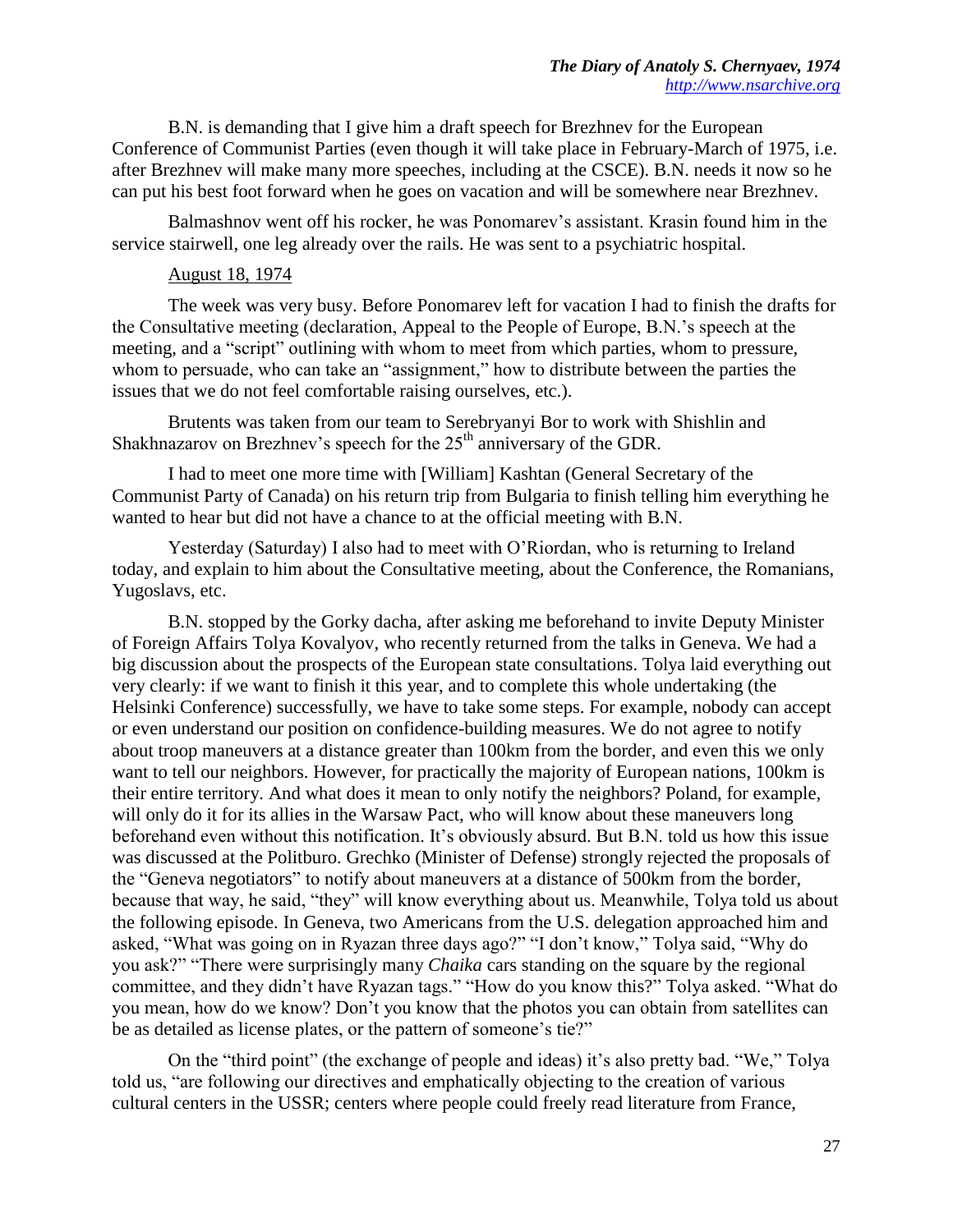B.N. is demanding that I give him a draft speech for Brezhnev for the European Conference of Communist Parties (even though it will take place in February-March of 1975, i.e. after Brezhnev will make many more speeches, including at the CSCE). B.N. needs it now so he can put his best foot forward when he goes on vacation and will be somewhere near Brezhnev.

Balmashnov went off his rocker, he was Ponomarev's assistant. Krasin found him in the service stairwell, one leg already over the rails. He was sent to a psychiatric hospital.

August 18, 1974

The week was very busy. Before Ponomarev left for vacation I had to finish the drafts for the Consultative meeting (declaration, Appeal to the People of Europe, B.N.'s speech at the meeting, and a "script" outlining with whom to meet from which parties, whom to pressure, whom to persuade, who can take an "assignment," how to distribute between the parties the issues that we do not feel comfortable raising ourselves, etc.).

Brutents was taken from our team to Serebryanyi Bor to work with Shishlin and Shakhnazarov on Brezhnev's speech for the 25th anniversary of the GDR.

I had to meet one more time with [William] Kashtan (General Secretary of the Communist Party of Canada) on his return trip from Bulgaria to finish telling him everything he wanted to hear but did not have a chance to at the official meeting with B.N.

Yesterday (Saturday) I also had to meet with O'Riordan, who is returning to Ireland today, and explain to him about the Consultative meeting, about the Conference, the Romanians, Yugoslavs, etc.

B.N. stopped by the Gorky dacha, after asking me beforehand to invite Deputy Minister of Foreign Affairs Tolya Kovalyov, who recently returned from the talks in Geneva. We had a big discussion about the prospects of the European state consultations. Tolya laid everything out very clearly: if we want to finish it this year, and to complete this whole undertaking (the Helsinki Conference) successfully, we have to take some steps. For example, nobody can accept or even understand our position on confidence-building measures. We do not agree to notify about troop maneuvers at a distance greater than 100km from the border, and even this we only want to tell our neighbors. However, for practically the majority of European nations, 100km is their entire territory. And what does it mean to only notify the neighbors? Poland, for example, will only do it for its allies in the Warsaw Pact, who will know about these maneuvers long beforehand even without this notification. It's obviously absurd. But B.N. told us how this issue was discussed at the Politburo. Grechko (Minister of Defense) strongly rejected the proposals of the "Geneva negotiators" to notify about maneuvers at a distance of 500km from the border, because that way, he said, "they" will know everything about us. Meanwhile, Tolya told us about the following episode. In Geneva, two Americans from the U.S. delegation approached him and asked, "What was going on in Ryazan three days ago?" "I don't know," Tolya said, "Why do you ask?" "There were surprisingly many *Chaika* cars standing on the square by the regional committee, and they didn't have Ryazan tags." "How do you know this?" Tolya asked. "What do you mean, how do we know? Don't you know that the photos you can obtain from satellites can be as detailed as license plates, or the pattern of someone's tie?"

On the "third point" (the exchange of people and ideas) it's also pretty bad. "We," Tolya told us, "are following our directives and emphatically objecting to the creation of various cultural centers in the USSR; centers where people could freely read literature from France,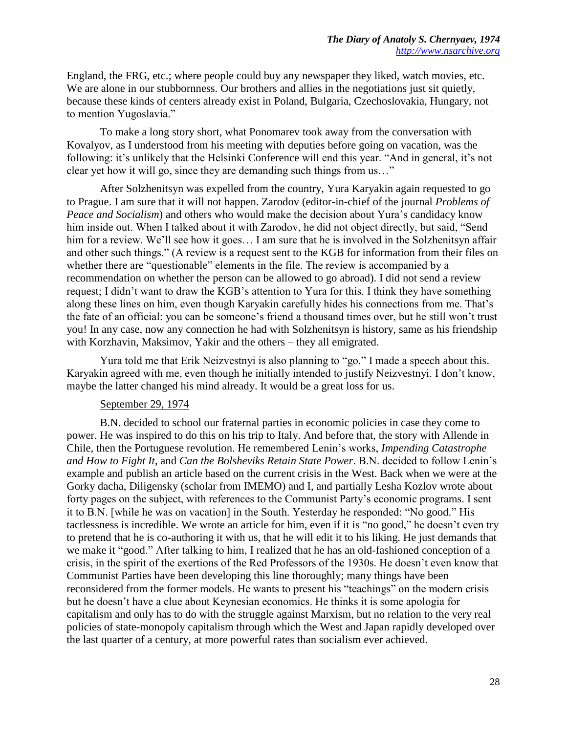England, the FRG, etc.; where people could buy any newspaper they liked, watch movies, etc. We are alone in our stubbornness. Our brothers and allies in the negotiations just sit quietly, because these kinds of centers already exist in Poland, Bulgaria, Czechoslovakia, Hungary, not to mention Yugoslavia."

To make a long story short, what Ponomarev took away from the conversation with Kovalyov, as I understood from his meeting with deputies before going on vacation, was the following: it's unlikely that the Helsinki Conference will end this year. "And in general, it's not clear yet how it will go, since they are demanding such things from us…"

After Solzhenitsyn was expelled from the country, Yura Karyakin again requested to go to Prague. I am sure that it will not happen. Zarodov (editor-in-chief of the journal *Problems of Peace and Socialism*) and others who would make the decision about Yura's candidacy know him inside out. When I talked about it with Zarodov, he did not object directly, but said, "Send him for a review. We'll see how it goes… I am sure that he is involved in the Solzhenitsyn affair and other such things." (A review is a request sent to the KGB for information from their files on whether there are "questionable" elements in the file. The review is accompanied by a recommendation on whether the person can be allowed to go abroad). I did not send a review request; I didn't want to draw the KGB's attention to Yura for this. I think they have something along these lines on him, even though Karyakin carefully hides his connections from me. That's the fate of an official: you can be someone's friend a thousand times over, but he still won't trust you! In any case, now any connection he had with Solzhenitsyn is history, same as his friendship with Korzhavin, Maksimov, Yakir and the others – they all emigrated.

Yura told me that Erik Neizvestnyi is also planning to "go." I made a speech about this. Karyakin agreed with me, even though he initially intended to justify Neizvestnyi. I don't know, maybe the latter changed his mind already. It would be a great loss for us.

<u>September 29, 1974</u>

B.N. decided to school our fraternal parties in economic policies in case they come to power. He was inspired to do this on his trip to Italy. And before that, the story with Allende in Chile, then the Portuguese revolution. He remembered Lenin's works, *Impending Catastrophe and How to Fight It*, and *Can the Bolsheviks Retain State Power*. B.N. decided to follow Lenin's example and publish an article based on the current crisis in the West. Back when we were at the Gorky dacha, Diligensky (scholar from IMEMO) and I, and partially Lesha Kozlov wrote about forty pages on the subject, with references to the Communist Party's economic programs. I sent it to B.N. [while he was on vacation] in the South. Yesterday he responded: "No good." His tactlessness is incredible. We wrote an article for him, even if it is "no good," he doesn't even try to pretend that he is co-authoring it with us, that he will edit it to his liking. He just demands that we make it "good." After talking to him, I realized that he has an old-fashioned conception of a crisis, in the spirit of the exertions of the Red Professors of the 1930s. He doesn't even know that Communist Parties have been developing this line thoroughly; many things have been reconsidered from the former models. He wants to present his "teachings" on the modern crisis but he doesn't have a clue about Keynesian economics. He thinks it is some apologia for capitalism and only has to do with the struggle against Marxism, but no relation to the very real policies of state-monopoly capitalism through which the West and Japan rapidly developed over the last quarter of a century, at more powerful rates than socialism ever achieved.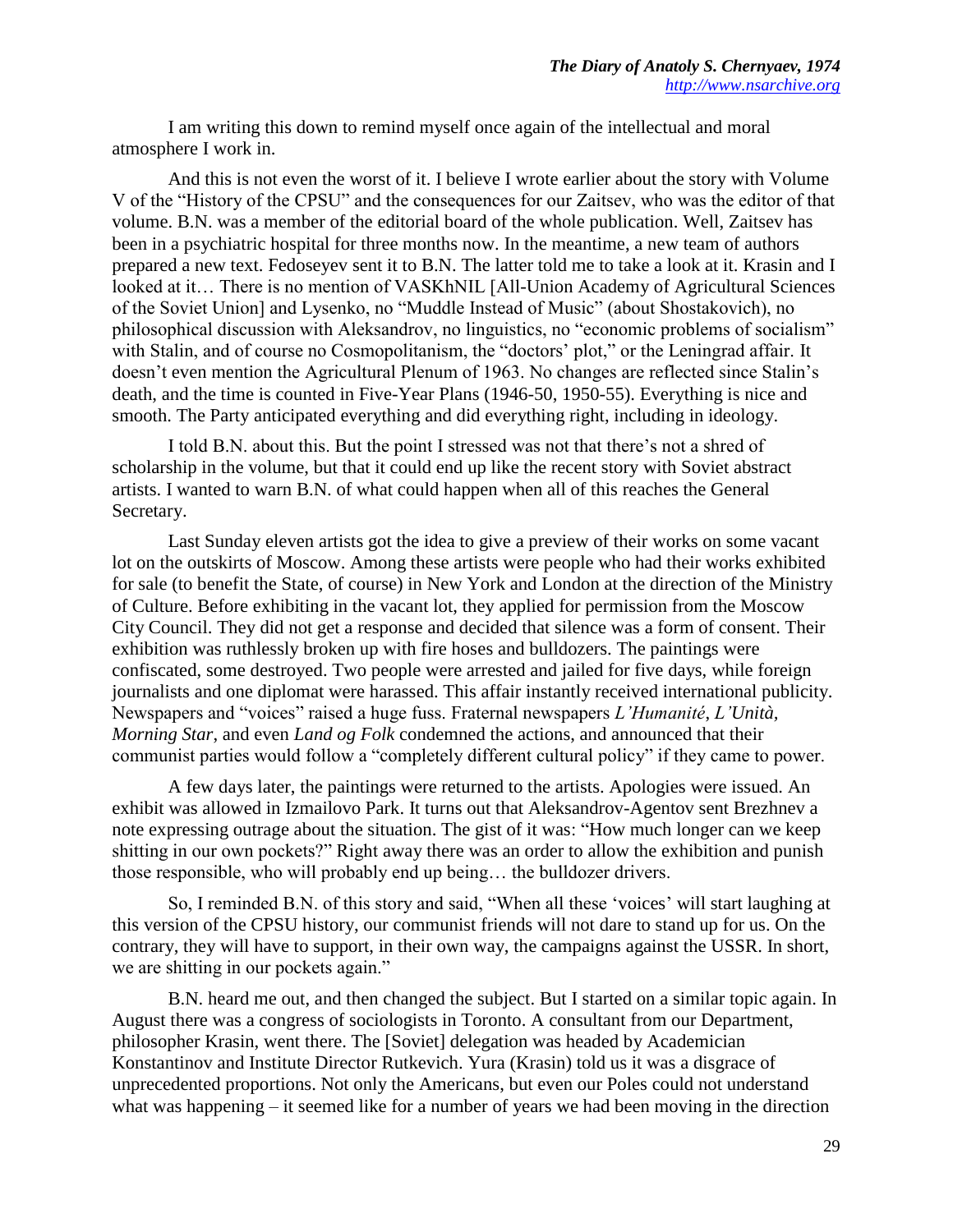I am writing this down to remind myself once again of the intellectual and moral atmosphere I work in.

And this is not even the worst of it. I believe I wrote earlier about the story with Volume V of the "History of the CPSU" and the consequences for our Zaitsev, who was the editor of that volume. B.N. was a member of the editorial board of the whole publication. Well, Zaitsev has been in a psychiatric hospital for three months now. In the meantime, a new team of authors prepared a new text. Fedoseyev sent it to B.N. The latter told me to take a look at it. Krasin and I looked at it… There is no mention of VASKhNIL [All-Union Academy of Agricultural Sciences of the Soviet Union] and Lysenko, no "Muddle Instead of Music" (about Shostakovich), no philosophical discussion with Aleksandrov, no linguistics, no "economic problems of socialism" with Stalin, and of course no Cosmopolitanism, the "doctors' plot," or the Leningrad affair. It doesn't even mention the Agricultural Plenum of 1963. No changes are reflected since Stalin's death, and the time is counted in Five-Year Plans (1946-50, 1950-55). Everything is nice and smooth. The Party anticipated everything and did everything right, including in ideology.

I told B.N. about this. But the point I stressed was not that there's not a shred of scholarship in the volume, but that it could end up like the recent story with Soviet abstract artists. I wanted to warn B.N. of what could happen when all of this reaches the General Secretary.

Last Sunday eleven artists got the idea to give a preview of their works on some vacant lot on the outskirts of Moscow. Among these artists were people who had their works exhibited for sale (to benefit the State, of course) in New York and London at the direction of the Ministry of Culture. Before exhibiting in the vacant lot, they applied for permission from the Moscow City Council. They did not get a response and decided that silence was a form of consent. Their exhibition was ruthlessly broken up with fire hoses and bulldozers. The paintings were confiscated, some destroyed. Two people were arrested and jailed for five days, while foreign journalists and one diplomat were harassed. This affair instantly received international publicity. Newspapers and "voices" raised a huge fuss. Fraternal newspapers *L'Humanité*, *L'Unità*, *Morning Star*, and even *Land og Folk* condemned the actions, and announced that their communist parties would follow a "completely different cultural policy" if they came to power.

A few days later, the paintings were returned to the artists. Apologies were issued. An exhibit was allowed in Izmailovo Park. It turns out that Aleksandrov-Agentov sent Brezhnev a note expressing outrage about the situation. The gist of it was: "How much longer can we keep shitting in our own pockets?" Right away there was an order to allow the exhibition and punish those responsible, who will probably end up being… the bulldozer drivers.

So, I reminded B.N. of this story and said, "When all these 'voices' will start laughing at this version of the CPSU history, our communist friends will not dare to stand up for us. On the contrary, they will have to support, in their own way, the campaigns against the USSR. In short, we are shitting in our pockets again."

B.N. heard me out, and then changed the subject. But I started on a similar topic again. In August there was a congress of sociologists in Toronto. A consultant from our Department, philosopher Krasin, went there. The [Soviet] delegation was headed by Academician Konstantinov and Institute Director Rutkevich. Yura (Krasin) told us it was a disgrace of unprecedented proportions. Not only the Americans, but even our Poles could not understand what was happening – it seemed like for a number of years we had been moving in the direction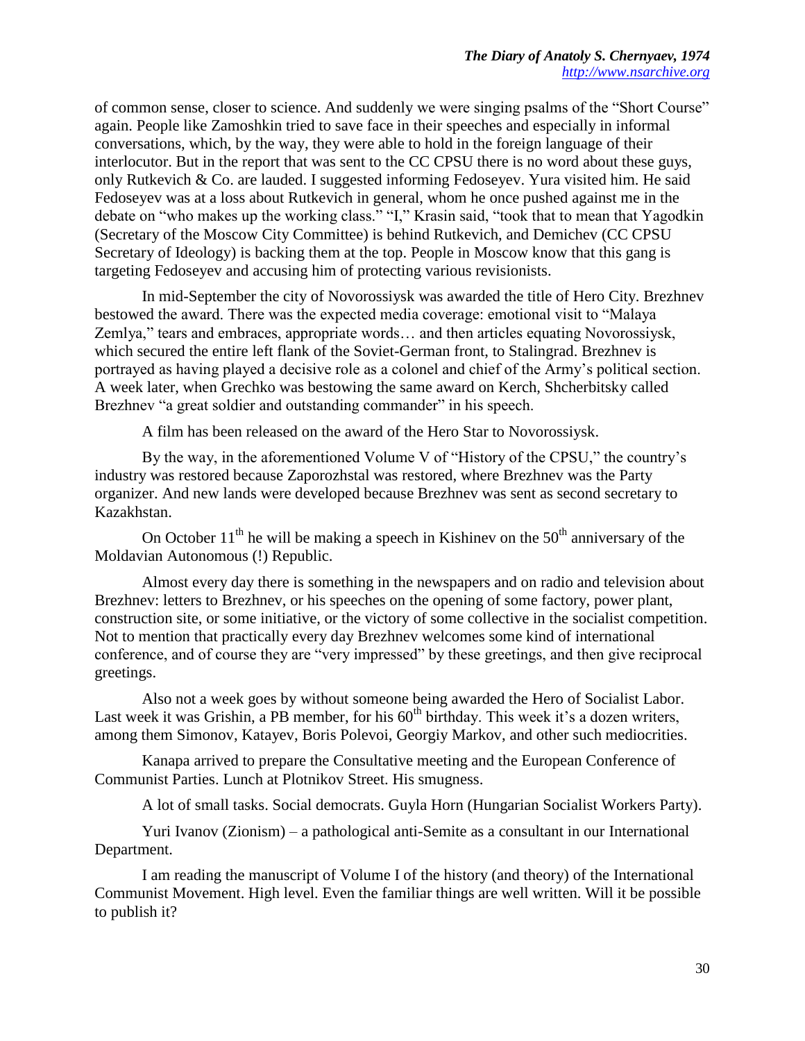of common sense, closer to science. And suddenly we were singing psalms of the "Short Course" again. People like Zamoshkin tried to save face in their speeches and especially in informal conversations, which, by the way, they were able to hold in the foreign language of their interlocutor. But in the report that was sent to the CC CPSU there is no word about these guys, only Rutkevich & Co. are lauded. I suggested informing Fedoseyev. Yura visited him. He said Fedoseyev was at a loss about Rutkevich in general, whom he once pushed against me in the debate on "who makes up the working class." "I," Krasin said, "took that to mean that Yagodkin (Secretary of the Moscow City Committee) is behind Rutkevich, and Demichev (CC CPSU Secretary of Ideology) is backing them at the top. People in Moscow know that this gang is targeting Fedoseyev and accusing him of protecting various revisionists.

In mid-September the city of Novorossiysk was awarded the title of Hero City. Brezhnev bestowed the award. There was the expected media coverage: emotional visit to "Malaya Zemlya," tears and embraces, appropriate words… and then articles equating Novorossiysk, which secured the entire left flank of the Soviet-German front, to Stalingrad. Brezhnev is portrayed as having played a decisive role as a colonel and chief of the Army's political section. A week later, when Grechko was bestowing the same award on Kerch, Shcherbitsky called Brezhnev "a great soldier and outstanding commander" in his speech.

A film has been released on the award of the Hero Star to Novorossiysk.

By the way, in the aforementioned Volume V of "History of the CPSU," the country's industry was restored because Zaporozhstal was restored, where Brezhnev was the Party organizer. And new lands were developed because Brezhnev was sent as second secretary to Kazakhstan.

On October 11th he will be making a speech in Kishinev on the 50th anniversary of the Moldavian Autonomous (!) Republic.

Almost every day there is something in the newspapers and on radio and television about Brezhnev: letters to Brezhnev, or his speeches on the opening of some factory, power plant, construction site, or some initiative, or the victory of some collective in the socialist competition. Not to mention that practically every day Brezhnev welcomes some kind of international conference, and of course they are "very impressed" by these greetings, and then give reciprocal greetings.

Also not a week goes by without someone being awarded the Hero of Socialist Labor. Last week it was Grishin, a PB member, for his 60th birthday. This week it's a dozen writers, among them Simonov, Katayev, Boris Polevoi, Georgiy Markov, and other such mediocrities.

Kanapa arrived to prepare the Consultative meeting and the European Conference of Communist Parties. Lunch at Plotnikov Street. His smugness.

A lot of small tasks. Social democrats. Guyla Horn (Hungarian Socialist Workers Party).

Yuri Ivanov (Zionism) – a pathological anti-Semite as a consultant in our International Department.

I am reading the manuscript of Volume I of the history (and theory) of the International Communist Movement. High level. Even the familiar things are well written. Will it be possible to publish it?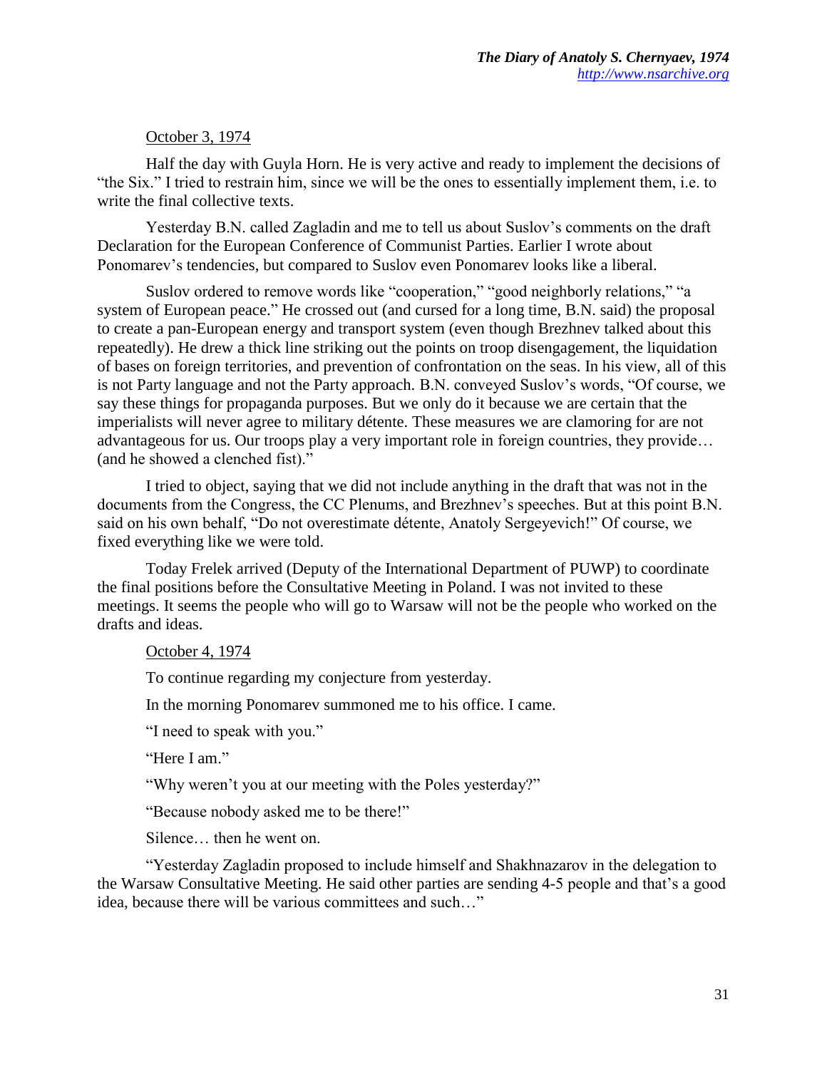October 3, 1974

Half the day with Guyla Horn. He is very active and ready to implement the decisions of "the Six." I tried to restrain him, since we will be the ones to essentially implement them, i.e. to write the final collective texts.

Yesterday B.N. called Zagladin and me to tell us about Suslov's comments on the draft Declaration for the European Conference of Communist Parties. Earlier I wrote about Ponomarev's tendencies, but compared to Suslov even Ponomarev looks like a liberal.

Suslov ordered to remove words like "cooperation," "good neighborly relations," "a system of European peace." He crossed out (and cursed for a long time, B.N. said) the proposal to create a pan-European energy and transport system (even though Brezhnev talked about this repeatedly). He drew a thick line striking out the points on troop disengagement, the liquidation of bases on foreign territories, and prevention of confrontation on the seas. In his view, all of this is not Party language and not the Party approach. B.N. conveyed Suslov's words, "Of course, we say these things for propaganda purposes. But we only do it because we are certain that the imperialists will never agree to military détente. These measures we are clamoring for are not advantageous for us. Our troops play a very important role in foreign countries, they provide… (and he showed a clenched fist)."

I tried to object, saying that we did not include anything in the draft that was not in the documents from the Congress, the CC Plenums, and Brezhnev's speeches. But at this point B.N. said on his own behalf, "Do not overestimate détente, Anatoly Sergeyevich!" Of course, we fixed everything like we were told.

Today Frelek arrived (Deputy of the International Department of PUWP) to coordinate the final positions before the Consultative Meeting in Poland. I was not invited to these meetings. It seems the people who will go to Warsaw will not be the people who worked on the drafts and ideas.

October 4, 1974

To continue regarding my conjecture from yesterday.

In the morning Ponomarev summoned me to his office. I came.

"I need to speak with you."

"Here I am."

"Why weren't you at our meeting with the Poles yesterday?"

"Because nobody asked me to be there!"

Silence… then he went on.

"Yesterday Zagladin proposed to include himself and Shakhnazarov in the delegation to the Warsaw Consultative Meeting. He said other parties are sending 4-5 people and that's a good idea, because there will be various committees and such…"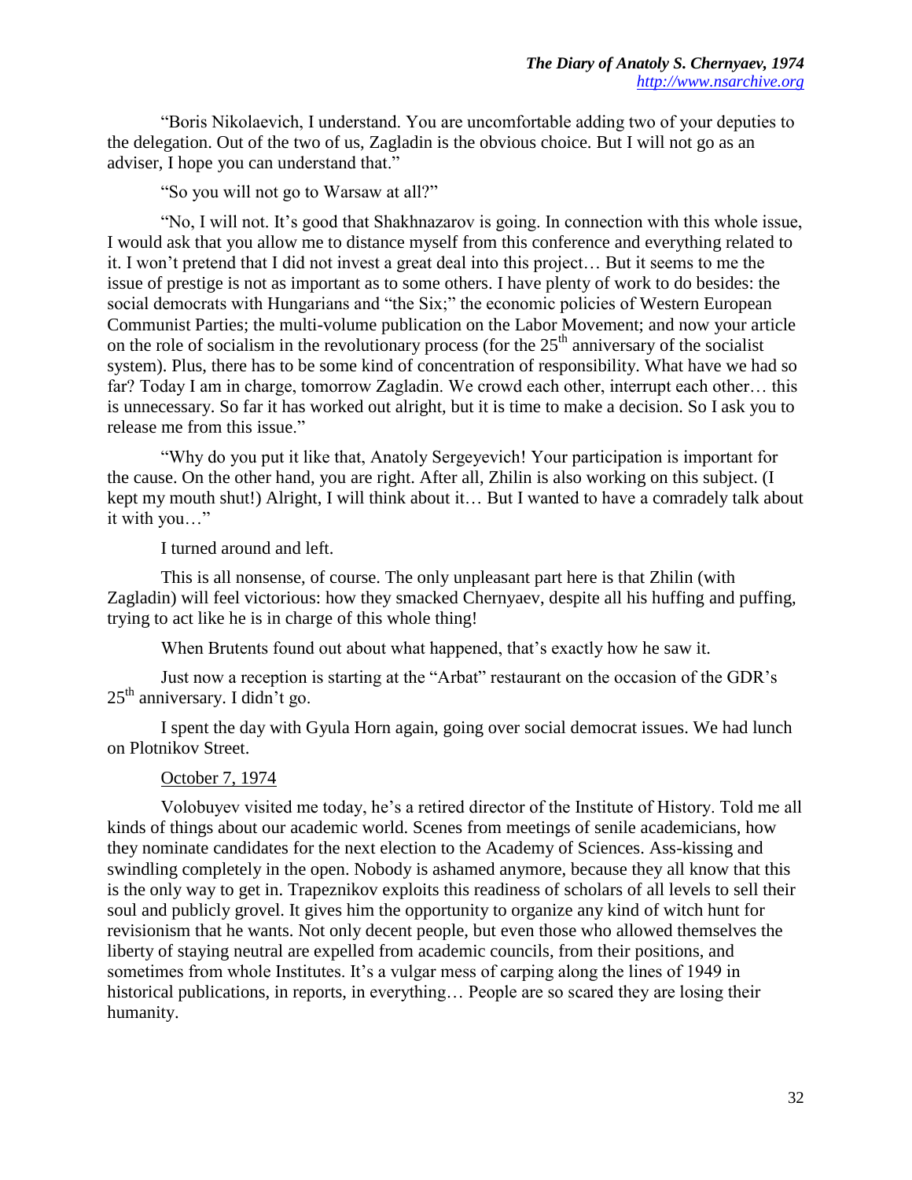"Boris Nikolaevich, I understand. You are uncomfortable adding two of your deputies to the delegation. Out of the two of us, Zagladin is the obvious choice. But I will not go as an adviser, I hope you can understand that."

"So you will not go to Warsaw at all?"

"No, I will not. It's good that Shakhnazarov is going. In connection with this whole issue, I would ask that you allow me to distance myself from this conference and everything related to it. I won't pretend that I did not invest a great deal into this project… But it seems to me the issue of prestige is not as important as to some others. I have plenty of work to do besides: the social democrats with Hungarians and "the Six;" the economic policies of Western European Communist Parties; the multi-volume publication on the Labor Movement; and now your article on the role of socialism in the revolutionary process (for the 25th anniversary of the socialist system). Plus, there has to be some kind of concentration of responsibility. What have we had so far? Today I am in charge, tomorrow Zagladin. We crowd each other, interrupt each other… this is unnecessary. So far it has worked out alright, but it is time to make a decision. So I ask you to release me from this issue."

"Why do you put it like that, Anatoly Sergeyevich! Your participation is important for the cause. On the other hand, you are right. After all, Zhilin is also working on this subject. (I kept my mouth shut!) Alright, I will think about it… But I wanted to have a comradely talk about it with you…"

I turned around and left.

This is all nonsense, of course. The only unpleasant part here is that Zhilin (with Zagladin) will feel victorious: how they smacked Chernyaev, despite all his huffing and puffing, trying to act like he is in charge of this whole thing!

When Brutents found out about what happened, that's exactly how he saw it.

Just now a reception is starting at the "Arbat" restaurant on the occasion of the GDR's 25th anniversary. I didn't go.

I spent the day with Gyula Horn again, going over social democrat issues. We had lunch on Plotnikov Street.

October 7, 1974

Volobuyev visited me today, he's a retired director of the Institute of History. Told me all kinds of things about our academic world. Scenes from meetings of senile academicians, how they nominate candidates for the next election to the Academy of Sciences. Ass-kissing and swindling completely in the open. Nobody is ashamed anymore, because they all know that this is the only way to get in. Trapeznikov exploits this readiness of scholars of all levels to sell their soul and publicly grovel. It gives him the opportunity to organize any kind of witch hunt for revisionism that he wants. Not only decent people, but even those who allowed themselves the liberty of staying neutral are expelled from academic councils, from their positions, and sometimes from whole Institutes. It's a vulgar mess of carping along the lines of 1949 in historical publications, in reports, in everything… People are so scared they are losing their humanity.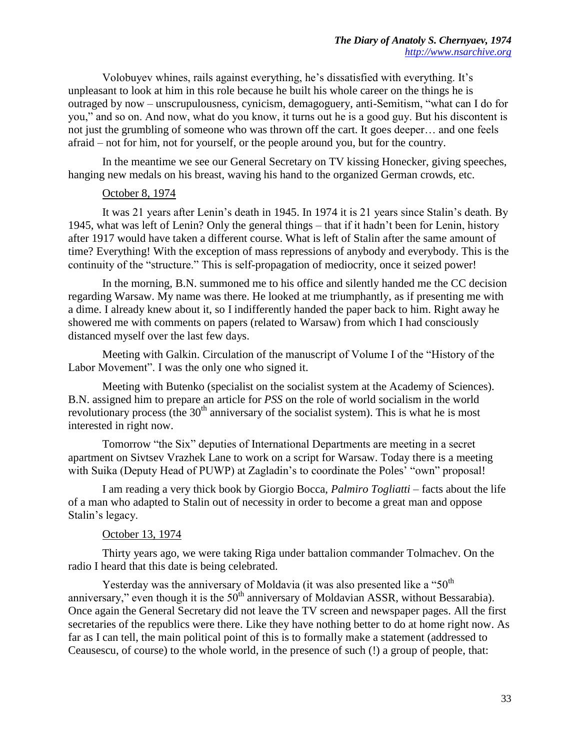Volobuyev whines, rails against everything, he's dissatisfied with everything. It's unpleasant to look at him in this role because he built his whole career on the things he is outraged by now – unscrupulousness, cynicism, demagoguery, anti-Semitism, "what can I do for you," and so on. And now, what do you know, it turns out he is a good guy. But his discontent is not just the grumbling of someone who was thrown off the cart. It goes deeper… and one feels afraid – not for him, not for yourself, or the people around you, but for the country.

In the meantime we see our General Secretary on TV kissing Honecker, giving speeches, hanging new medals on his breast, waving his hand to the organized German crowds, etc.

October 8, 1974

It was 21 years after Lenin's death in 1945. In 1974 it is 21 years since Stalin's death. By 1945, what was left of Lenin? Only the general things – that if it hadn't been for Lenin, history after 1917 would have taken a different course. What is left of Stalin after the same amount of time? Everything! With the exception of mass repressions of anybody and everybody. This is the continuity of the "structure." This is self-propagation of mediocrity, once it seized power!

In the morning, B.N. summoned me to his office and silently handed me the CC decision regarding Warsaw. My name was there. He looked at me triumphantly, as if presenting me with a dime. I already knew about it, so I indifferently handed the paper back to him. Right away he showered me with comments on papers (related to Warsaw) from which I had consciously distanced myself over the last few days.

Meeting with Galkin. Circulation of the manuscript of Volume I of the "History of the Labor Movement". I was the only one who signed it.

Meeting with Butenko (specialist on the socialist system at the Academy of Sciences). B.N. assigned him to prepare an article for *PSS* on the role of world socialism in the world revolutionary process (the 30th anniversary of the socialist system). This is what he is most interested in right now.

Tomorrow "the Six" deputies of International Departments are meeting in a secret apartment on Sivtsev Vrazhek Lane to work on a script for Warsaw. Today there is a meeting with Suika (Deputy Head of PUWP) at Zagladin's to coordinate the Poles' "own" proposal!

I am reading a very thick book by Giorgio Bocca, *Palmiro Togliatti* – facts about the life of a man who adapted to Stalin out of necessity in order to become a great man and oppose Stalin's legacy.

October 13, 1974

Thirty years ago, we were taking Riga under battalion commander Tolmachev. On the radio I heard that this date is being celebrated.

Yesterday was the anniversary of Moldavia (it was also presented like a "50th anniversary," even though it is the 50th anniversary of Moldavian ASSR, without Bessarabia). Once again the General Secretary did not leave the TV screen and newspaper pages. All the first secretaries of the republics were there. Like they have nothing better to do at home right now. As far as I can tell, the main political point of this is to formally make a statement (addressed to Ceausescu, of course) to the whole world, in the presence of such (!) a group of people, that: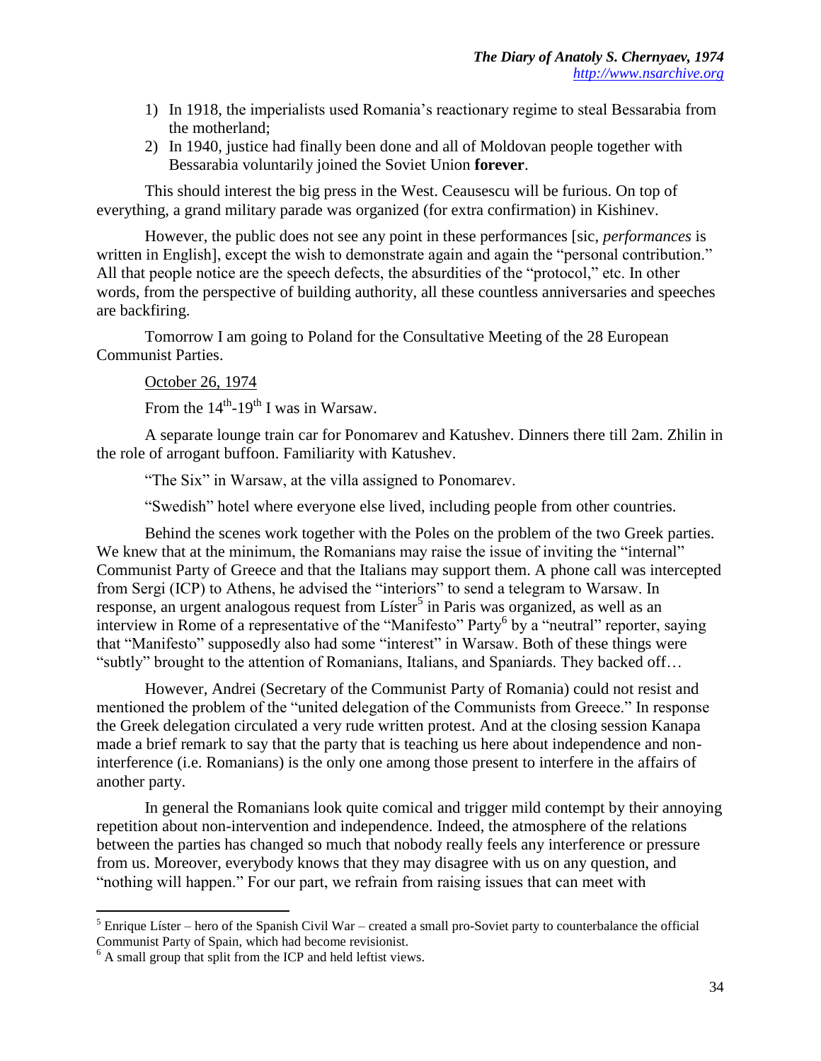1) In 1918, the imperialists used Romania's reactionary regime to steal Bessarabia from the motherland;
2) In 1940, justice had finally been done and all of Moldovan people together with Bessarabia voluntarily joined the Soviet Union **forever**.

This should interest the big press in the West. Ceausescu will be furious. On top of everything, a grand military parade was organized (for extra confirmation) in Kishinev.

However, the public does not see any point in these performances [sic, *performances* is written in English], except the wish to demonstrate again and again the "personal contribution." All that people notice are the speech defects, the absurdities of the "protocol," etc. In other words, from the perspective of building authority, all these countless anniversaries and speeches are backfiring.

Tomorrow I am going to Poland for the Consultative Meeting of the 28 European Communist Parties.

<u>October 26, 1974</u>

From the 14th-19th I was in Warsaw.

A separate lounge train car for Ponomarev and Katushev. Dinners there till 2am. Zhilin in the role of arrogant buffoon. Familiarity with Katushev.

"The Six" in Warsaw, at the villa assigned to Ponomarev.

"Swedish" hotel where everyone else lived, including people from other countries.

Behind the scenes work together with the Poles on the problem of the two Greek parties. We knew that at the minimum, the Romanians may raise the issue of inviting the "internal" Communist Party of Greece and that the Italians may support them. A phone call was intercepted from Sergi (ICP) to Athens, he advised the "interiors" to send a telegram to Warsaw. In response, an urgent analogous request from Líster[5] in Paris was organized, as well as an interview in Rome of a representative of the "Manifesto" Party[6] by a "neutral" reporter, saying that "Manifesto" supposedly also had some "interest" in Warsaw. Both of these things were "subtly" brought to the attention of Romanians, Italians, and Spaniards. They backed off…

However, Andrei (Secretary of the Communist Party of Romania) could not resist and mentioned the problem of the "united delegation of the Communists from Greece." In response the Greek delegation circulated a very rude written protest. And at the closing session Kanapa made a brief remark to say that the party that is teaching us here about independence and non-interference (i.e. Romanians) is the only one among those present to interfere in the affairs of another party.

In general the Romanians look quite comical and trigger mild contempt by their annoying repetition about non-intervention and independence. Indeed, the atmosphere of the relations between the parties has changed so much that nobody really feels any interference or pressure from us. Moreover, everybody knows that they may disagree with us on any question, and "nothing will happen." For our part, we refrain from raising issues that can meet with

[5] Enrique Líster – hero of the Spanish Civil War – created a small pro-Soviet party to counterbalance the official Communist Party of Spain, which had become revisionist.

[6] A small group that split from the ICP and held leftist views.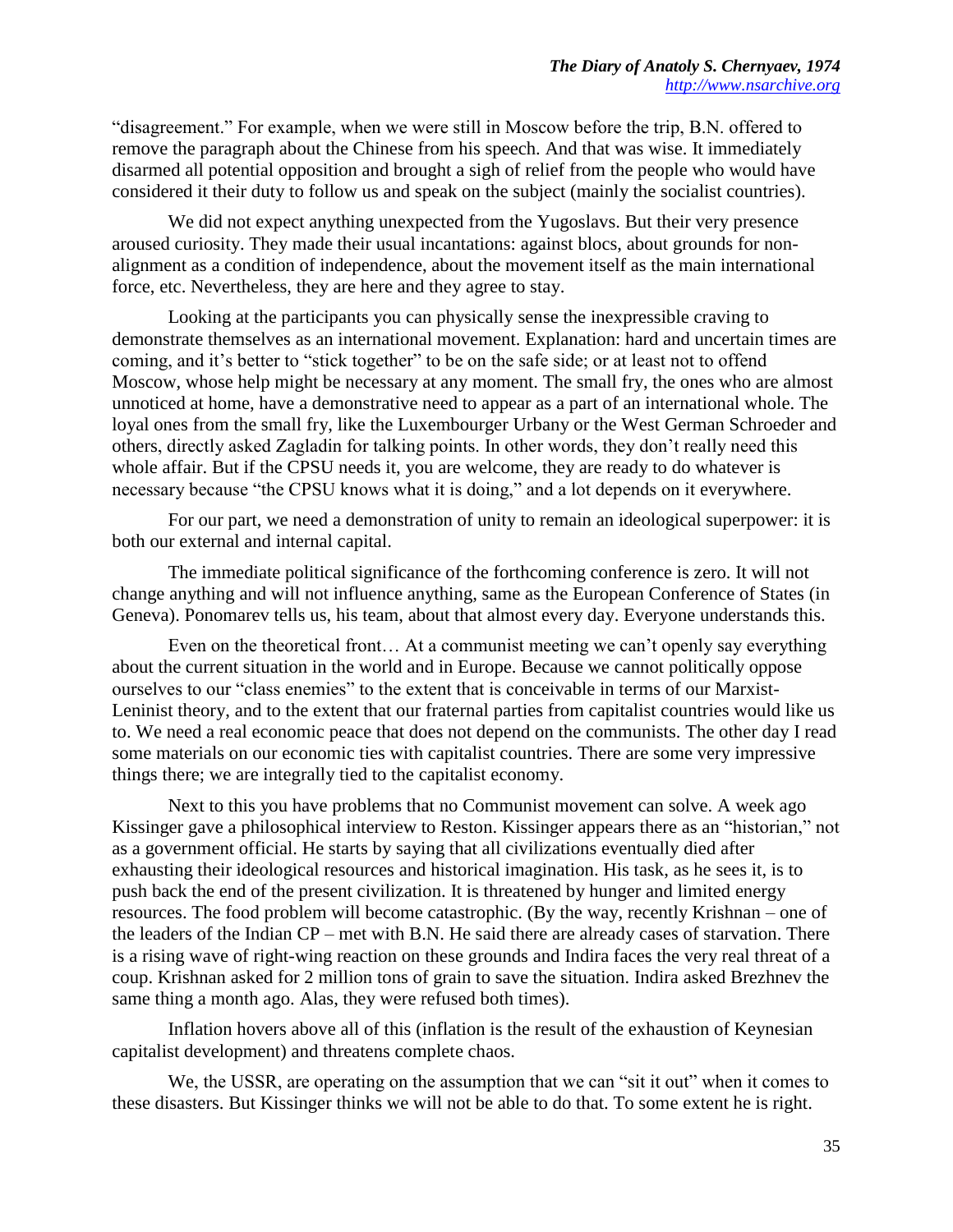"disagreement." For example, when we were still in Moscow before the trip, B.N. offered to remove the paragraph about the Chinese from his speech. And that was wise. It immediately disarmed all potential opposition and brought a sigh of relief from the people who would have considered it their duty to follow us and speak on the subject (mainly the socialist countries).

We did not expect anything unexpected from the Yugoslavs. But their very presence aroused curiosity. They made their usual incantations: against blocs, about grounds for non-alignment as a condition of independence, about the movement itself as the main international force, etc. Nevertheless, they are here and they agree to stay.

Looking at the participants you can physically sense the inexpressible craving to demonstrate themselves as an international movement. Explanation: hard and uncertain times are coming, and it's better to "stick together" to be on the safe side; or at least not to offend Moscow, whose help might be necessary at any moment. The small fry, the ones who are almost unnoticed at home, have a demonstrative need to appear as a part of an international whole. The loyal ones from the small fry, like the Luxembourger Urbany or the West German Schroeder and others, directly asked Zagladin for talking points. In other words, they don't really need this whole affair. But if the CPSU needs it, you are welcome, they are ready to do whatever is necessary because "the CPSU knows what it is doing," and a lot depends on it everywhere.

For our part, we need a demonstration of unity to remain an ideological superpower: it is both our external and internal capital.

The immediate political significance of the forthcoming conference is zero. It will not change anything and will not influence anything, same as the European Conference of States (in Geneva). Ponomarev tells us, his team, about that almost every day. Everyone understands this.

Even on the theoretical front… At a communist meeting we can't openly say everything about the current situation in the world and in Europe. Because we cannot politically oppose ourselves to our "class enemies" to the extent that is conceivable in terms of our Marxist-Leninist theory, and to the extent that our fraternal parties from capitalist countries would like us to. We need a real economic peace that does not depend on the communists. The other day I read some materials on our economic ties with capitalist countries. There are some very impressive things there; we are integrally tied to the capitalist economy.

Next to this you have problems that no Communist movement can solve. A week ago Kissinger gave a philosophical interview to Reston. Kissinger appears there as an "historian," not as a government official. He starts by saying that all civilizations eventually died after exhausting their ideological resources and historical imagination. His task, as he sees it, is to push back the end of the present civilization. It is threatened by hunger and limited energy resources. The food problem will become catastrophic. (By the way, recently Krishnan – one of the leaders of the Indian CP – met with B.N. He said there are already cases of starvation. There is a rising wave of right-wing reaction on these grounds and Indira faces the very real threat of a coup. Krishnan asked for 2 million tons of grain to save the situation. Indira asked Brezhnev the same thing a month ago. Alas, they were refused both times).

Inflation hovers above all of this (inflation is the result of the exhaustion of Keynesian capitalist development) and threatens complete chaos.

We, the USSR, are operating on the assumption that we can "sit it out" when it comes to these disasters. But Kissinger thinks we will not be able to do that. To some extent he is right.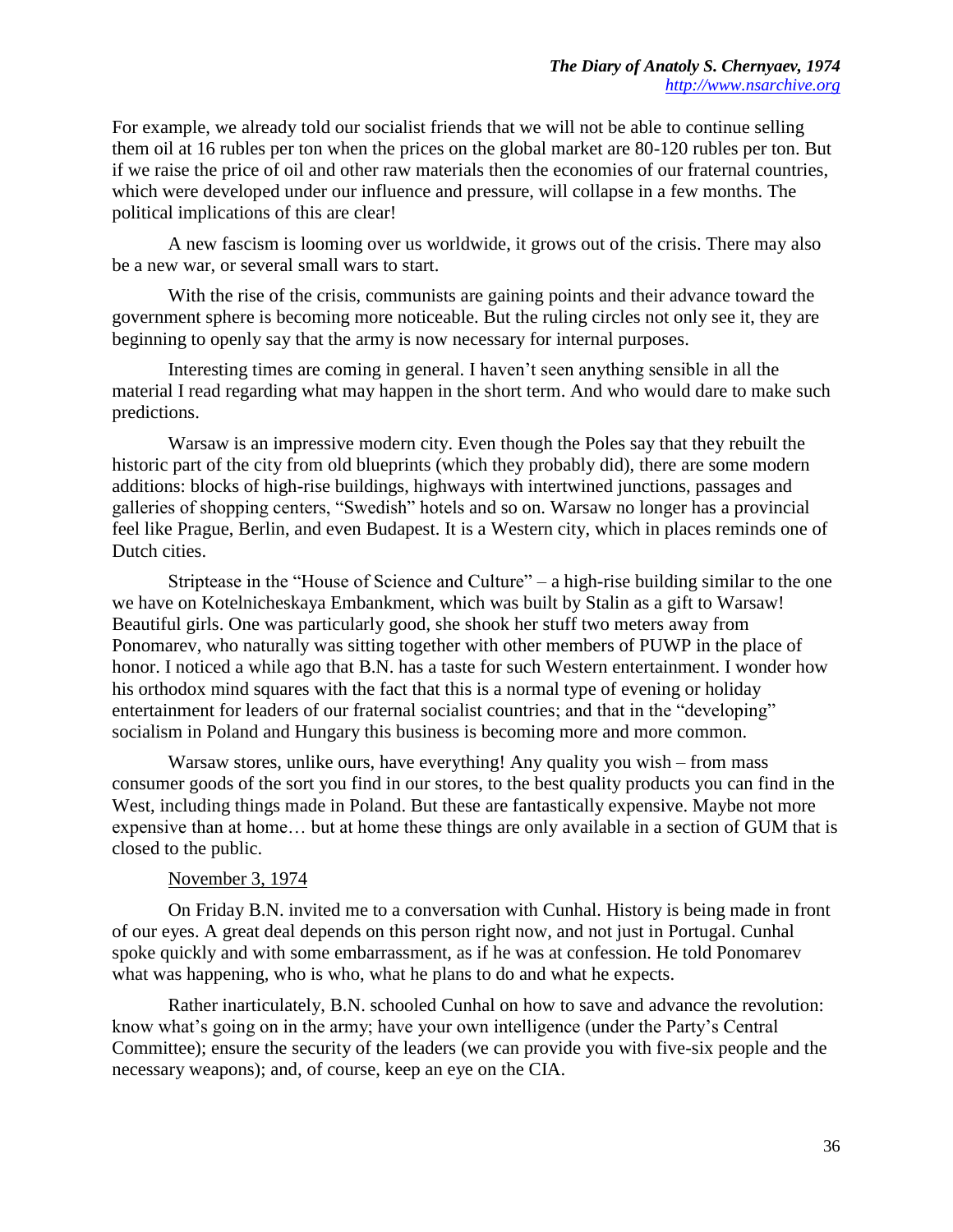For example, we already told our socialist friends that we will not be able to continue selling them oil at 16 rubles per ton when the prices on the global market are 80-120 rubles per ton. But if we raise the price of oil and other raw materials then the economies of our fraternal countries, which were developed under our influence and pressure, will collapse in a few months. The political implications of this are clear!

A new fascism is looming over us worldwide, it grows out of the crisis. There may also be a new war, or several small wars to start.

With the rise of the crisis, communists are gaining points and their advance toward the government sphere is becoming more noticeable. But the ruling circles not only see it, they are beginning to openly say that the army is now necessary for internal purposes.

Interesting times are coming in general. I haven't seen anything sensible in all the material I read regarding what may happen in the short term. And who would dare to make such predictions.

Warsaw is an impressive modern city. Even though the Poles say that they rebuilt the historic part of the city from old blueprints (which they probably did), there are some modern additions: blocks of high-rise buildings, highways with intertwined junctions, passages and galleries of shopping centers, "Swedish" hotels and so on. Warsaw no longer has a provincial feel like Prague, Berlin, and even Budapest. It is a Western city, which in places reminds one of Dutch cities.

Striptease in the "House of Science and Culture" – a high-rise building similar to the one we have on Kotelnicheskaya Embankment, which was built by Stalin as a gift to Warsaw! Beautiful girls. One was particularly good, she shook her stuff two meters away from Ponomarev, who naturally was sitting together with other members of PUWP in the place of honor. I noticed a while ago that B.N. has a taste for such Western entertainment. I wonder how his orthodox mind squares with the fact that this is a normal type of evening or holiday entertainment for leaders of our fraternal socialist countries; and that in the "developing" socialism in Poland and Hungary this business is becoming more and more common.

Warsaw stores, unlike ours, have everything! Any quality you wish – from mass consumer goods of the sort you find in our stores, to the best quality products you can find in the West, including things made in Poland. But these are fantastically expensive. Maybe not more expensive than at home… but at home these things are only available in a section of GUM that is closed to the public.

November 3, 1974

On Friday B.N. invited me to a conversation with Cunhal. History is being made in front of our eyes. A great deal depends on this person right now, and not just in Portugal. Cunhal spoke quickly and with some embarrassment, as if he was at confession. He told Ponomarev what was happening, who is who, what he plans to do and what he expects.

Rather inarticulately, B.N. schooled Cunhal on how to save and advance the revolution: know what's going on in the army; have your own intelligence (under the Party's Central Committee); ensure the security of the leaders (we can provide you with five-six people and the necessary weapons); and, of course, keep an eye on the CIA.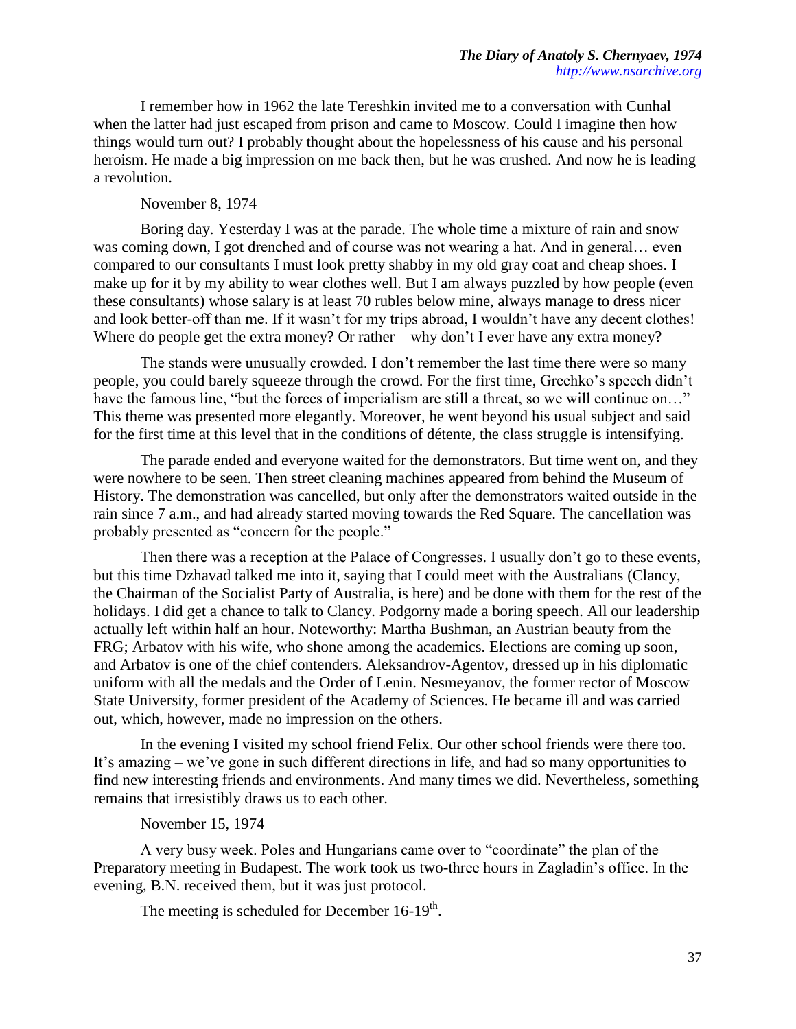I remember how in 1962 the late Tereshkin invited me to a conversation with Cunhal when the latter had just escaped from prison and came to Moscow. Could I imagine then how things would turn out? I probably thought about the hopelessness of his cause and his personal heroism. He made a big impression on me back then, but he was crushed. And now he is leading a revolution.

November 8, 1974

Boring day. Yesterday I was at the parade. The whole time a mixture of rain and snow was coming down, I got drenched and of course was not wearing a hat. And in general… even compared to our consultants I must look pretty shabby in my old gray coat and cheap shoes. I make up for it by my ability to wear clothes well. But I am always puzzled by how people (even these consultants) whose salary is at least 70 rubles below mine, always manage to dress nicer and look better-off than me. If it wasn't for my trips abroad, I wouldn't have any decent clothes! Where do people get the extra money? Or rather – why don't I ever have any extra money?

The stands were unusually crowded. I don't remember the last time there were so many people, you could barely squeeze through the crowd. For the first time, Grechko's speech didn't have the famous line, "but the forces of imperialism are still a threat, so we will continue on…" This theme was presented more elegantly. Moreover, he went beyond his usual subject and said for the first time at this level that in the conditions of détente, the class struggle is intensifying.

The parade ended and everyone waited for the demonstrators. But time went on, and they were nowhere to be seen. Then street cleaning machines appeared from behind the Museum of History. The demonstration was cancelled, but only after the demonstrators waited outside in the rain since 7 a.m., and had already started moving towards the Red Square. The cancellation was probably presented as "concern for the people."

Then there was a reception at the Palace of Congresses. I usually don't go to these events, but this time Dzhavad talked me into it, saying that I could meet with the Australians (Clancy, the Chairman of the Socialist Party of Australia, is here) and be done with them for the rest of the holidays. I did get a chance to talk to Clancy. Podgorny made a boring speech. All our leadership actually left within half an hour. Noteworthy: Martha Bushman, an Austrian beauty from the FRG; Arbatov with his wife, who shone among the academics. Elections are coming up soon, and Arbatov is one of the chief contenders. Aleksandrov-Agentov, dressed up in his diplomatic uniform with all the medals and the Order of Lenin. Nesmeyanov, the former rector of Moscow State University, former president of the Academy of Sciences. He became ill and was carried out, which, however, made no impression on the others.

In the evening I visited my school friend Felix. Our other school friends were there too. It's amazing – we've gone in such different directions in life, and had so many opportunities to find new interesting friends and environments. And many times we did. Nevertheless, something remains that irresistibly draws us to each other.

November 15, 1974

A very busy week. Poles and Hungarians came over to "coordinate" the plan of the Preparatory meeting in Budapest. The work took us two-three hours in Zagladin's office. In the evening, B.N. received them, but it was just protocol.

The meeting is scheduled for December 16-19th.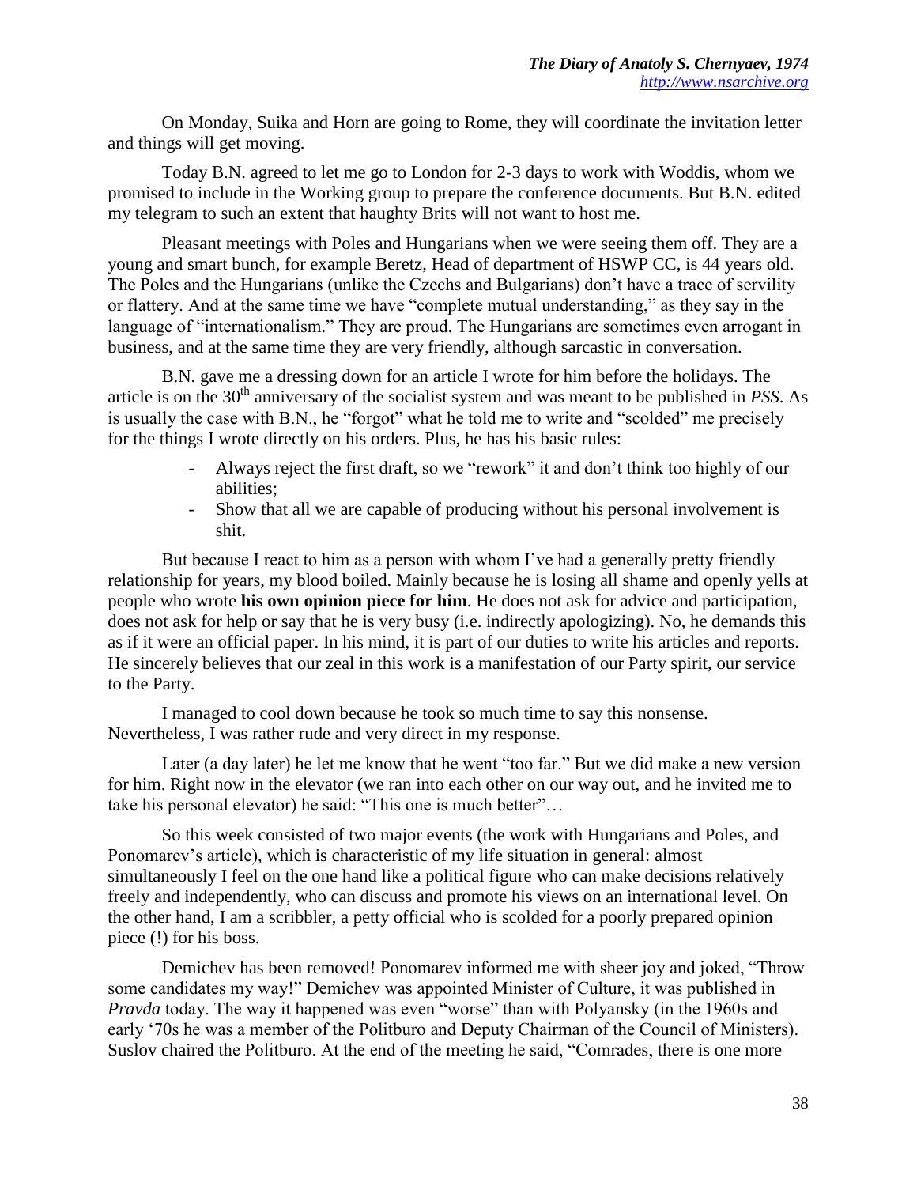On Monday, Suika and Horn are going to Rome, they will coordinate the invitation letter and things will get moving.

Today B.N. agreed to let me go to London for 2-3 days to work with Woddis, whom we promised to include in the Working group to prepare the conference documents. But B.N. edited my telegram to such an extent that haughty Brits will not want to host me.

Pleasant meetings with Poles and Hungarians when we were seeing them off. They are a young and smart bunch, for example Beretz, Head of department of HSWP CC, is 44 years old. The Poles and the Hungarians (unlike the Czechs and Bulgarians) don't have a trace of servility or flattery. And at the same time we have "complete mutual understanding," as they say in the language of "internationalism." They are proud. The Hungarians are sometimes even arrogant in business, and at the same time they are very friendly, although sarcastic in conversation.

B.N. gave me a dressing down for an article I wrote for him before the holidays. The article is on the 30th anniversary of the socialist system and was meant to be published in *PSS*. As is usually the case with B.N., he "forgot" what he told me to write and "scolded" me precisely for the things I wrote directly on his orders. Plus, he has his basic rules:

- Always reject the first draft, so we "rework" it and don't think too highly of our abilities;
- Show that all we are capable of producing without his personal involvement is shit.

But because I react to him as a person with whom I've had a generally pretty friendly relationship for years, my blood boiled. Mainly because he is losing all shame and openly yells at people who wrote **his own opinion piece for him**. He does not ask for advice and participation, does not ask for help or say that he is very busy (i.e. indirectly apologizing). No, he demands this as if it were an official paper. In his mind, it is part of our duties to write his articles and reports. He sincerely believes that our zeal in this work is a manifestation of our Party spirit, our service to the Party.

I managed to cool down because he took so much time to say this nonsense. Nevertheless, I was rather rude and very direct in my response.

Later (a day later) he let me know that he went "too far." But we did make a new version for him. Right now in the elevator (we ran into each other on our way out, and he invited me to take his personal elevator) he said: "This one is much better"…

So this week consisted of two major events (the work with Hungarians and Poles, and Ponomarev's article), which is characteristic of my life situation in general: almost simultaneously I feel on the one hand like a political figure who can make decisions relatively freely and independently, who can discuss and promote his views on an international level. On the other hand, I am a scribbler, a petty official who is scolded for a poorly prepared opinion piece (!) for his boss.

Demichev has been removed! Ponomarev informed me with sheer joy and joked, "Throw some candidates my way!" Demichev was appointed Minister of Culture, it was published in *Pravda* today. The way it happened was even "worse" than with Polyansky (in the 1960s and early '70s he was a member of the Politburo and Deputy Chairman of the Council of Ministers). Suslov chaired the Politburo. At the end of the meeting he said, "Comrades, there is one more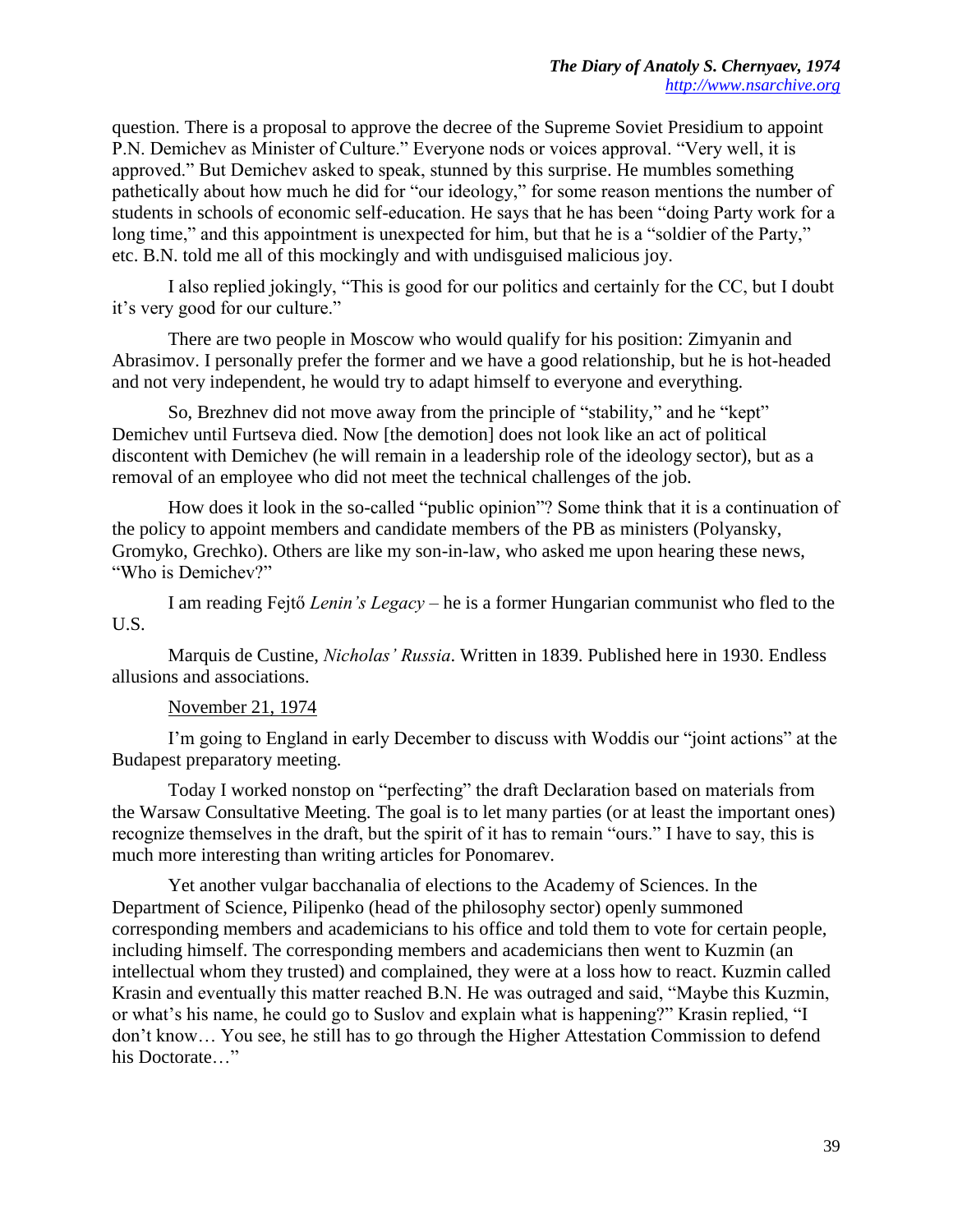question. There is a proposal to approve the decree of the Supreme Soviet Presidium to appoint P.N. Demichev as Minister of Culture." Everyone nods or voices approval. "Very well, it is approved." But Demichev asked to speak, stunned by this surprise. He mumbles something pathetically about how much he did for "our ideology," for some reason mentions the number of students in schools of economic self-education. He says that he has been "doing Party work for a long time," and this appointment is unexpected for him, but that he is a "soldier of the Party," etc. B.N. told me all of this mockingly and with undisguised malicious joy.

I also replied jokingly, "This is good for our politics and certainly for the CC, but I doubt it's very good for our culture."

There are two people in Moscow who would qualify for his position: Zimyanin and Abrasimov. I personally prefer the former and we have a good relationship, but he is hot-headed and not very independent, he would try to adapt himself to everyone and everything.

So, Brezhnev did not move away from the principle of "stability," and he "kept" Demichev until Furtseva died. Now [the demotion] does not look like an act of political discontent with Demichev (he will remain in a leadership role of the ideology sector), but as a removal of an employee who did not meet the technical challenges of the job.

How does it look in the so-called "public opinion"? Some think that it is a continuation of the policy to appoint members and candidate members of the PB as ministers (Polyansky, Gromyko, Grechko). Others are like my son-in-law, who asked me upon hearing these news, "Who is Demichev?"

I am reading Fejtő *Lenin's Legacy* – he is a former Hungarian communist who fled to the U.S.

Marquis de Custine, *Nicholas' Russia*. Written in 1839. Published here in 1930. Endless allusions and associations.

<u>November 21, 1974</u>

I'm going to England in early December to discuss with Woddis our "joint actions" at the Budapest preparatory meeting.

Today I worked nonstop on "perfecting" the draft Declaration based on materials from the Warsaw Consultative Meeting. The goal is to let many parties (or at least the important ones) recognize themselves in the draft, but the spirit of it has to remain "ours." I have to say, this is much more interesting than writing articles for Ponomarev.

Yet another vulgar bacchanalia of elections to the Academy of Sciences. In the Department of Science, Pilipenko (head of the philosophy sector) openly summoned corresponding members and academicians to his office and told them to vote for certain people, including himself. The corresponding members and academicians then went to Kuzmin (an intellectual whom they trusted) and complained, they were at a loss how to react. Kuzmin called Krasin and eventually this matter reached B.N. He was outraged and said, "Maybe this Kuzmin, or what's his name, he could go to Suslov and explain what is happening?" Krasin replied, "I don't know… You see, he still has to go through the Higher Attestation Commission to defend his Doctorate…"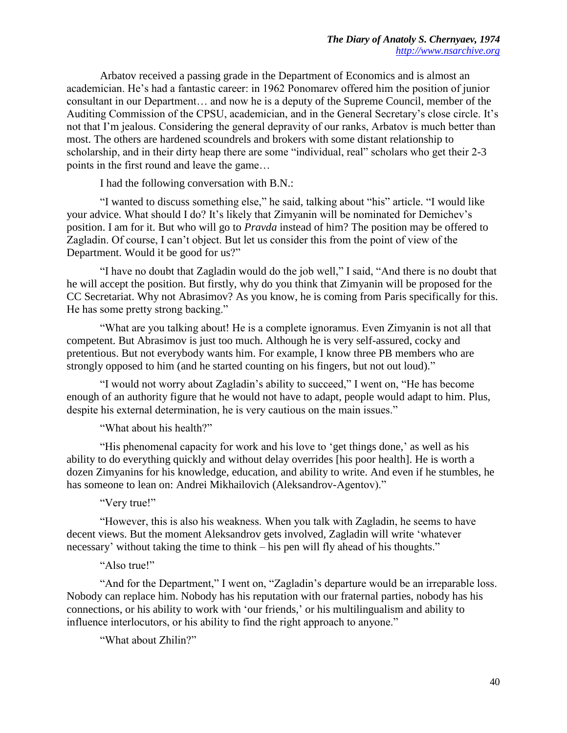Arbatov received a passing grade in the Department of Economics and is almost an academician. He's had a fantastic career: in 1962 Ponomarev offered him the position of junior consultant in our Department… and now he is a deputy of the Supreme Council, member of the Auditing Commission of the CPSU, academician, and in the General Secretary's close circle. It's not that I'm jealous. Considering the general depravity of our ranks, Arbatov is much better than most. The others are hardened scoundrels and brokers with some distant relationship to scholarship, and in their dirty heap there are some "individual, real" scholars who get their 2-3 points in the first round and leave the game…

I had the following conversation with B.N.:

"I wanted to discuss something else," he said, talking about "his" article. "I would like your advice. What should I do? It's likely that Zimyanin will be nominated for Demichev's position. I am for it. But who will go to *Pravda* instead of him? The position may be offered to Zagladin. Of course, I can't object. But let us consider this from the point of view of the Department. Would it be good for us?"

"I have no doubt that Zagladin would do the job well," I said, "And there is no doubt that he will accept the position. But firstly, why do you think that Zimyanin will be proposed for the CC Secretariat. Why not Abrasimov? As you know, he is coming from Paris specifically for this. He has some pretty strong backing."

"What are you talking about! He is a complete ignoramus. Even Zimyanin is not all that competent. But Abrasimov is just too much. Although he is very self-assured, cocky and pretentious. But not everybody wants him. For example, I know three PB members who are strongly opposed to him (and he started counting on his fingers, but not out loud)."

"I would not worry about Zagladin's ability to succeed," I went on, "He has become enough of an authority figure that he would not have to adapt, people would adapt to him. Plus, despite his external determination, he is very cautious on the main issues."

"What about his health?"

"His phenomenal capacity for work and his love to 'get things done,' as well as his ability to do everything quickly and without delay overrides [his poor health]. He is worth a dozen Zimyanins for his knowledge, education, and ability to write. And even if he stumbles, he has someone to lean on: Andrei Mikhailovich (Aleksandrov-Agentov)."

"Very true!"

"However, this is also his weakness. When you talk with Zagladin, he seems to have decent views. But the moment Aleksandrov gets involved, Zagladin will write 'whatever necessary' without taking the time to think – his pen will fly ahead of his thoughts."

"Also true!"

"And for the Department," I went on, "Zagladin's departure would be an irreparable loss. Nobody can replace him. Nobody has his reputation with our fraternal parties, nobody has his connections, or his ability to work with 'our friends,' or his multilingualism and ability to influence interlocutors, or his ability to find the right approach to anyone."

"What about Zhilin?"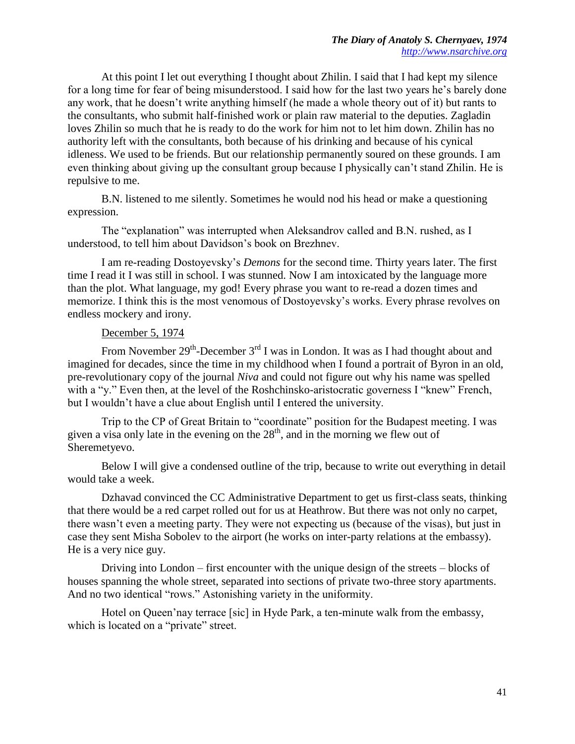At this point I let out everything I thought about Zhilin. I said that I had kept my silence for a long time for fear of being misunderstood. I said how for the last two years he's barely done any work, that he doesn't write anything himself (he made a whole theory out of it) but rants to the consultants, who submit half-finished work or plain raw material to the deputies. Zagladin loves Zhilin so much that he is ready to do the work for him not to let him down. Zhilin has no authority left with the consultants, both because of his drinking and because of his cynical idleness. We used to be friends. But our relationship permanently soured on these grounds. I am even thinking about giving up the consultant group because I physically can't stand Zhilin. He is repulsive to me.

B.N. listened to me silently. Sometimes he would nod his head or make a questioning expression.

The "explanation" was interrupted when Aleksandrov called and B.N. rushed, as I understood, to tell him about Davidson's book on Brezhnev.

I am re-reading Dostoyevsky's *Demons* for the second time. Thirty years later. The first time I read it I was still in school. I was stunned. Now I am intoxicated by the language more than the plot. What language, my god! Every phrase you want to re-read a dozen times and memorize. I think this is the most venomous of Dostoyevsky's works. Every phrase revolves on endless mockery and irony.

<u>December 5, 1974</u>

From November 29th-December 3rd I was in London. It was as I had thought about and imagined for decades, since the time in my childhood when I found a portrait of Byron in an old, pre-revolutionary copy of the journal *Niva* and could not figure out why his name was spelled with a "y." Even then, at the level of the Roshchinsko-aristocratic governess I "knew" French, but I wouldn't have a clue about English until I entered the university.

Trip to the CP of Great Britain to "coordinate" position for the Budapest meeting. I was given a visa only late in the evening on the 28th, and in the morning we flew out of Sheremetyevo.

Below I will give a condensed outline of the trip, because to write out everything in detail would take a week.

Dzhavad convinced the CC Administrative Department to get us first-class seats, thinking that there would be a red carpet rolled out for us at Heathrow. But there was not only no carpet, there wasn't even a meeting party. They were not expecting us (because of the visas), but just in case they sent Misha Sobolev to the airport (he works on inter-party relations at the embassy). He is a very nice guy.

Driving into London – first encounter with the unique design of the streets – blocks of houses spanning the whole street, separated into sections of private two-three story apartments. And no two identical "rows." Astonishing variety in the uniformity.

Hotel on Queen'nay terrace [sic] in Hyde Park, a ten-minute walk from the embassy, which is located on a "private" street.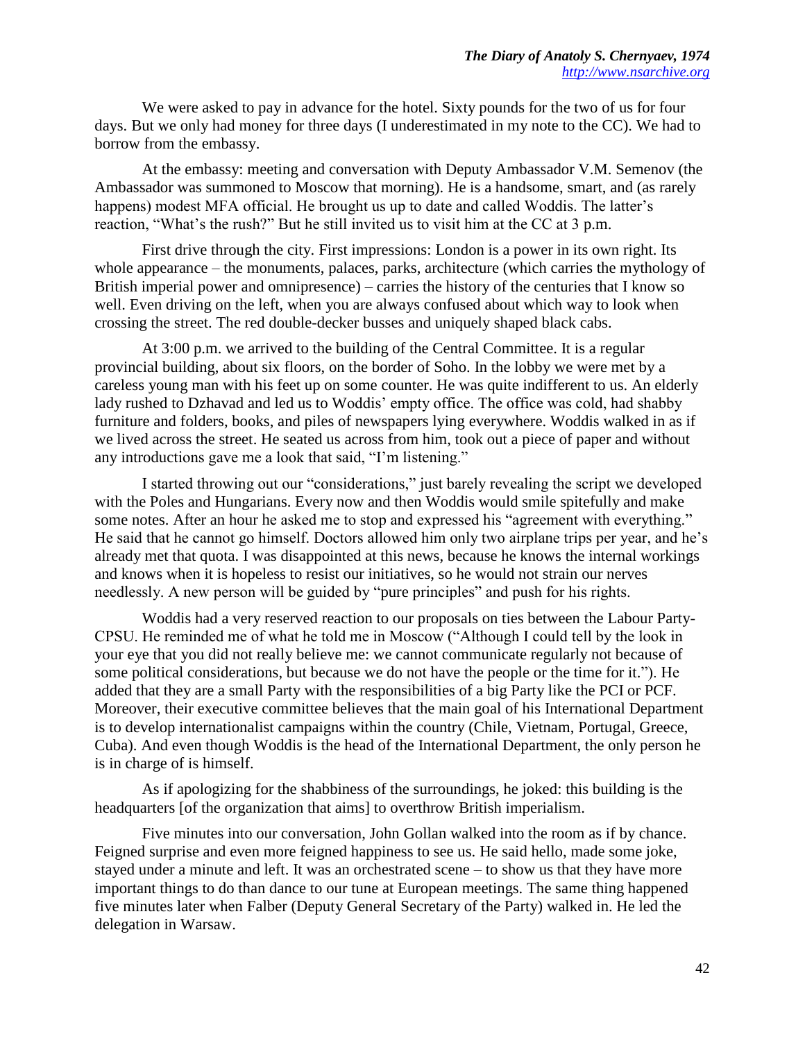We were asked to pay in advance for the hotel. Sixty pounds for the two of us for four days. But we only had money for three days (I underestimated in my note to the CC). We had to borrow from the embassy.

At the embassy: meeting and conversation with Deputy Ambassador V.M. Semenov (the Ambassador was summoned to Moscow that morning). He is a handsome, smart, and (as rarely happens) modest MFA official. He brought us up to date and called Woddis. The latter's reaction, "What's the rush?" But he still invited us to visit him at the CC at 3 p.m.

First drive through the city. First impressions: London is a power in its own right. Its whole appearance – the monuments, palaces, parks, architecture (which carries the mythology of British imperial power and omnipresence) – carries the history of the centuries that I know so well. Even driving on the left, when you are always confused about which way to look when crossing the street. The red double-decker busses and uniquely shaped black cabs.

At 3:00 p.m. we arrived to the building of the Central Committee. It is a regular provincial building, about six floors, on the border of Soho. In the lobby we were met by a careless young man with his feet up on some counter. He was quite indifferent to us. An elderly lady rushed to Dzhavad and led us to Woddis' empty office. The office was cold, had shabby furniture and folders, books, and piles of newspapers lying everywhere. Woddis walked in as if we lived across the street. He seated us across from him, took out a piece of paper and without any introductions gave me a look that said, "I'm listening."

I started throwing out our "considerations," just barely revealing the script we developed with the Poles and Hungarians. Every now and then Woddis would smile spitefully and make some notes. After an hour he asked me to stop and expressed his "agreement with everything." He said that he cannot go himself. Doctors allowed him only two airplane trips per year, and he's already met that quota. I was disappointed at this news, because he knows the internal workings and knows when it is hopeless to resist our initiatives, so he would not strain our nerves needlessly. A new person will be guided by "pure principles" and push for his rights.

Woddis had a very reserved reaction to our proposals on ties between the Labour Party-CPSU. He reminded me of what he told me in Moscow ("Although I could tell by the look in your eye that you did not really believe me: we cannot communicate regularly not because of some political considerations, but because we do not have the people or the time for it."). He added that they are a small Party with the responsibilities of a big Party like the PCI or PCF. Moreover, their executive committee believes that the main goal of his International Department is to develop internationalist campaigns within the country (Chile, Vietnam, Portugal, Greece, Cuba). And even though Woddis is the head of the International Department, the only person he is in charge of is himself.

As if apologizing for the shabbiness of the surroundings, he joked: this building is the headquarters [of the organization that aims] to overthrow British imperialism.

Five minutes into our conversation, John Gollan walked into the room as if by chance. Feigned surprise and even more feigned happiness to see us. He said hello, made some joke, stayed under a minute and left. It was an orchestrated scene – to show us that they have more important things to do than dance to our tune at European meetings. The same thing happened five minutes later when Falber (Deputy General Secretary of the Party) walked in. He led the delegation in Warsaw.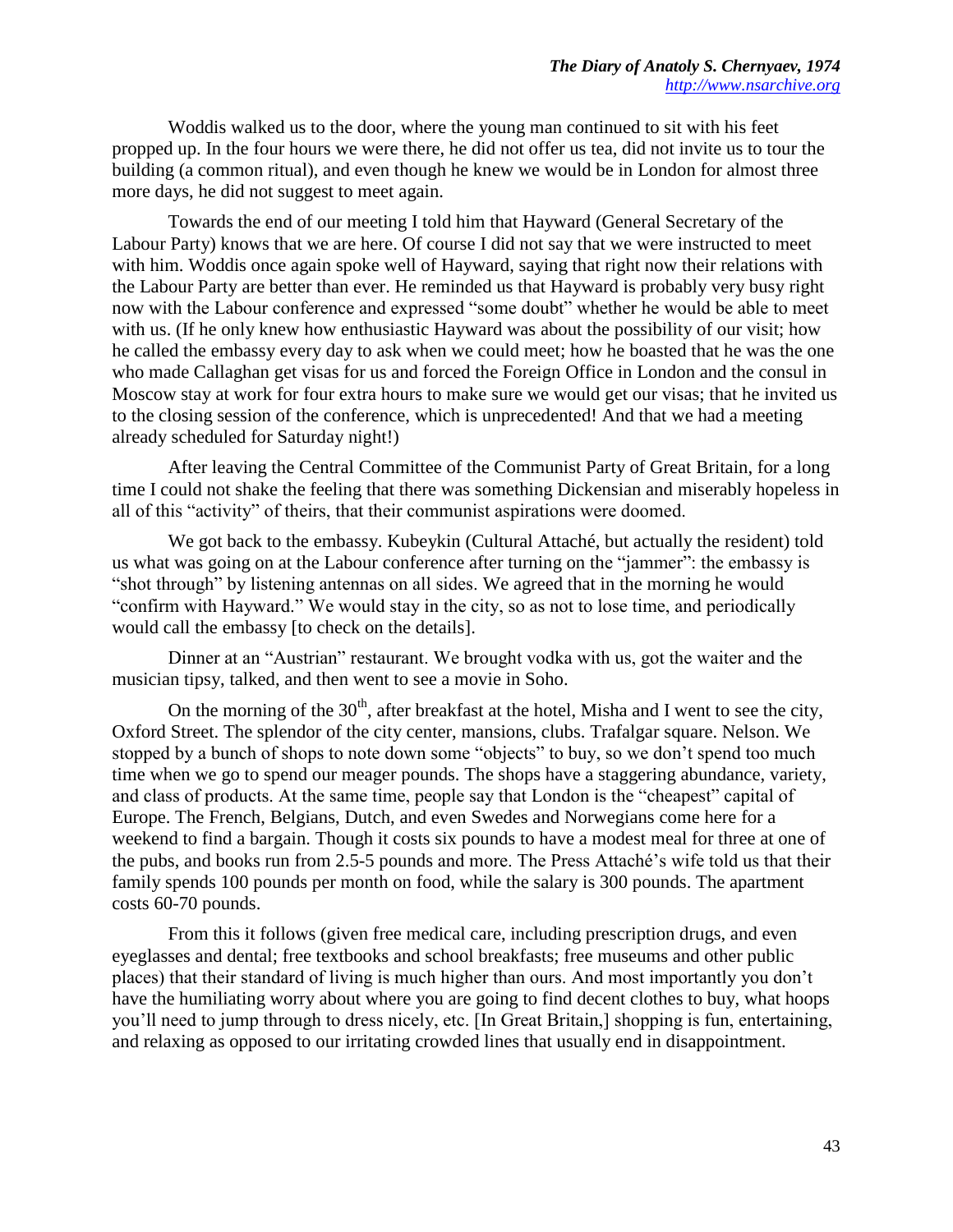Woddis walked us to the door, where the young man continued to sit with his feet propped up. In the four hours we were there, he did not offer us tea, did not invite us to tour the building (a common ritual), and even though he knew we would be in London for almost three more days, he did not suggest to meet again.

Towards the end of our meeting I told him that Hayward (General Secretary of the Labour Party) knows that we are here. Of course I did not say that we were instructed to meet with him. Woddis once again spoke well of Hayward, saying that right now their relations with the Labour Party are better than ever. He reminded us that Hayward is probably very busy right now with the Labour conference and expressed "some doubt" whether he would be able to meet with us. (If he only knew how enthusiastic Hayward was about the possibility of our visit; how he called the embassy every day to ask when we could meet; how he boasted that he was the one who made Callaghan get visas for us and forced the Foreign Office in London and the consul in Moscow stay at work for four extra hours to make sure we would get our visas; that he invited us to the closing session of the conference, which is unprecedented! And that we had a meeting already scheduled for Saturday night!)

After leaving the Central Committee of the Communist Party of Great Britain, for a long time I could not shake the feeling that there was something Dickensian and miserably hopeless in all of this "activity" of theirs, that their communist aspirations were doomed.

We got back to the embassy. Kubeykin (Cultural Attaché, but actually the resident) told us what was going on at the Labour conference after turning on the "jammer": the embassy is "shot through" by listening antennas on all sides. We agreed that in the morning he would "confirm with Hayward." We would stay in the city, so as not to lose time, and periodically would call the embassy [to check on the details].

Dinner at an "Austrian" restaurant. We brought vodka with us, got the waiter and the musician tipsy, talked, and then went to see a movie in Soho.

On the morning of the 30th, after breakfast at the hotel, Misha and I went to see the city, Oxford Street. The splendor of the city center, mansions, clubs. Trafalgar square. Nelson. We stopped by a bunch of shops to note down some "objects" to buy, so we don't spend too much time when we go to spend our meager pounds. The shops have a staggering abundance, variety, and class of products. At the same time, people say that London is the "cheapest" capital of Europe. The French, Belgians, Dutch, and even Swedes and Norwegians come here for a weekend to find a bargain. Though it costs six pounds to have a modest meal for three at one of the pubs, and books run from 2.5-5 pounds and more. The Press Attaché's wife told us that their family spends 100 pounds per month on food, while the salary is 300 pounds. The apartment costs 60-70 pounds.

From this it follows (given free medical care, including prescription drugs, and even eyeglasses and dental; free textbooks and school breakfasts; free museums and other public places) that their standard of living is much higher than ours. And most importantly you don't have the humiliating worry about where you are going to find decent clothes to buy, what hoops you'll need to jump through to dress nicely, etc. [In Great Britain,] shopping is fun, entertaining, and relaxing as opposed to our irritating crowded lines that usually end in disappointment.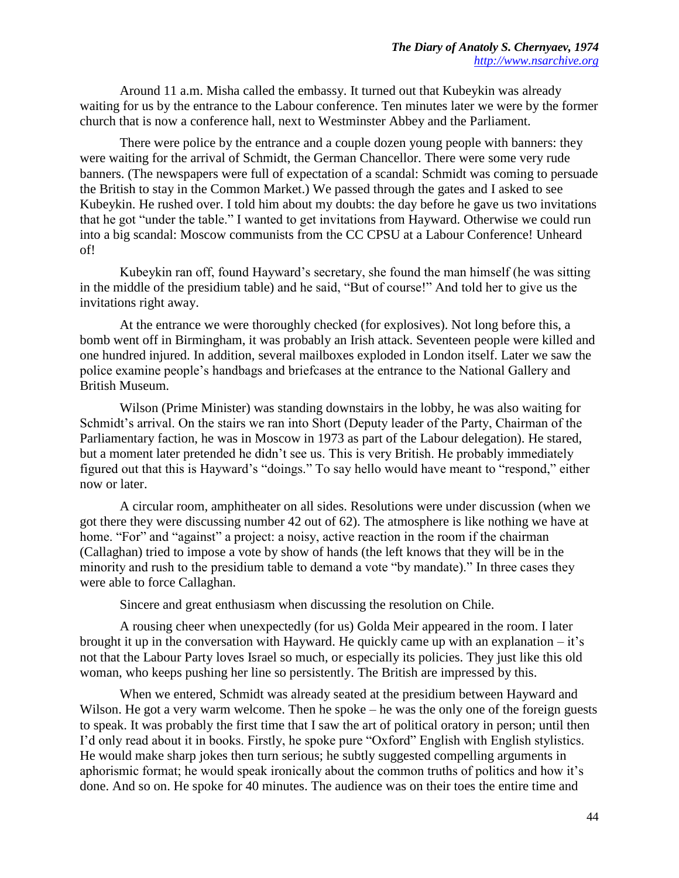Around 11 a.m. Misha called the embassy. It turned out that Kubeykin was already waiting for us by the entrance to the Labour conference. Ten minutes later we were by the former church that is now a conference hall, next to Westminster Abbey and the Parliament.

There were police by the entrance and a couple dozen young people with banners: they were waiting for the arrival of Schmidt, the German Chancellor. There were some very rude banners. (The newspapers were full of expectation of a scandal: Schmidt was coming to persuade the British to stay in the Common Market.) We passed through the gates and I asked to see Kubeykin. He rushed over. I told him about my doubts: the day before he gave us two invitations that he got "under the table." I wanted to get invitations from Hayward. Otherwise we could run into a big scandal: Moscow communists from the CC CPSU at a Labour Conference! Unheard of!

Kubeykin ran off, found Hayward's secretary, she found the man himself (he was sitting in the middle of the presidium table) and he said, "But of course!" And told her to give us the invitations right away.

At the entrance we were thoroughly checked (for explosives). Not long before this, a bomb went off in Birmingham, it was probably an Irish attack. Seventeen people were killed and one hundred injured. In addition, several mailboxes exploded in London itself. Later we saw the police examine people's handbags and briefcases at the entrance to the National Gallery and British Museum.

Wilson (Prime Minister) was standing downstairs in the lobby, he was also waiting for Schmidt's arrival. On the stairs we ran into Short (Deputy leader of the Party, Chairman of the Parliamentary faction, he was in Moscow in 1973 as part of the Labour delegation). He stared, but a moment later pretended he didn't see us. This is very British. He probably immediately figured out that this is Hayward's "doings." To say hello would have meant to "respond," either now or later.

A circular room, amphitheater on all sides. Resolutions were under discussion (when we got there they were discussing number 42 out of 62). The atmosphere is like nothing we have at home. "For" and "against" a project: a noisy, active reaction in the room if the chairman (Callaghan) tried to impose a vote by show of hands (the left knows that they will be in the minority and rush to the presidium table to demand a vote "by mandate)." In three cases they were able to force Callaghan.

Sincere and great enthusiasm when discussing the resolution on Chile.

A rousing cheer when unexpectedly (for us) Golda Meir appeared in the room. I later brought it up in the conversation with Hayward. He quickly came up with an explanation – it's not that the Labour Party loves Israel so much, or especially its policies. They just like this old woman, who keeps pushing her line so persistently. The British are impressed by this.

When we entered, Schmidt was already seated at the presidium between Hayward and Wilson. He got a very warm welcome. Then he spoke – he was the only one of the foreign guests to speak. It was probably the first time that I saw the art of political oratory in person; until then I'd only read about it in books. Firstly, he spoke pure "Oxford" English with English stylistics. He would make sharp jokes then turn serious; he subtly suggested compelling arguments in aphorismic format; he would speak ironically about the common truths of politics and how it's done. And so on. He spoke for 40 minutes. The audience was on their toes the entire time and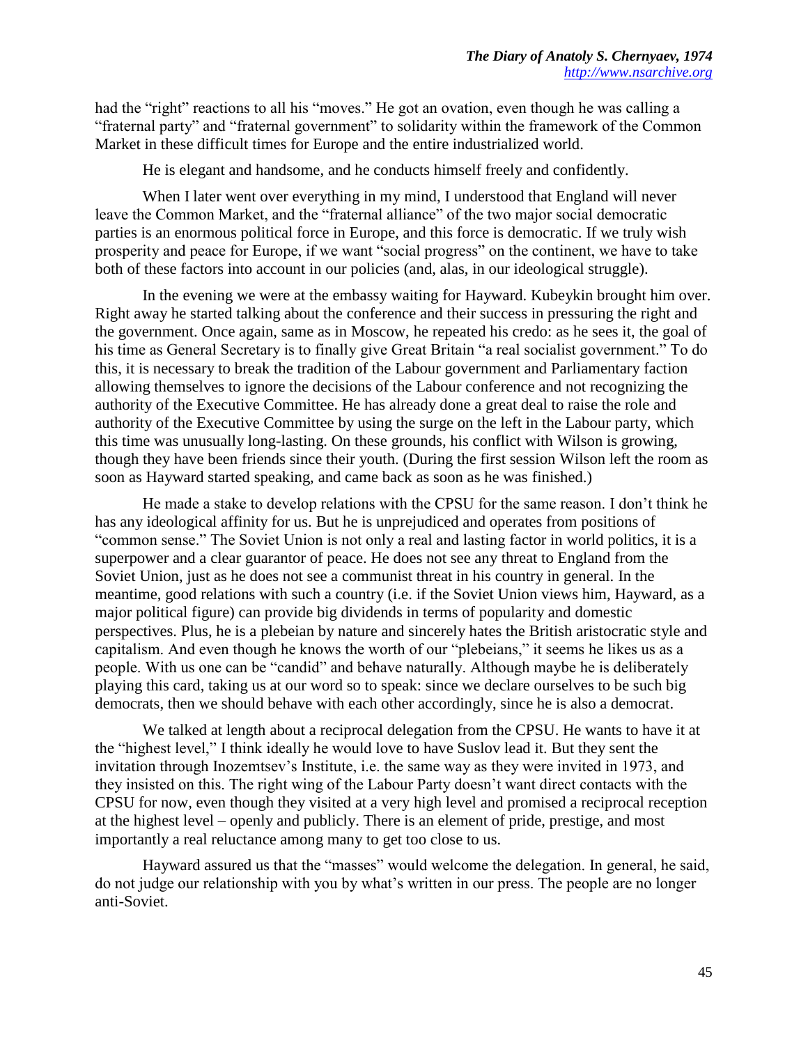had the "right" reactions to all his "moves." He got an ovation, even though he was calling a "fraternal party" and "fraternal government" to solidarity within the framework of the Common Market in these difficult times for Europe and the entire industrialized world.

He is elegant and handsome, and he conducts himself freely and confidently.

When I later went over everything in my mind, I understood that England will never leave the Common Market, and the "fraternal alliance" of the two major social democratic parties is an enormous political force in Europe, and this force is democratic. If we truly wish prosperity and peace for Europe, if we want "social progress" on the continent, we have to take both of these factors into account in our policies (and, alas, in our ideological struggle).

In the evening we were at the embassy waiting for Hayward. Kubeykin brought him over. Right away he started talking about the conference and their success in pressuring the right and the government. Once again, same as in Moscow, he repeated his credo: as he sees it, the goal of his time as General Secretary is to finally give Great Britain "a real socialist government." To do this, it is necessary to break the tradition of the Labour government and Parliamentary faction allowing themselves to ignore the decisions of the Labour conference and not recognizing the authority of the Executive Committee. He has already done a great deal to raise the role and authority of the Executive Committee by using the surge on the left in the Labour party, which this time was unusually long-lasting. On these grounds, his conflict with Wilson is growing, though they have been friends since their youth. (During the first session Wilson left the room as soon as Hayward started speaking, and came back as soon as he was finished.)

He made a stake to develop relations with the CPSU for the same reason. I don't think he has any ideological affinity for us. But he is unprejudiced and operates from positions of "common sense." The Soviet Union is not only a real and lasting factor in world politics, it is a superpower and a clear guarantor of peace. He does not see any threat to England from the Soviet Union, just as he does not see a communist threat in his country in general. In the meantime, good relations with such a country (i.e. if the Soviet Union views him, Hayward, as a major political figure) can provide big dividends in terms of popularity and domestic perspectives. Plus, he is a plebeian by nature and sincerely hates the British aristocratic style and capitalism. And even though he knows the worth of our "plebeians," it seems he likes us as a people. With us one can be "candid" and behave naturally. Although maybe he is deliberately playing this card, taking us at our word so to speak: since we declare ourselves to be such big democrats, then we should behave with each other accordingly, since he is also a democrat.

We talked at length about a reciprocal delegation from the CPSU. He wants to have it at the "highest level," I think ideally he would love to have Suslov lead it. But they sent the invitation through Inozemtsev's Institute, i.e. the same way as they were invited in 1973, and they insisted on this. The right wing of the Labour Party doesn't want direct contacts with the CPSU for now, even though they visited at a very high level and promised a reciprocal reception at the highest level – openly and publicly. There is an element of pride, prestige, and most importantly a real reluctance among many to get too close to us.

Hayward assured us that the "masses" would welcome the delegation. In general, he said, do not judge our relationship with you by what's written in our press. The people are no longer anti-Soviet.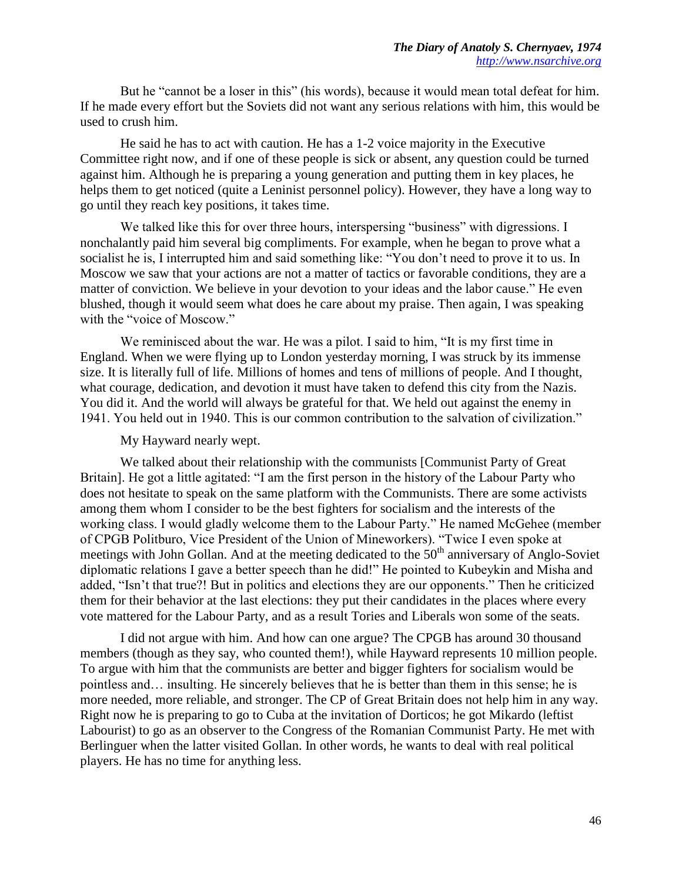But he "cannot be a loser in this" (his words), because it would mean total defeat for him. If he made every effort but the Soviets did not want any serious relations with him, this would be used to crush him.

He said he has to act with caution. He has a 1-2 voice majority in the Executive Committee right now, and if one of these people is sick or absent, any question could be turned against him. Although he is preparing a young generation and putting them in key places, he helps them to get noticed (quite a Leninist personnel policy). However, they have a long way to go until they reach key positions, it takes time.

We talked like this for over three hours, interspersing "business" with digressions. I nonchalantly paid him several big compliments. For example, when he began to prove what a socialist he is, I interrupted him and said something like: "You don't need to prove it to us. In Moscow we saw that your actions are not a matter of tactics or favorable conditions, they are a matter of conviction. We believe in your devotion to your ideas and the labor cause." He even blushed, though it would seem what does he care about my praise. Then again, I was speaking with the "voice of Moscow."

We reminisced about the war. He was a pilot. I said to him, "It is my first time in England. When we were flying up to London yesterday morning, I was struck by its immense size. It is literally full of life. Millions of homes and tens of millions of people. And I thought, what courage, dedication, and devotion it must have taken to defend this city from the Nazis. You did it. And the world will always be grateful for that. We held out against the enemy in 1941. You held out in 1940. This is our common contribution to the salvation of civilization."

My Hayward nearly wept.

We talked about their relationship with the communists [Communist Party of Great Britain]. He got a little agitated: "I am the first person in the history of the Labour Party who does not hesitate to speak on the same platform with the Communists. There are some activists among them whom I consider to be the best fighters for socialism and the interests of the working class. I would gladly welcome them to the Labour Party." He named McGehee (member of CPGB Politburo, Vice President of the Union of Mineworkers). "Twice I even spoke at meetings with John Gollan. And at the meeting dedicated to the 50th anniversary of Anglo-Soviet diplomatic relations I gave a better speech than he did!" He pointed to Kubeykin and Misha and added, "Isn't that true?! But in politics and elections they are our opponents." Then he criticized them for their behavior at the last elections: they put their candidates in the places where every vote mattered for the Labour Party, and as a result Tories and Liberals won some of the seats.

I did not argue with him. And how can one argue? The CPGB has around 30 thousand members (though as they say, who counted them!), while Hayward represents 10 million people. To argue with him that the communists are better and bigger fighters for socialism would be pointless and… insulting. He sincerely believes that he is better than them in this sense; he is more needed, more reliable, and stronger. The CP of Great Britain does not help him in any way. Right now he is preparing to go to Cuba at the invitation of Dorticos; he got Mikardo (leftist Labourist) to go as an observer to the Congress of the Romanian Communist Party. He met with Berlinguer when the latter visited Gollan. In other words, he wants to deal with real political players. He has no time for anything less.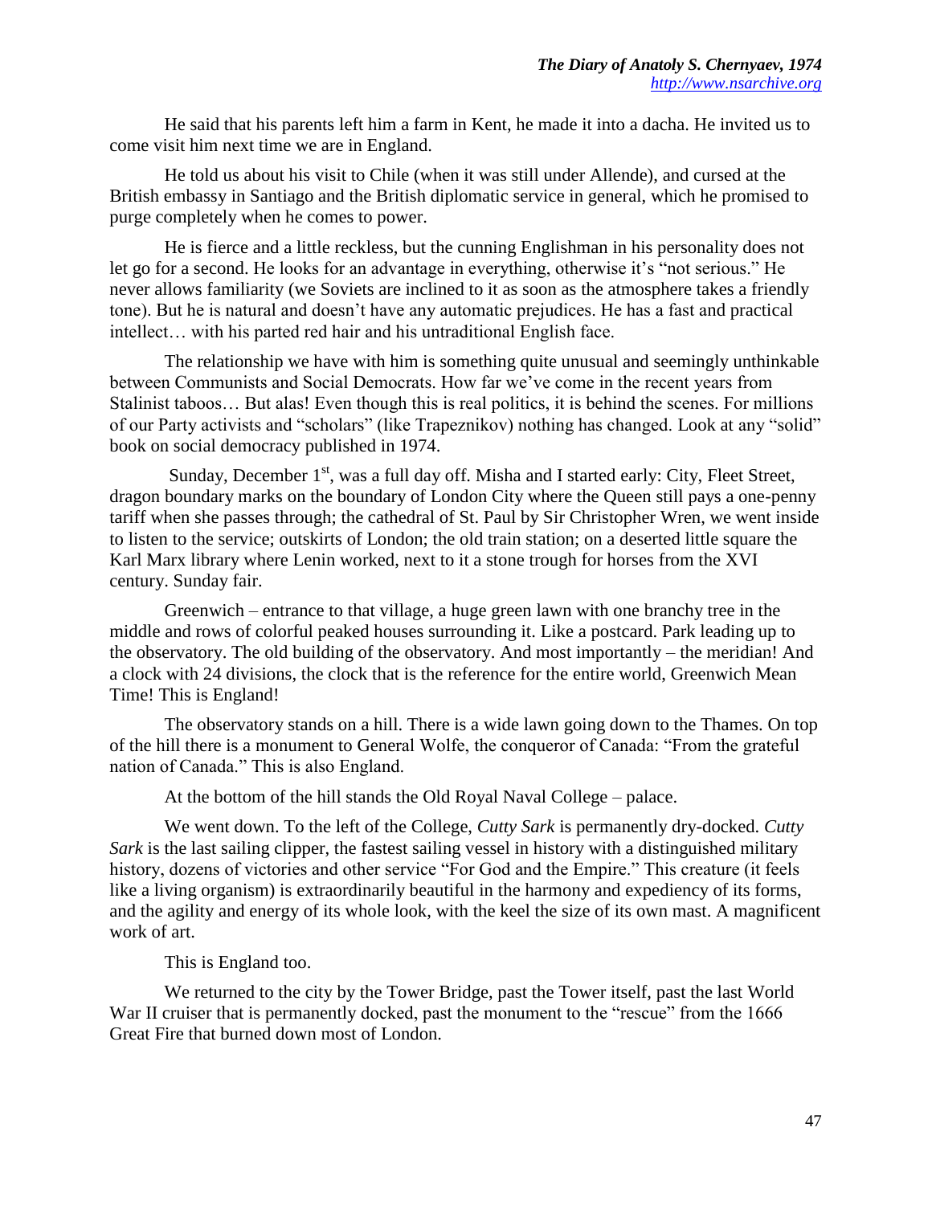He said that his parents left him a farm in Kent, he made it into a dacha. He invited us to come visit him next time we are in England.

He told us about his visit to Chile (when it was still under Allende), and cursed at the British embassy in Santiago and the British diplomatic service in general, which he promised to purge completely when he comes to power.

He is fierce and a little reckless, but the cunning Englishman in his personality does not let go for a second. He looks for an advantage in everything, otherwise it's "not serious." He never allows familiarity (we Soviets are inclined to it as soon as the atmosphere takes a friendly tone). But he is natural and doesn't have any automatic prejudices. He has a fast and practical intellect… with his parted red hair and his untraditional English face.

The relationship we have with him is something quite unusual and seemingly unthinkable between Communists and Social Democrats. How far we've come in the recent years from Stalinist taboos… But alas! Even though this is real politics, it is behind the scenes. For millions of our Party activists and "scholars" (like Trapeznikov) nothing has changed. Look at any "solid" book on social democracy published in 1974.

Sunday, December 1st, was a full day off. Misha and I started early: City, Fleet Street, dragon boundary marks on the boundary of London City where the Queen still pays a one-penny tariff when she passes through; the cathedral of St. Paul by Sir Christopher Wren, we went inside to listen to the service; outskirts of London; the old train station; on a deserted little square the Karl Marx library where Lenin worked, next to it a stone trough for horses from the XVI century. Sunday fair.

Greenwich – entrance to that village, a huge green lawn with one branchy tree in the middle and rows of colorful peaked houses surrounding it. Like a postcard. Park leading up to the observatory. The old building of the observatory. And most importantly – the meridian! And a clock with 24 divisions, the clock that is the reference for the entire world, Greenwich Mean Time! This is England!

The observatory stands on a hill. There is a wide lawn going down to the Thames. On top of the hill there is a monument to General Wolfe, the conqueror of Canada: "From the grateful nation of Canada." This is also England.

At the bottom of the hill stands the Old Royal Naval College – palace.

We went down. To the left of the College, *Cutty Sark* is permanently dry-docked. *Cutty Sark* is the last sailing clipper, the fastest sailing vessel in history with a distinguished military history, dozens of victories and other service "For God and the Empire." This creature (it feels like a living organism) is extraordinarily beautiful in the harmony and expediency of its forms, and the agility and energy of its whole look, with the keel the size of its own mast. A magnificent work of art.

This is England too.

We returned to the city by the Tower Bridge, past the Tower itself, past the last World War II cruiser that is permanently docked, past the monument to the "rescue" from the 1666 Great Fire that burned down most of London.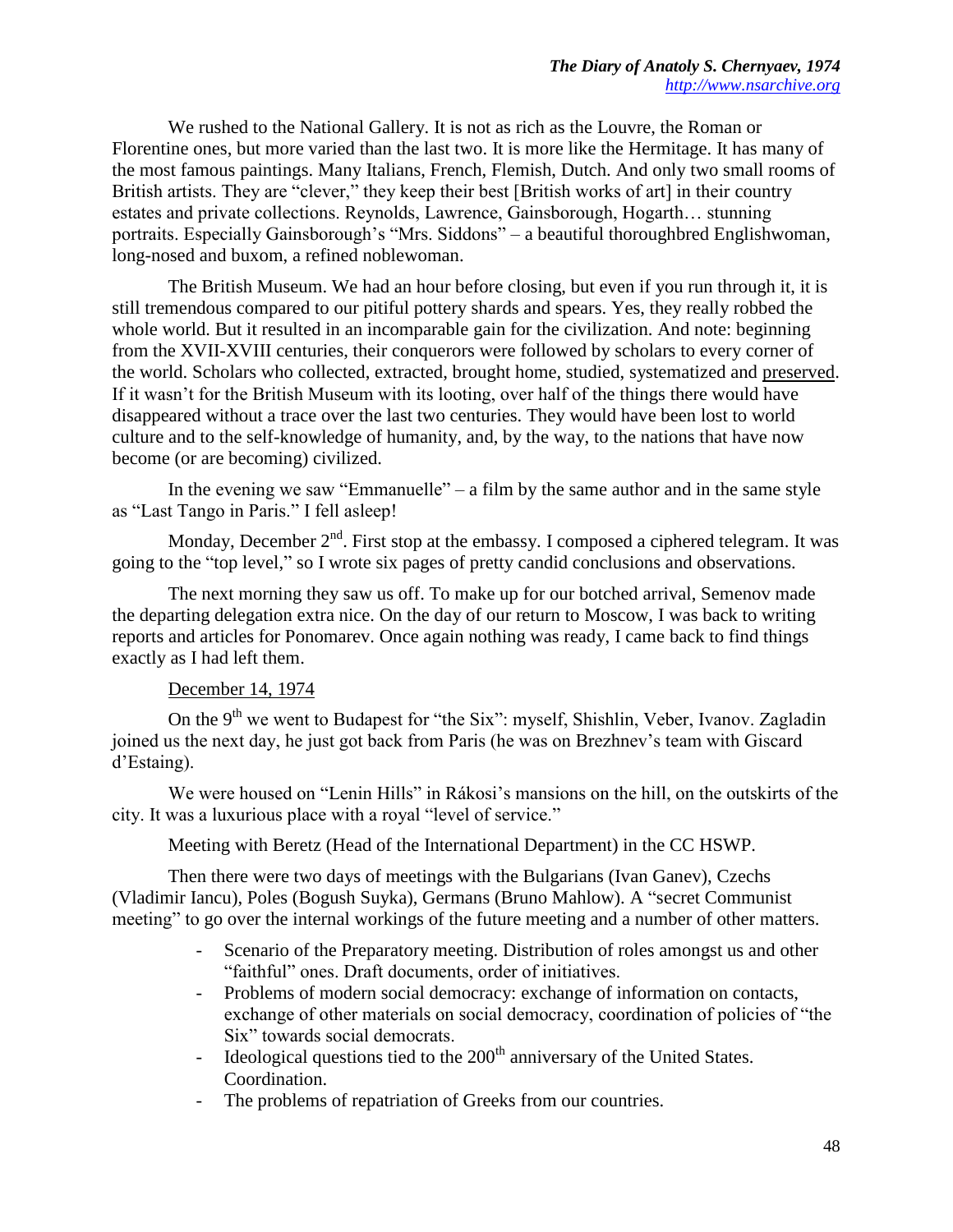We rushed to the National Gallery. It is not as rich as the Louvre, the Roman or Florentine ones, but more varied than the last two. It is more like the Hermitage. It has many of the most famous paintings. Many Italians, French, Flemish, Dutch. And only two small rooms of British artists. They are "clever," they keep their best [British works of art] in their country estates and private collections. Reynolds, Lawrence, Gainsborough, Hogarth… stunning portraits. Especially Gainsborough's "Mrs. Siddons" – a beautiful thoroughbred Englishwoman, long-nosed and buxom, a refined noblewoman.

The British Museum. We had an hour before closing, but even if you run through it, it is still tremendous compared to our pitiful pottery shards and spears. Yes, they really robbed the whole world. But it resulted in an incomparable gain for the civilization. And note: beginning from the XVII-XVIII centuries, their conquerors were followed by scholars to every corner of the world. Scholars who collected, extracted, brought home, studied, systematized and preserved. If it wasn't for the British Museum with its looting, over half of the things there would have disappeared without a trace over the last two centuries. They would have been lost to world culture and to the self-knowledge of humanity, and, by the way, to the nations that have now become (or are becoming) civilized.

In the evening we saw "Emmanuelle" – a film by the same author and in the same style as "Last Tango in Paris." I fell asleep!

Monday, December 2nd. First stop at the embassy. I composed a ciphered telegram. It was going to the "top level," so I wrote six pages of pretty candid conclusions and observations.

The next morning they saw us off. To make up for our botched arrival, Semenov made the departing delegation extra nice. On the day of our return to Moscow, I was back to writing reports and articles for Ponomarev. Once again nothing was ready, I came back to find things exactly as I had left them.

December 14, 1974

On the 9th we went to Budapest for "the Six": myself, Shishlin, Veber, Ivanov. Zagladin joined us the next day, he just got back from Paris (he was on Brezhnev's team with Giscard d'Estaing).

We were housed on "Lenin Hills" in Rákosi's mansions on the hill, on the outskirts of the city. It was a luxurious place with a royal "level of service."

Meeting with Beretz (Head of the International Department) in the CC HSWP.

Then there were two days of meetings with the Bulgarians (Ivan Ganev), Czechs (Vladimir Iancu), Poles (Bogush Suyka), Germans (Bruno Mahlow). A "secret Communist meeting" to go over the internal workings of the future meeting and a number of other matters.

- Scenario of the Preparatory meeting. Distribution of roles amongst us and other "faithful" ones. Draft documents, order of initiatives.
- Problems of modern social democracy: exchange of information on contacts, exchange of other materials on social democracy, coordination of policies of "the Six" towards social democrats.
- Ideological questions tied to the 200th anniversary of the United States. Coordination.
- The problems of repatriation of Greeks from our countries.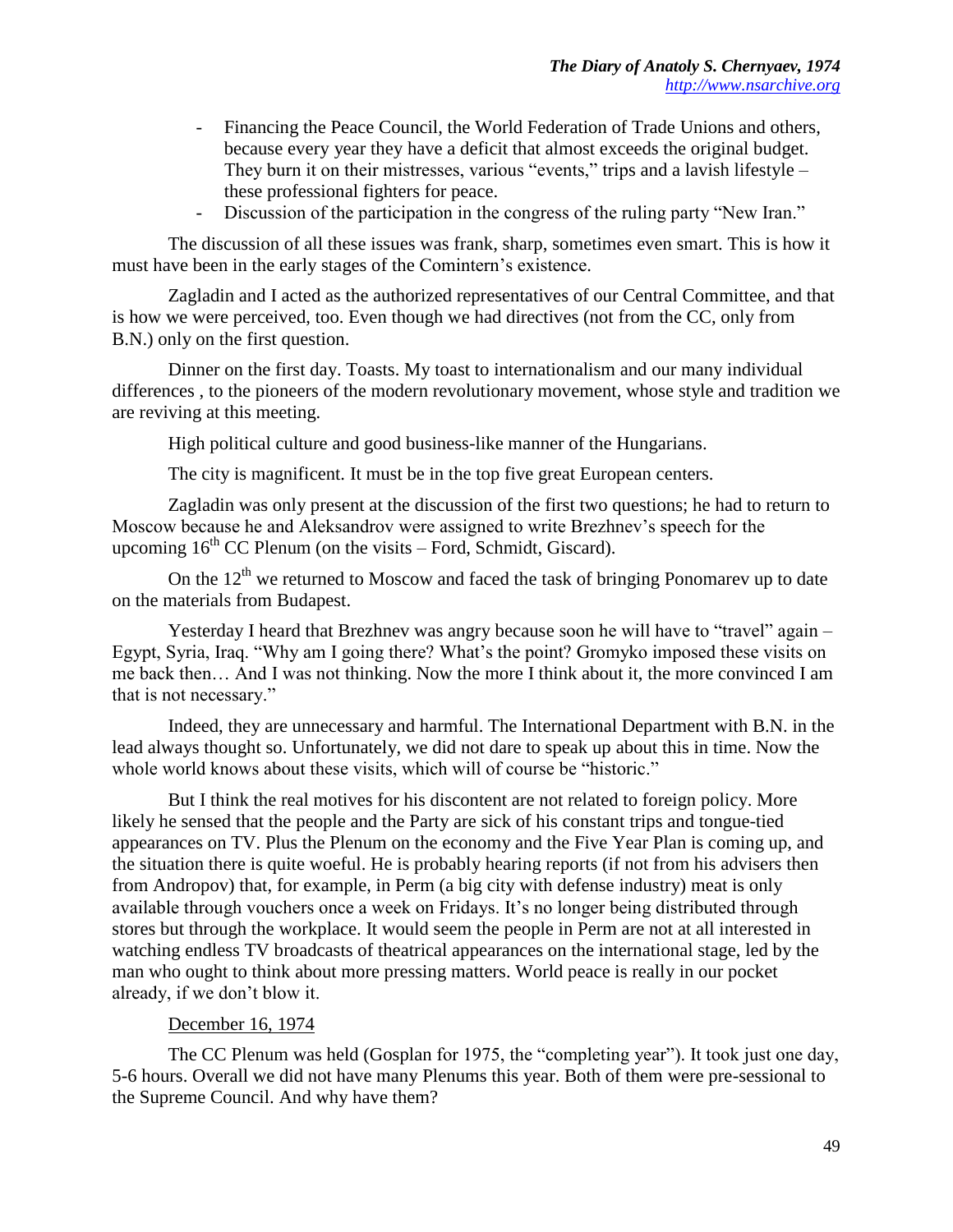- Financing the Peace Council, the World Federation of Trade Unions and others, because every year they have a deficit that almost exceeds the original budget. They burn it on their mistresses, various "events," trips and a lavish lifestyle – these professional fighters for peace.
- Discussion of the participation in the congress of the ruling party "New Iran."

The discussion of all these issues was frank, sharp, sometimes even smart. This is how it must have been in the early stages of the Comintern's existence.

Zagladin and I acted as the authorized representatives of our Central Committee, and that is how we were perceived, too. Even though we had directives (not from the CC, only from B.N.) only on the first question.

Dinner on the first day. Toasts. My toast to internationalism and our many individual differences , to the pioneers of the modern revolutionary movement, whose style and tradition we are reviving at this meeting.

High political culture and good business-like manner of the Hungarians.

The city is magnificent. It must be in the top five great European centers.

Zagladin was only present at the discussion of the first two questions; he had to return to Moscow because he and Aleksandrov were assigned to write Brezhnev's speech for the upcoming 16th CC Plenum (on the visits – Ford, Schmidt, Giscard).

On the 12th we returned to Moscow and faced the task of bringing Ponomarev up to date on the materials from Budapest.

Yesterday I heard that Brezhnev was angry because soon he will have to "travel" again – Egypt, Syria, Iraq. "Why am I going there? What's the point? Gromyko imposed these visits on me back then… And I was not thinking. Now the more I think about it, the more convinced I am that is not necessary."

Indeed, they are unnecessary and harmful. The International Department with B.N. in the lead always thought so. Unfortunately, we did not dare to speak up about this in time. Now the whole world knows about these visits, which will of course be "historic."

But I think the real motives for his discontent are not related to foreign policy. More likely he sensed that the people and the Party are sick of his constant trips and tongue-tied appearances on TV. Plus the Plenum on the economy and the Five Year Plan is coming up, and the situation there is quite woeful. He is probably hearing reports (if not from his advisers then from Andropov) that, for example, in Perm (a big city with defense industry) meat is only available through vouchers once a week on Fridays. It's no longer being distributed through stores but through the workplace. It would seem the people in Perm are not at all interested in watching endless TV broadcasts of theatrical appearances on the international stage, led by the man who ought to think about more pressing matters. World peace is really in our pocket already, if we don't blow it.

December 16, 1974

The CC Plenum was held (Gosplan for 1975, the "completing year"). It took just one day, 5-6 hours. Overall we did not have many Plenums this year. Both of them were pre-sessional to the Supreme Council. And why have them?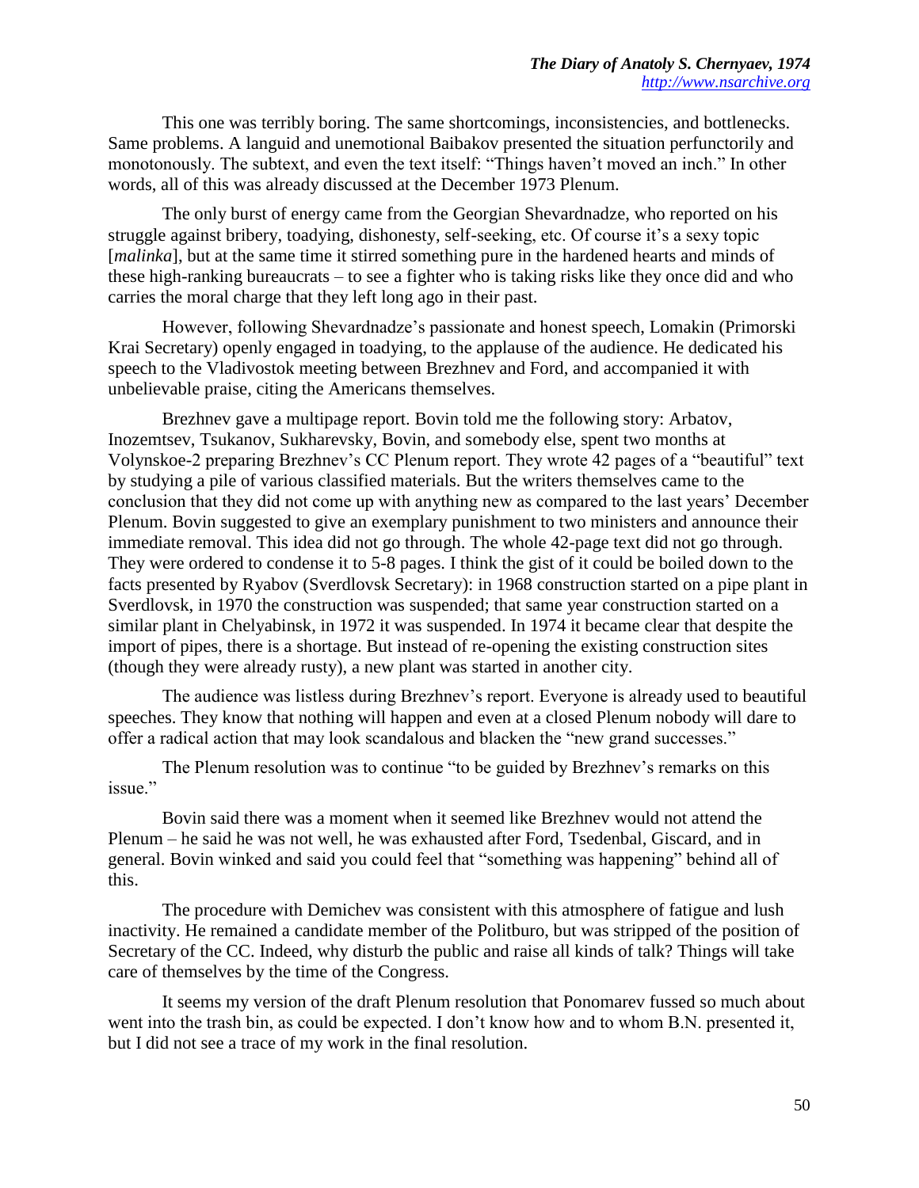This one was terribly boring. The same shortcomings, inconsistencies, and bottlenecks. Same problems. A languid and unemotional Baibakov presented the situation perfunctorily and monotonously. The subtext, and even the text itself: "Things haven't moved an inch." In other words, all of this was already discussed at the December 1973 Plenum.

The only burst of energy came from the Georgian Shevardnadze, who reported on his struggle against bribery, toadying, dishonesty, self-seeking, etc. Of course it's a sexy topic [*malinka*], but at the same time it stirred something pure in the hardened hearts and minds of these high-ranking bureaucrats – to see a fighter who is taking risks like they once did and who carries the moral charge that they left long ago in their past.

However, following Shevardnadze's passionate and honest speech, Lomakin (Primorski Krai Secretary) openly engaged in toadying, to the applause of the audience. He dedicated his speech to the Vladivostok meeting between Brezhnev and Ford, and accompanied it with unbelievable praise, citing the Americans themselves.

Brezhnev gave a multipage report. Bovin told me the following story: Arbatov, Inozemtsev, Tsukanov, Sukharevsky, Bovin, and somebody else, spent two months at Volynskoe-2 preparing Brezhnev's CC Plenum report. They wrote 42 pages of a "beautiful" text by studying a pile of various classified materials. But the writers themselves came to the conclusion that they did not come up with anything new as compared to the last years' December Plenum. Bovin suggested to give an exemplary punishment to two ministers and announce their immediate removal. This idea did not go through. The whole 42-page text did not go through. They were ordered to condense it to 5-8 pages. I think the gist of it could be boiled down to the facts presented by Ryabov (Sverdlovsk Secretary): in 1968 construction started on a pipe plant in Sverdlovsk, in 1970 the construction was suspended; that same year construction started on a similar plant in Chelyabinsk, in 1972 it was suspended. In 1974 it became clear that despite the import of pipes, there is a shortage. But instead of re-opening the existing construction sites (though they were already rusty), a new plant was started in another city.

The audience was listless during Brezhnev's report. Everyone is already used to beautiful speeches. They know that nothing will happen and even at a closed Plenum nobody will dare to offer a radical action that may look scandalous and blacken the "new grand successes."

The Plenum resolution was to continue "to be guided by Brezhnev's remarks on this issue."

Bovin said there was a moment when it seemed like Brezhnev would not attend the Plenum – he said he was not well, he was exhausted after Ford, Tsedenbal, Giscard, and in general. Bovin winked and said you could feel that "something was happening" behind all of this.

The procedure with Demichev was consistent with this atmosphere of fatigue and lush inactivity. He remained a candidate member of the Politburo, but was stripped of the position of Secretary of the CC. Indeed, why disturb the public and raise all kinds of talk? Things will take care of themselves by the time of the Congress.

It seems my version of the draft Plenum resolution that Ponomarev fussed so much about went into the trash bin, as could be expected. I don't know how and to whom B.N. presented it, but I did not see a trace of my work in the final resolution.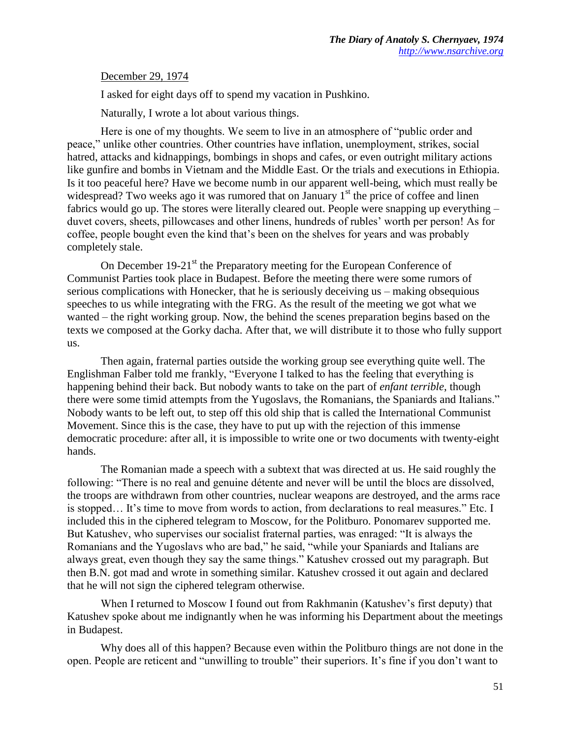December 29, 1974

I asked for eight days off to spend my vacation in Pushkino.

Naturally, I wrote a lot about various things.

Here is one of my thoughts. We seem to live in an atmosphere of "public order and peace," unlike other countries. Other countries have inflation, unemployment, strikes, social hatred, attacks and kidnappings, bombings in shops and cafes, or even outright military actions like gunfire and bombs in Vietnam and the Middle East. Or the trials and executions in Ethiopia. Is it too peaceful here? Have we become numb in our apparent well-being, which must really be widespread? Two weeks ago it was rumored that on January 1st the price of coffee and linen fabrics would go up. The stores were literally cleared out. People were snapping up everything – duvet covers, sheets, pillowcases and other linens, hundreds of rubles' worth per person! As for coffee, people bought even the kind that's been on the shelves for years and was probably completely stale.

On December 19-21st the Preparatory meeting for the European Conference of Communist Parties took place in Budapest. Before the meeting there were some rumors of serious complications with Honecker, that he is seriously deceiving us – making obsequious speeches to us while integrating with the FRG. As the result of the meeting we got what we wanted – the right working group. Now, the behind the scenes preparation begins based on the texts we composed at the Gorky dacha. After that, we will distribute it to those who fully support us.

Then again, fraternal parties outside the working group see everything quite well. The Englishman Falber told me frankly, "Everyone I talked to has the feeling that everything is happening behind their back. But nobody wants to take on the part of *enfant terrible*, though there were some timid attempts from the Yugoslavs, the Romanians, the Spaniards and Italians." Nobody wants to be left out, to step off this old ship that is called the International Communist Movement. Since this is the case, they have to put up with the rejection of this immense democratic procedure: after all, it is impossible to write one or two documents with twenty-eight hands.

The Romanian made a speech with a subtext that was directed at us. He said roughly the following: "There is no real and genuine détente and never will be until the blocs are dissolved, the troops are withdrawn from other countries, nuclear weapons are destroyed, and the arms race is stopped… It's time to move from words to action, from declarations to real measures." Etc. I included this in the ciphered telegram to Moscow, for the Politburo. Ponomarev supported me. But Katushev, who supervises our socialist fraternal parties, was enraged: "It is always the Romanians and the Yugoslavs who are bad," he said, "while your Spaniards and Italians are always great, even though they say the same things." Katushev crossed out my paragraph. But then B.N. got mad and wrote in something similar. Katushev crossed it out again and declared that he will not sign the ciphered telegram otherwise.

When I returned to Moscow I found out from Rakhmanin (Katushev's first deputy) that Katushev spoke about me indignantly when he was informing his Department about the meetings in Budapest.

Why does all of this happen? Because even within the Politburo things are not done in the open. People are reticent and "unwilling to trouble" their superiors. It's fine if you don't want to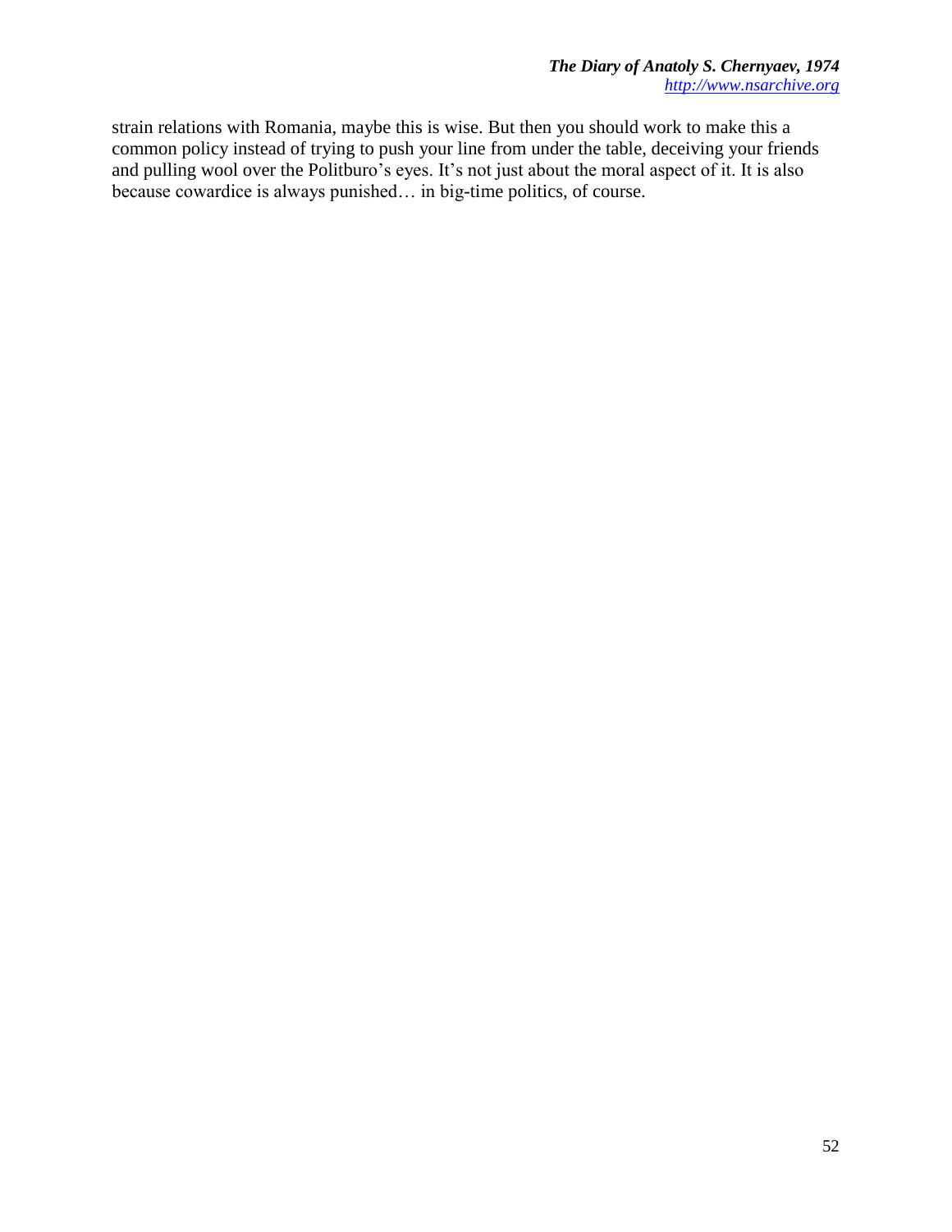strain relations with Romania, maybe this is wise. But then you should work to make this a common policy instead of trying to push your line from under the table, deceiving your friends and pulling wool over the Politburo's eyes. It's not just about the moral aspect of it. It is also because cowardice is always punished… in big-time politics, of course.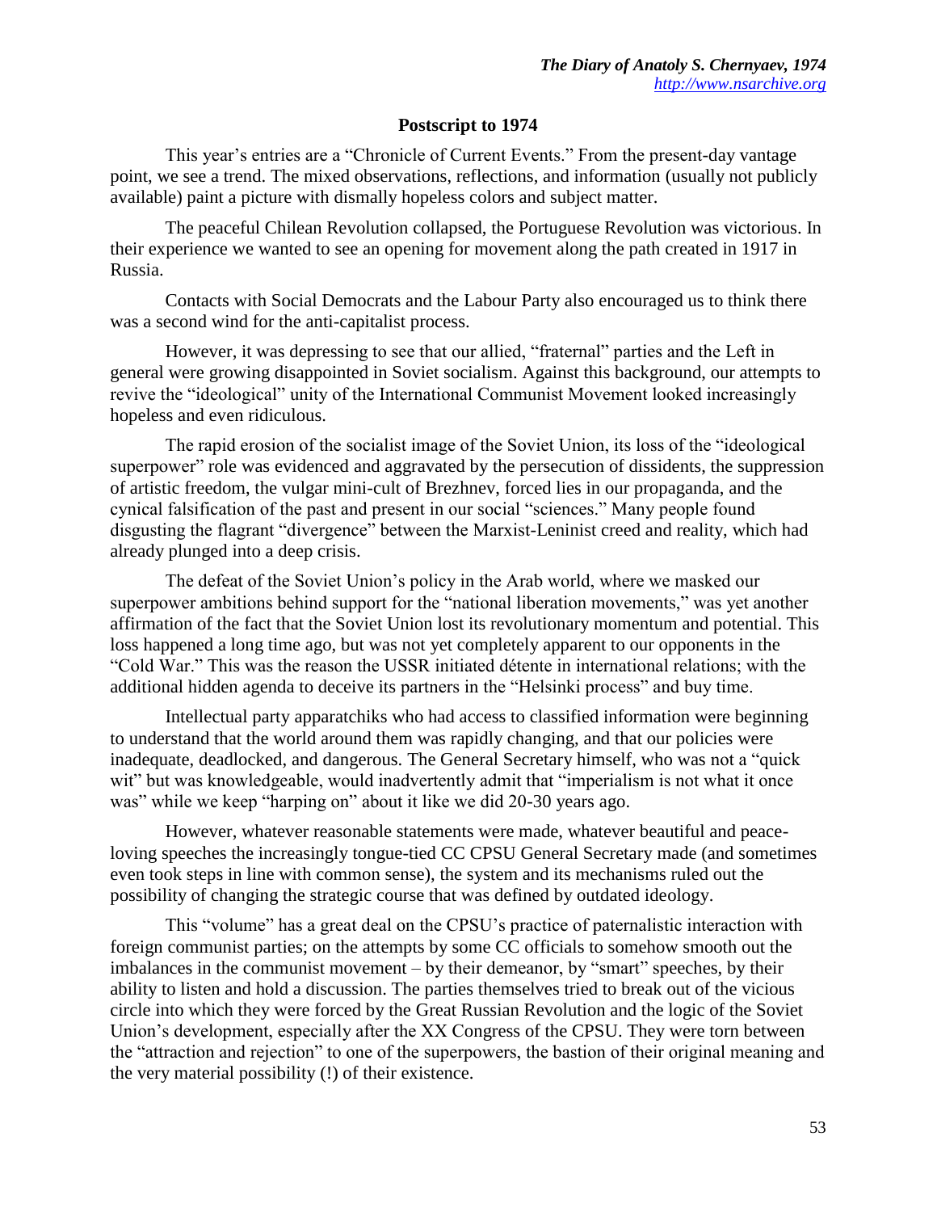## Postscript to 1974

This year's entries are a "Chronicle of Current Events." From the present-day vantage point, we see a trend. The mixed observations, reflections, and information (usually not publicly available) paint a picture with dismally hopeless colors and subject matter.

The peaceful Chilean Revolution collapsed, the Portuguese Revolution was victorious. In their experience we wanted to see an opening for movement along the path created in 1917 in Russia.

Contacts with Social Democrats and the Labour Party also encouraged us to think there was a second wind for the anti-capitalist process.

However, it was depressing to see that our allied, "fraternal" parties and the Left in general were growing disappointed in Soviet socialism. Against this background, our attempts to revive the "ideological" unity of the International Communist Movement looked increasingly hopeless and even ridiculous.

The rapid erosion of the socialist image of the Soviet Union, its loss of the "ideological superpower" role was evidenced and aggravated by the persecution of dissidents, the suppression of artistic freedom, the vulgar mini-cult of Brezhnev, forced lies in our propaganda, and the cynical falsification of the past and present in our social "sciences." Many people found disgusting the flagrant "divergence" between the Marxist-Leninist creed and reality, which had already plunged into a deep crisis.

The defeat of the Soviet Union's policy in the Arab world, where we masked our superpower ambitions behind support for the "national liberation movements," was yet another affirmation of the fact that the Soviet Union lost its revolutionary momentum and potential. This loss happened a long time ago, but was not yet completely apparent to our opponents in the "Cold War." This was the reason the USSR initiated détente in international relations; with the additional hidden agenda to deceive its partners in the "Helsinki process" and buy time.

Intellectual party apparatchiks who had access to classified information were beginning to understand that the world around them was rapidly changing, and that our policies were inadequate, deadlocked, and dangerous. The General Secretary himself, who was not a "quick wit" but was knowledgeable, would inadvertently admit that "imperialism is not what it once was" while we keep "harping on" about it like we did 20-30 years ago.

However, whatever reasonable statements were made, whatever beautiful and peace-loving speeches the increasingly tongue-tied CC CPSU General Secretary made (and sometimes even took steps in line with common sense), the system and its mechanisms ruled out the possibility of changing the strategic course that was defined by outdated ideology.

This "volume" has a great deal on the CPSU's practice of paternalistic interaction with foreign communist parties; on the attempts by some CC officials to somehow smooth out the imbalances in the communist movement – by their demeanor, by "smart" speeches, by their ability to listen and hold a discussion. The parties themselves tried to break out of the vicious circle into which they were forced by the Great Russian Revolution and the logic of the Soviet Union's development, especially after the XX Congress of the CPSU. They were torn between the "attraction and rejection" to one of the superpowers, the bastion of their original meaning and the very material possibility (!) of their existence.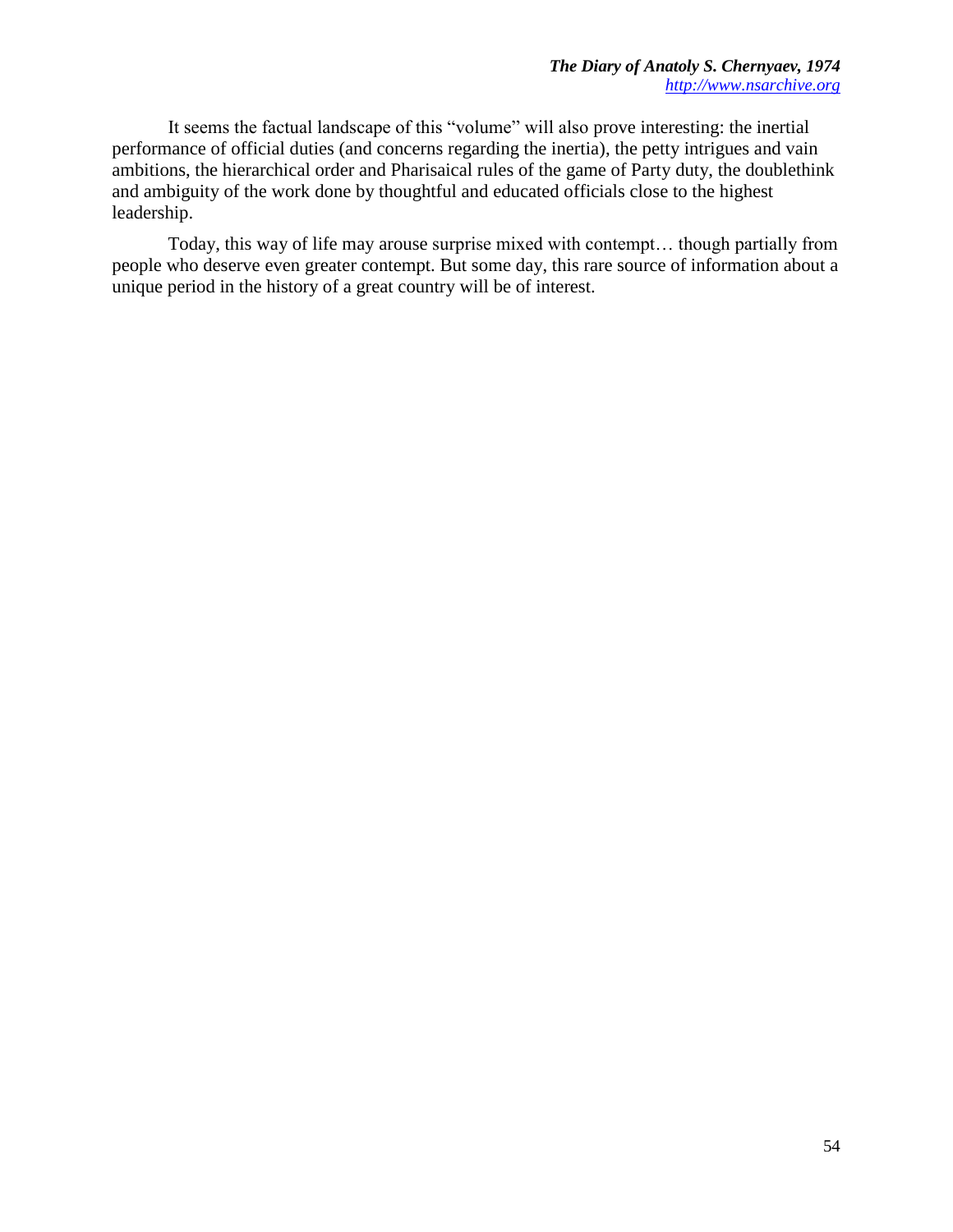It seems the factual landscape of this "volume" will also prove interesting: the inertial performance of official duties (and concerns regarding the inertia), the petty intrigues and vain ambitions, the hierarchical order and Pharisaical rules of the game of Party duty, the doublethink and ambiguity of the work done by thoughtful and educated officials close to the highest leadership.

Today, this way of life may arouse surprise mixed with contempt… though partially from people who deserve even greater contempt. But some day, this rare source of information about a unique period in the history of a great country will be of interest.